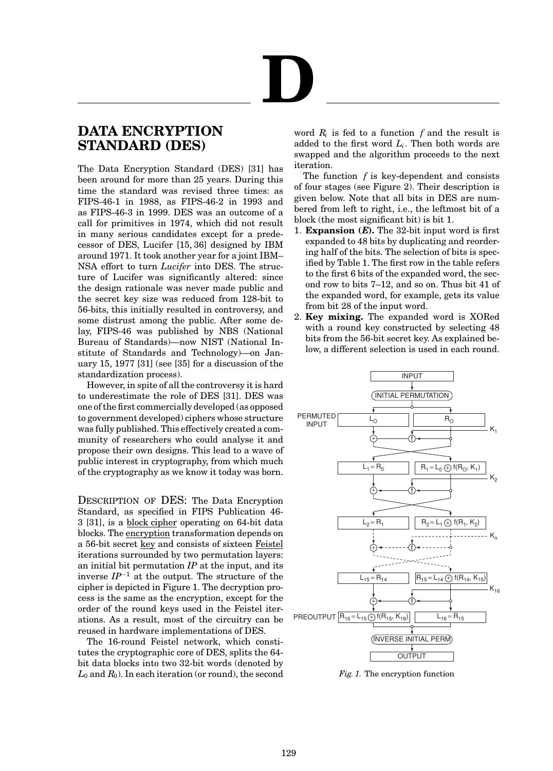# D

## DATA ENCRYPTION STANDARD (DES)

The Data Encryption Standard (DES) [31] has been around for more than 25 years. During this time the standard was revised three times: as FIPS-46-1 in 1988, as FIPS-46-2 in 1993 and as FIPS-46-3 in 1999. DES was an outcome of a call for primitives in 1974, which did not result in many serious candidates except for a predecessor of DES, Lucifer [15, 36] designed by IBM around 1971. It took another year for a joint IBM–NSA effort to turn *Lucifer* into DES. The structure of Lucifer was significantly altered: since the design rationale was never made public and the secret key size was reduced from 128-bit to 56-bits, this initially resulted in controversy, and some distrust among the public. After some delay, FIPS-46 was published by NBS (National Bureau of Standards)—now NIST (National Institute of Standards and Technology)—on January 15, 1977 [31] (see [35] for a discussion of the standardization process).

However, in spite of all the controversy it is hard to underestimate the role of DES [31]. DES was one of the first commercially developed (as opposed to government developed) ciphers whose structure was fully published. This effectively created a community of researchers who could analyse it and propose their own designs. This lead to a wave of public interest in cryptography, from which much of the cryptography as we know it today was born.

DESCRIPTION OF DES: The Data Encryption Standard, as specified in FIPS Publication 46-3 [31], is a block cipher operating on 64-bit data blocks. The encryption transformation depends on a 56-bit secret key and consists of sixteen Feistel iterations surrounded by two permutation layers: an initial bit permutation $IP$ at the input, and its inverse $IP^{-1}$ at the output. The structure of the cipher is depicted in Figure 1. The decryption process is the same as the encryption, except for the order of the round keys used in the Feistel iterations. As a result, most of the circuitry can be reused in hardware implementations of DES.

The 16-round Feistel network, which constitutes the cryptographic core of DES, splits the 64-bit data blocks into two 32-bit words (denoted by $L_0$ and $R_0$). In each iteration (or round), the second word $R_i$ is fed to a function $f$ and the result is added to the first word $L_i$. Then both words are swapped and the algorithm proceeds to the next iteration.

The function $f$ is key-dependent and consists of four stages (see Figure 2). Their description is given below. Note that all bits in DES are numbered from left to right, i.e., the leftmost bit of a block (the most significant bit) is bit 1.

1. **Expansion (*E*).** The 32-bit input word is first expanded to 48 bits by duplicating and reordering half of the bits. The selection of bits is specified by Table 1. The first row in the table refers to the first 6 bits of the expanded word, the second row to bits 7–12, and so on. Thus bit 41 of the expanded word, for example, gets its value from bit 28 of the input word.
2. **Key mixing.** The expanded word is XORed with a round key constructed by selecting 48 bits from the 56-bit secret key. As explained below, a different selection is used in each round.

INPUT → INITIAL PERMUTATION → PERMUTED INPUT: $L_0$, $R_0$ → $K_1$ → $L_1 = R_0$, $R_1 = L_0 \oplus f(R_0, K_1)$ → $K_2$ → $L_2 = R_1$, $R_2 = L_1 \oplus f(R_1, K_2)$ → $K_n$ → $L_{15} = R_{14}$, $R_{15} = L_{14} \oplus f(R_{14}, K_{15})$ → $K_{16}$ → PREOUTPUT: $R_{16} = L_{15} \oplus f(R_{15}, K_{16})$, $L_{16} = R_{15}$ → INVERSE INITIAL PERM → OUTPUT

*Fig. 1.* The encryption function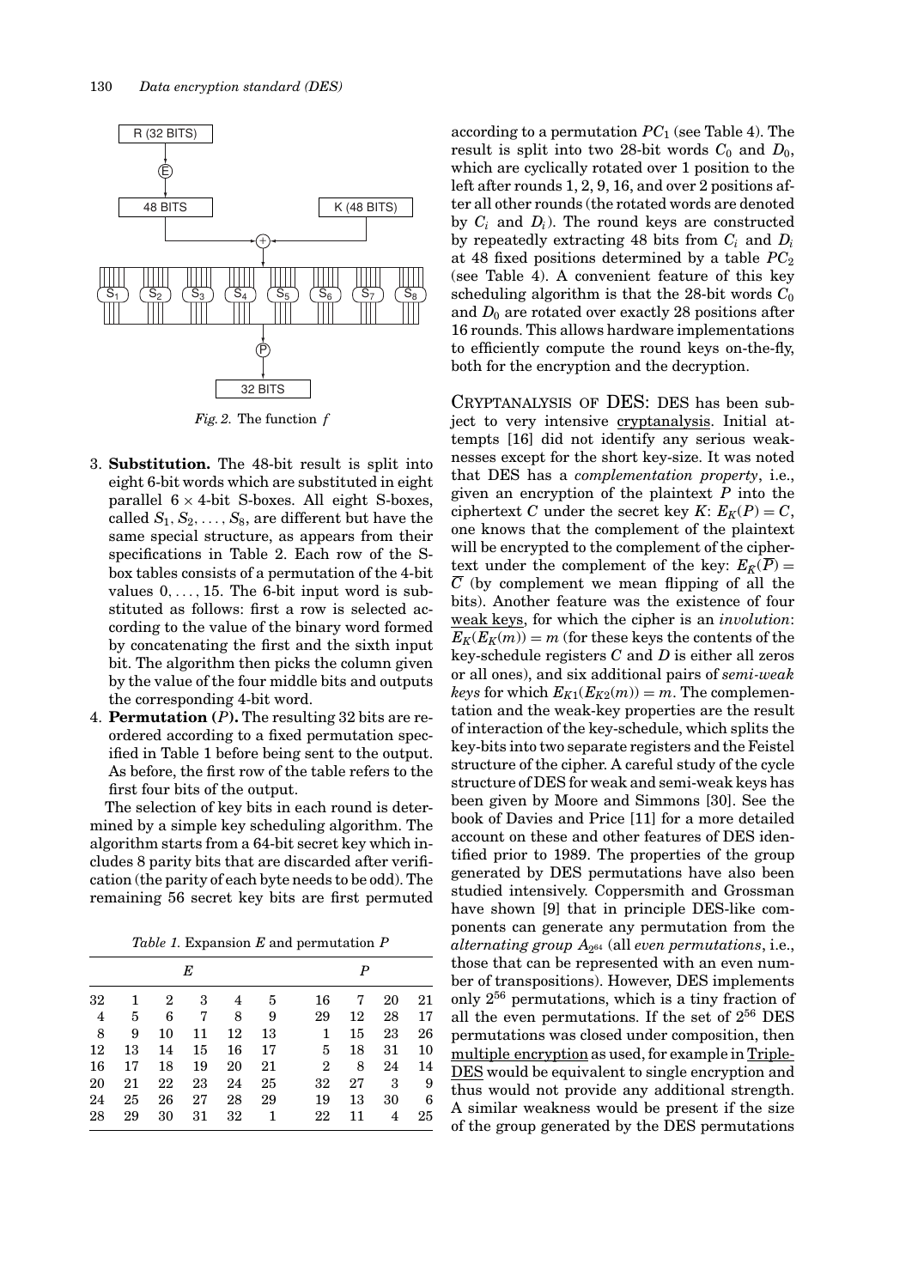Fig. 2. The function $f$

3. **Substitution.** The 48-bit result is split into eight 6-bit words which are substituted in eight parallel $6 \times 4$-bit S-boxes. All eight S-boxes, called $S_1, S_2, \ldots, S_8$, are different but have the same special structure, as appears from their specifications in Table 2. Each row of the S-box tables consists of a permutation of the 4-bit values $0, \ldots, 15$. The 6-bit input word is substituted as follows: first a row is selected according to the value of the binary word formed by concatenating the first and the sixth input bit. The algorithm then picks the column given by the value of the four middle bits and outputs the corresponding 4-bit word.
4. **Permutation ($P$).** The resulting 32 bits are reordered according to a fixed permutation specified in Table 1 before being sent to the output. As before, the first row of the table refers to the first four bits of the output.

The selection of key bits in each round is determined by a simple key scheduling algorithm. The algorithm starts from a 64-bit secret key which includes 8 parity bits that are discarded after verification (the parity of each byte needs to be odd). The remaining 56 secret key bits are first permuted according to a permutation $PC_1$ (see Table 4). The result is split into two 28-bit words $C_0$ and $D_0$, which are cyclically rotated over 1 position to the left after rounds 1, 2, 9, 16, and over 2 positions after all other rounds (the rotated words are denoted by $C_i$ and $D_i$). The round keys are constructed by repeatedly extracting 48 bits from $C_i$ and $D_i$ at 48 fixed positions determined by a table $PC_2$ (see Table 4). A convenient feature of this key scheduling algorithm is that the 28-bit words $C_0$ and $D_0$ are rotated over exactly 28 positions after 16 rounds. This allows hardware implementations to efficiently compute the round keys on-the-fly, both for the encryption and the decryption.

*Table 1.* Expansion $E$ and permutation $P$

| $E$ | | | | | | $P$ | | | |
|---|---|---|---|---|---|---|---|---|---|
| 32 | 1 | 2 | 3 | 4 | 5 | 16 | 7 | 20 | 21 |
| 4 | 5 | 6 | 7 | 8 | 9 | 29 | 12 | 28 | 17 |
| 8 | 9 | 10 | 11 | 12 | 13 | 1 | 15 | 23 | 26 |
| 12 | 13 | 14 | 15 | 16 | 17 | 5 | 18 | 31 | 10 |
| 16 | 17 | 18 | 19 | 20 | 21 | 2 | 8 | 24 | 14 |
| 20 | 21 | 22 | 23 | 24 | 25 | 32 | 27 | 3 | 9 |
| 24 | 25 | 26 | 27 | 28 | 29 | 19 | 13 | 30 | 6 |
| 28 | 29 | 30 | 31 | 32 | 1 | 22 | 11 | 4 | 25 |

## CRYPTANALYSIS OF DES

DES has been subject to very intensive cryptanalysis. Initial attempts [16] did not identify any serious weaknesses except for the short key-size. It was noted that DES has a *complementation property*, i.e., given an encryption of the plaintext $P$ into the ciphertext $C$ under the secret key $K$: $E_K(P) = C$, one knows that the complement of the plaintext will be encrypted to the complement of the ciphertext under the complement of the key: $E_{\overline{K}}(\overline{P}) = \overline{C}$ (by complement we mean flipping of all the bits). Another feature was the existence of four weak keys, for which the cipher is an *involution*: $E_K(E_K(m)) = m$ (for these keys the contents of the key-schedule registers $C$ and $D$ is either all zeros or all ones), and six additional pairs of *semi-weak keys* for which $E_{K1}(E_{K2}(m)) = m$. The complementation and the weak-key properties are the result of interaction of the key-schedule, which splits the key-bits into two separate registers and the Feistel structure of the cipher. A careful study of the cycle structure of DES for weak and semi-weak keys has been given by Moore and Simmons [30]. See the book of Davies and Price [11] for a more detailed account on these and other features of DES identified prior to 1989. The properties of the group generated by DES permutations have also been studied intensively. Coppersmith and Grossman have shown [9] that in principle DES-like components can generate any permutation from the *alternating group* $A_{2^{64}}$ (all *even permutations*, i.e., those that can be represented with an even number of transpositions). However, DES implements only $2^{56}$ permutations, which is a tiny fraction of all the even permutations. If the set of $2^{56}$ DES permutations was closed under composition, then multiple encryption as used, for example in Triple-DES would be equivalent to single encryption and thus would not provide any additional strength. A similar weakness would be present if the size of the group generated by the DES permutations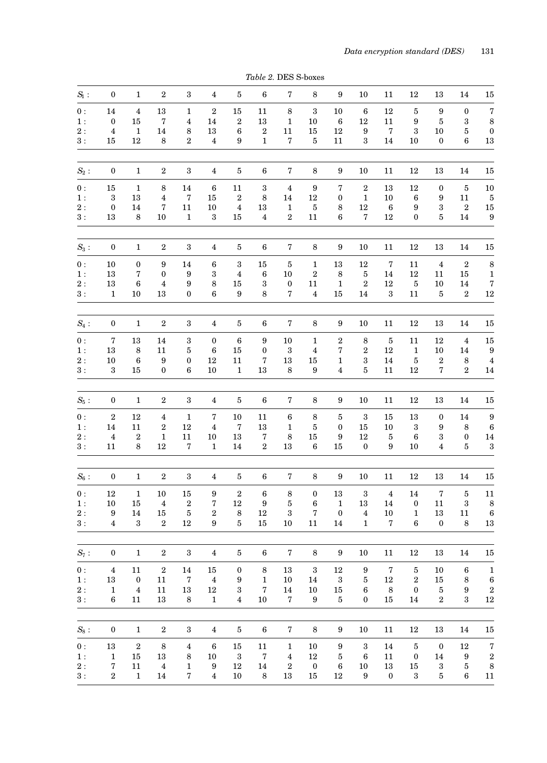*Table 2.* DES S-boxes

| $S_1$: | 0 | 1 | 2 | 3 | 4 | 5 | 6 | 7 | 8 | 9 | 10 | 11 | 12 | 13 | 14 | 15 |
|---|---|---|---|---|---|---|---|---|---|---|---|---|---|---|---|---|
| 0: | 14 | 4 | 13 | 1 | 2 | 15 | 11 | 8 | 3 | 10 | 6 | 12 | 5 | 9 | 0 | 7 |
| 1: | 0 | 15 | 7 | 4 | 14 | 2 | 13 | 1 | 10 | 6 | 12 | 11 | 9 | 5 | 3 | 8 |
| 2: | 4 | 1 | 14 | 8 | 13 | 6 | 2 | 11 | 15 | 12 | 9 | 7 | 3 | 10 | 5 | 0 |
| 3: | 15 | 12 | 8 | 2 | 4 | 9 | 1 | 7 | 5 | 11 | 3 | 14 | 10 | 0 | 6 | 13 |

| $S_2$: | 0 | 1 | 2 | 3 | 4 | 5 | 6 | 7 | 8 | 9 | 10 | 11 | 12 | 13 | 14 | 15 |
|---|---|---|---|---|---|---|---|---|---|---|---|---|---|---|---|---|
| 0: | 15 | 1 | 8 | 14 | 6 | 11 | 3 | 4 | 9 | 7 | 2 | 13 | 12 | 0 | 5 | 10 |
| 1: | 3 | 13 | 4 | 7 | 15 | 2 | 8 | 14 | 12 | 0 | 1 | 10 | 6 | 9 | 11 | 5 |
| 2: | 0 | 14 | 7 | 11 | 10 | 4 | 13 | 1 | 5 | 8 | 12 | 6 | 9 | 3 | 2 | 15 |
| 3: | 13 | 8 | 10 | 1 | 3 | 15 | 4 | 2 | 11 | 6 | 7 | 12 | 0 | 5 | 14 | 9 |

| $S_3$: | 0 | 1 | 2 | 3 | 4 | 5 | 6 | 7 | 8 | 9 | 10 | 11 | 12 | 13 | 14 | 15 |
|---|---|---|---|---|---|---|---|---|---|---|---|---|---|---|---|---|
| 0: | 10 | 0 | 9 | 14 | 6 | 3 | 15 | 5 | 1 | 13 | 12 | 7 | 11 | 4 | 2 | 8 |
| 1: | 13 | 7 | 0 | 9 | 3 | 4 | 6 | 10 | 2 | 8 | 5 | 14 | 12 | 11 | 15 | 1 |
| 2: | 13 | 6 | 4 | 9 | 8 | 15 | 3 | 0 | 11 | 1 | 2 | 12 | 5 | 10 | 14 | 7 |
| 3: | 1 | 10 | 13 | 0 | 6 | 9 | 8 | 7 | 4 | 15 | 14 | 3 | 11 | 5 | 2 | 12 |

| $S_4$: | 0 | 1 | 2 | 3 | 4 | 5 | 6 | 7 | 8 | 9 | 10 | 11 | 12 | 13 | 14 | 15 |
|---|---|---|---|---|---|---|---|---|---|---|---|---|---|---|---|---|
| 0: | 7 | 13 | 14 | 3 | 0 | 6 | 9 | 10 | 1 | 2 | 8 | 5 | 11 | 12 | 4 | 15 |
| 1: | 13 | 8 | 11 | 5 | 6 | 15 | 0 | 3 | 4 | 7 | 2 | 12 | 1 | 10 | 14 | 9 |
| 2: | 10 | 6 | 9 | 0 | 12 | 11 | 7 | 13 | 15 | 1 | 3 | 14 | 5 | 2 | 8 | 4 |
| 3: | 3 | 15 | 0 | 6 | 10 | 1 | 13 | 8 | 9 | 4 | 5 | 11 | 12 | 7 | 2 | 14 |

| $S_5$: | 0 | 1 | 2 | 3 | 4 | 5 | 6 | 7 | 8 | 9 | 10 | 11 | 12 | 13 | 14 | 15 |
|---|---|---|---|---|---|---|---|---|---|---|---|---|---|---|---|---|
| 0: | 2 | 12 | 4 | 1 | 7 | 10 | 11 | 6 | 8 | 5 | 3 | 15 | 13 | 0 | 14 | 9 |
| 1: | 14 | 11 | 2 | 12 | 4 | 7 | 13 | 1 | 5 | 0 | 15 | 10 | 3 | 9 | 8 | 6 |
| 2: | 4 | 2 | 1 | 11 | 10 | 13 | 7 | 8 | 15 | 9 | 12 | 5 | 6 | 3 | 0 | 14 |
| 3: | 11 | 8 | 12 | 7 | 1 | 14 | 2 | 13 | 6 | 15 | 0 | 9 | 10 | 4 | 5 | 3 |

| $S_6$: | 0 | 1 | 2 | 3 | 4 | 5 | 6 | 7 | 8 | 9 | 10 | 11 | 12 | 13 | 14 | 15 |
|---|---|---|---|---|---|---|---|---|---|---|---|---|---|---|---|---|
| 0: | 12 | 1 | 10 | 15 | 9 | 2 | 6 | 8 | 0 | 13 | 3 | 4 | 14 | 7 | 5 | 11 |
| 1: | 10 | 15 | 4 | 2 | 7 | 12 | 9 | 5 | 6 | 1 | 13 | 14 | 0 | 11 | 3 | 8 |
| 2: | 9 | 14 | 15 | 5 | 2 | 8 | 12 | 3 | 7 | 0 | 4 | 10 | 1 | 13 | 11 | 6 |
| 3: | 4 | 3 | 2 | 12 | 9 | 5 | 15 | 10 | 11 | 14 | 1 | 7 | 6 | 0 | 8 | 13 |

| $S_7$: | 0 | 1 | 2 | 3 | 4 | 5 | 6 | 7 | 8 | 9 | 10 | 11 | 12 | 13 | 14 | 15 |
|---|---|---|---|---|---|---|---|---|---|---|---|---|---|---|---|---|
| 0: | 4 | 11 | 2 | 14 | 15 | 0 | 8 | 13 | 3 | 12 | 9 | 7 | 5 | 10 | 6 | 1 |
| 1: | 13 | 0 | 11 | 7 | 4 | 9 | 1 | 10 | 14 | 3 | 5 | 12 | 2 | 15 | 8 | 6 |
| 2: | 1 | 4 | 11 | 13 | 12 | 3 | 7 | 14 | 10 | 15 | 6 | 8 | 0 | 5 | 9 | 2 |
| 3: | 6 | 11 | 13 | 8 | 1 | 4 | 10 | 7 | 9 | 5 | 0 | 15 | 14 | 2 | 3 | 12 |

| $S_8$: | 0 | 1 | 2 | 3 | 4 | 5 | 6 | 7 | 8 | 9 | 10 | 11 | 12 | 13 | 14 | 15 |
|---|---|---|---|---|---|---|---|---|---|---|---|---|---|---|---|---|
| 0: | 13 | 2 | 8 | 4 | 6 | 15 | 11 | 1 | 10 | 9 | 3 | 14 | 5 | 0 | 12 | 7 |
| 1: | 1 | 15 | 13 | 8 | 10 | 3 | 7 | 4 | 12 | 5 | 6 | 11 | 0 | 14 | 9 | 2 |
| 2: | 7 | 11 | 4 | 1 | 9 | 12 | 14 | 2 | 0 | 6 | 10 | 13 | 15 | 3 | 5 | 8 |
| 3: | 2 | 1 | 14 | 7 | 4 | 10 | 8 | 13 | 15 | 12 | 9 | 0 | 3 | 5 | 6 | 11 |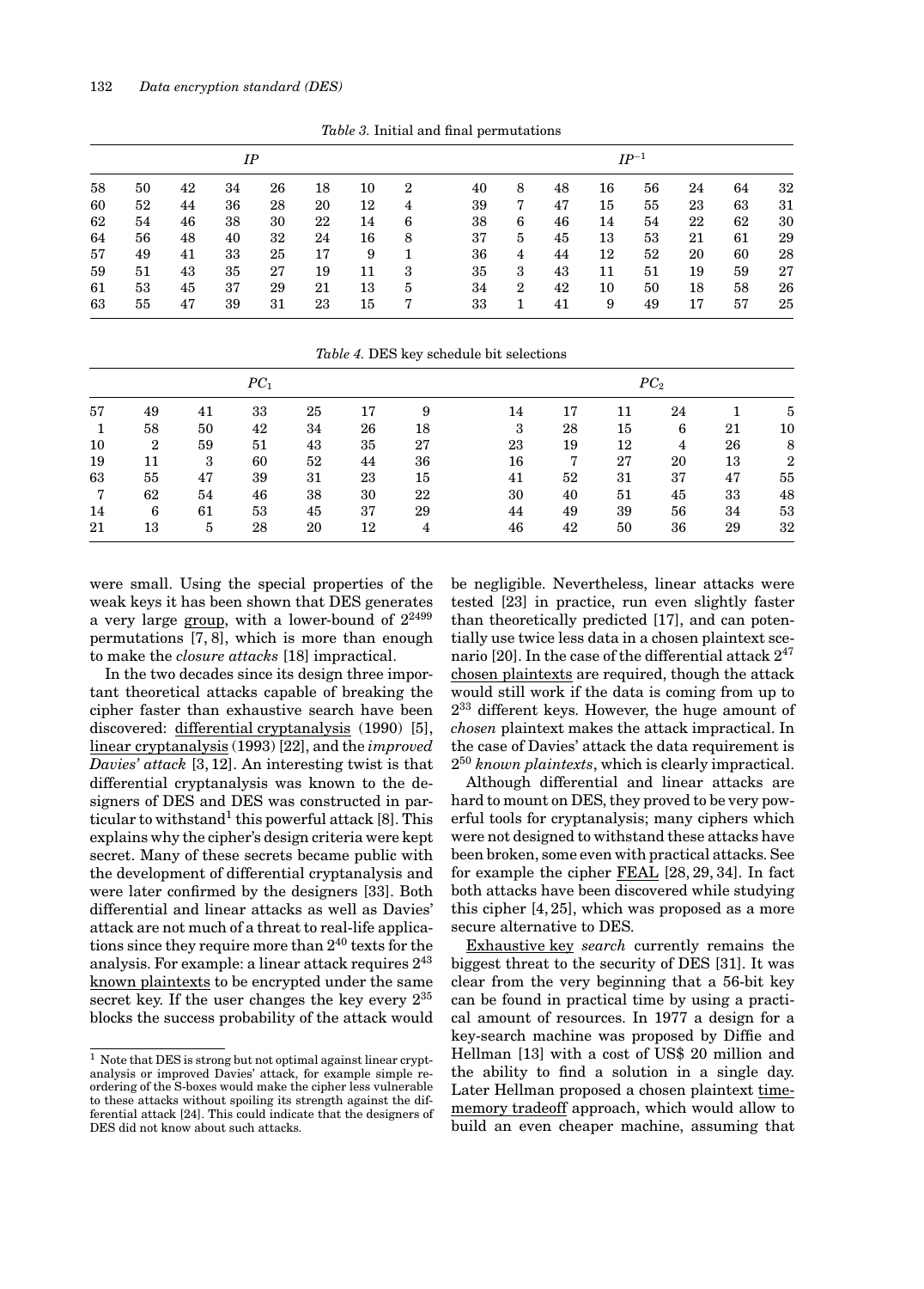*Table 3.* Initial and final permutations

| *IP* | | | | | | | | $IP^{-1}$ | | | | | | | |
|---|---|---|---|---|---|---|---|---|---|---|---|---|---|---|---|
| 58 | 50 | 42 | 34 | 26 | 18 | 10 | 2 | 40 | 8 | 48 | 16 | 56 | 24 | 64 | 32 |
| 60 | 52 | 44 | 36 | 28 | 20 | 12 | 4 | 39 | 7 | 47 | 15 | 55 | 23 | 63 | 31 |
| 62 | 54 | 46 | 38 | 30 | 22 | 14 | 6 | 38 | 6 | 46 | 14 | 54 | 22 | 62 | 30 |
| 64 | 56 | 48 | 40 | 32 | 24 | 16 | 8 | 37 | 5 | 45 | 13 | 53 | 21 | 61 | 29 |
| 57 | 49 | 41 | 33 | 25 | 17 | 9 | 1 | 36 | 4 | 44 | 12 | 52 | 20 | 60 | 28 |
| 59 | 51 | 43 | 35 | 27 | 19 | 11 | 3 | 35 | 3 | 43 | 11 | 51 | 19 | 59 | 27 |
| 61 | 53 | 45 | 37 | 29 | 21 | 13 | 5 | 34 | 2 | 42 | 10 | 50 | 18 | 58 | 26 |
| 63 | 55 | 47 | 39 | 31 | 23 | 15 | 7 | 33 | 1 | 41 | 9 | 49 | 17 | 57 | 25 |

*Table 4.* DES key schedule bit selections

| $PC_1$ | | | | | | | $PC_2$ | | | | | |
|---|---|---|---|---|---|---|---|---|---|---|---|---|
| 57 | 49 | 41 | 33 | 25 | 17 | 9 | 14 | 17 | 11 | 24 | 1 | 5 |
| 1 | 58 | 50 | 42 | 34 | 26 | 18 | 3 | 28 | 15 | 6 | 21 | 10 |
| 10 | 2 | 59 | 51 | 43 | 35 | 27 | 23 | 19 | 12 | 4 | 26 | 8 |
| 19 | 11 | 3 | 60 | 52 | 44 | 36 | 16 | 7 | 27 | 20 | 13 | 2 |
| 63 | 55 | 47 | 39 | 31 | 23 | 15 | 41 | 52 | 31 | 37 | 47 | 55 |
| 7 | 62 | 54 | 46 | 38 | 30 | 22 | 30 | 40 | 51 | 45 | 33 | 48 |
| 14 | 6 | 61 | 53 | 45 | 37 | 29 | 44 | 49 | 39 | 56 | 34 | 53 |
| 21 | 13 | 5 | 28 | 20 | 12 | 4 | 46 | 42 | 50 | 36 | 29 | 32 |

were small. Using the special properties of the weak keys it has been shown that DES generates a very large group, with a lower-bound of $2^{2499}$ permutations [7, 8], which is more than enough to make the *closure attacks* [18] impractical.

In the two decades since its design three important theoretical attacks capable of breaking the cipher faster than exhaustive search have been discovered: differential cryptanalysis (1990) [5], linear cryptanalysis (1993) [22], and the *improved Davies' attack* [3, 12]. An interesting twist is that differential cryptanalysis was known to the designers of DES and DES was constructed in particular to withstand[1] this powerful attack [8]. This explains why the cipher's design criteria were kept secret. Many of these secrets became public with the development of differential cryptanalysis and were later confirmed by the designers [33]. Both differential and linear attacks as well as Davies' attack are not much of a threat to real-life applications since they require more than $2^{40}$ texts for the analysis. For example: a linear attack requires $2^{43}$ known plaintexts to be encrypted under the same secret key. If the user changes the key every $2^{35}$ blocks the success probability of the attack would be negligible. Nevertheless, linear attacks were tested [23] in practice, run even slightly faster than theoretically predicted [17], and can potentially use twice less data in a chosen plaintext scenario [20]. In the case of the differential attack $2^{47}$ chosen plaintexts are required, though the attack would still work if the data is coming from up to $2^{33}$ different keys. However, the huge amount of *chosen* plaintext makes the attack impractical. In the case of Davies' attack the data requirement is $2^{50}$ *known plaintexts*, which is clearly impractical.

Although differential and linear attacks are hard to mount on DES, they proved to be very powerful tools for cryptanalysis; many ciphers which were not designed to withstand these attacks have been broken, some even with practical attacks. See for example the cipher FEAL [28, 29, 34]. In fact both attacks have been discovered while studying this cipher [4, 25], which was proposed as a more secure alternative to DES.

Exhaustive key search currently remains the biggest threat to the security of DES [31]. It was clear from the very beginning that a 56-bit key can be found in practical time by using a practical amount of resources. In 1977 a design for a key-search machine was proposed by Diffie and Hellman [13] with a cost of US$ 20 million and the ability to find a solution in a single day. Later Hellman proposed a chosen plaintext time-memory tradeoff approach, which would allow to build an even cheaper machine, assuming that

[1] Note that DES is strong but not optimal against linear cryptanalysis or improved Davies' attack, for example simple reordering of the S-boxes would make the cipher less vulnerable to these attacks without spoiling its strength against the differential attack [24]. This could indicate that the designers of DES did not know about such attacks.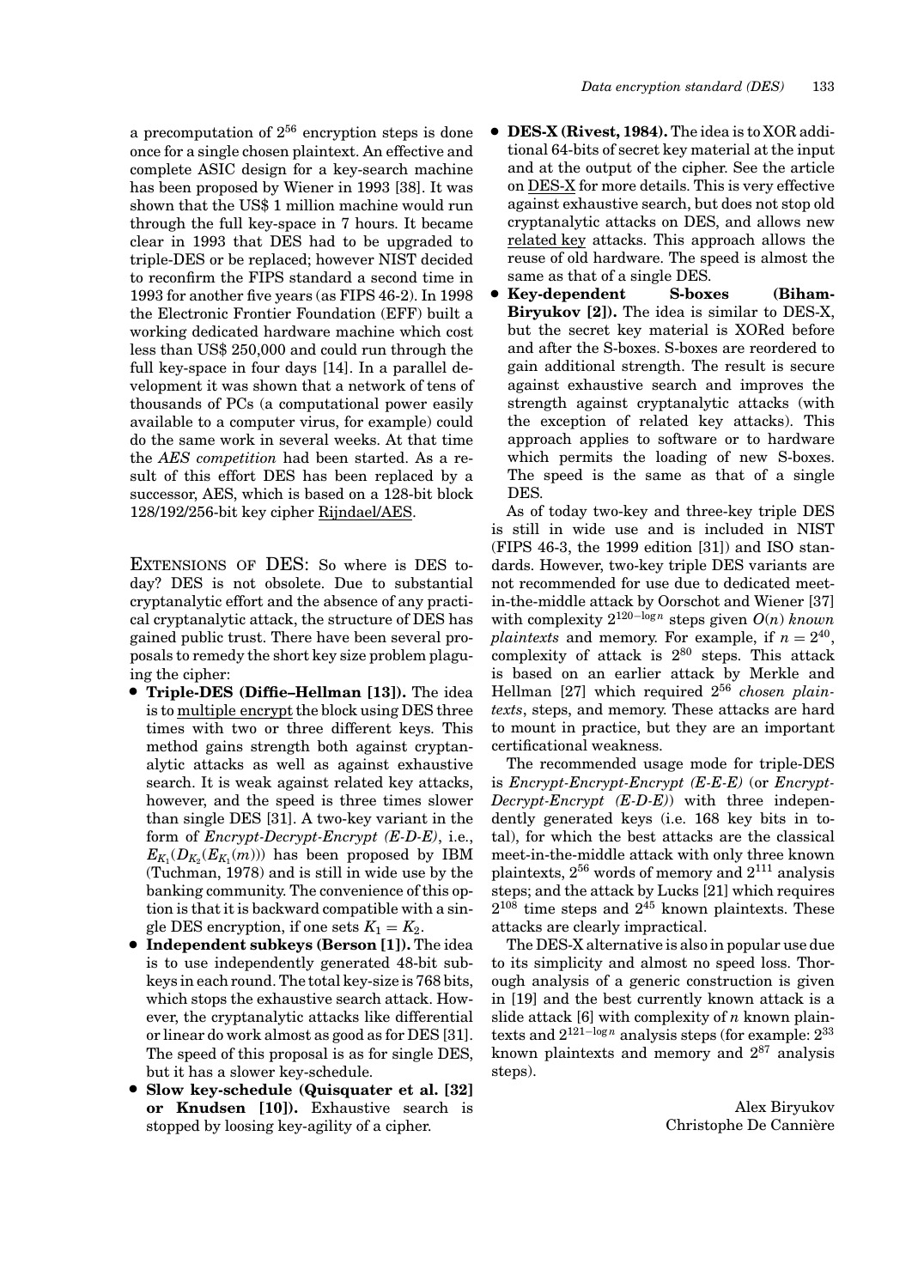a precomputation of $2^{56}$ encryption steps is done once for a single chosen plaintext. An effective and complete ASIC design for a key-search machine has been proposed by Wiener in 1993 [38]. It was shown that the US$ 1 million machine would run through the full key-space in 7 hours. It became clear in 1993 that DES had to be upgraded to triple-DES or be replaced; however NIST decided to reconfirm the FIPS standard a second time in 1993 for another five years (as FIPS 46-2). In 1998 the Electronic Frontier Foundation (EFF) built a working dedicated hardware machine which cost less than US$ 250,000 and could run through the full key-space in four days [14]. In a parallel development it was shown that a network of tens of thousands of PCs (a computational power easily available to a computer virus, for example) could do the same work in several weeks. At that time the *AES competition* had been started. As a result of this effort DES has been replaced by a successor, AES, which is based on a 128-bit block 128/192/256-bit key cipher Rijndael/AES.

EXTENSIONS OF DES: So where is DES today? DES is not obsolete. Due to substantial cryptanalytic effort and the absence of any practical cryptanalytic attack, the structure of DES has gained public trust. There have been several proposals to remedy the short key size problem plaguing the cipher:

- **Triple-DES (Diffie–Hellman [13]).** The idea is to multiple encrypt the block using DES three times with two or three different keys. This method gains strength both against cryptanalytic attacks as well as against exhaustive search. It is weak against related key attacks, however, and the speed is three times slower than single DES [31]. A two-key variant in the form of *Encrypt-Decrypt-Encrypt (E-D-E)*, i.e., $E_{K_1}(D_{K_2}(E_{K_1}(m)))$ has been proposed by IBM (Tuchman, 1978) and is still in wide use by the banking community. The convenience of this option is that it is backward compatible with a single DES encryption, if one sets $K_1 = K_2$.
- **Independent subkeys (Berson [1]).** The idea is to use independently generated 48-bit subkeys in each round. The total key-size is 768 bits, which stops the exhaustive search attack. However, the cryptanalytic attacks like differential or linear do work almost as good as for DES [31]. The speed of this proposal is as for single DES, but it has a slower key-schedule.
- **Slow key-schedule (Quisquater et al. [32] or Knudsen [10]).** Exhaustive search is stopped by loosing key-agility of a cipher.
- **DES-X (Rivest, 1984).** The idea is to XOR additional 64-bits of secret key material at the input and at the output of the cipher. See the article on DES-X for more details. This is very effective against exhaustive search, but does not stop old cryptanalytic attacks on DES, and allows new related key attacks. This approach allows the reuse of old hardware. The speed is almost the same as that of a single DES.
- **Key-dependent S-boxes (Biham-Biryukov [2]).** The idea is similar to DES-X, but the secret key material is XORed before and after the S-boxes. S-boxes are reordered to gain additional strength. The result is secure against exhaustive search and improves the strength against cryptanalytic attacks (with the exception of related key attacks). This approach applies to software or to hardware which permits the loading of new S-boxes. The speed is the same as that of a single DES.

As of today two-key and three-key triple DES is still in wide use and is included in NIST (FIPS 46-3, the 1999 edition [31]) and ISO standards. However, two-key triple DES variants are not recommended for use due to dedicated meet-in-the-middle attack by Oorschot and Wiener [37] with complexity $2^{120-\log n}$ steps given $O(n)$ *known plaintexts* and memory. For example, if $n = 2^{40}$, complexity of attack is $2^{80}$ steps. This attack is based on an earlier attack by Merkle and Hellman [27] which required $2^{56}$ *chosen plaintexts*, steps, and memory. These attacks are hard to mount in practice, but they are an important certificational weakness.

The recommended usage mode for triple-DES is *Encrypt-Encrypt-Encrypt (E-E-E)* (or *Encrypt-Decrypt-Encrypt (E-D-E)*) with three independently generated keys (i.e. 168 key bits in total), for which the best attacks are the classical meet-in-the-middle attack with only three known plaintexts, $2^{56}$ words of memory and $2^{111}$ analysis steps; and the attack by Lucks [21] which requires $2^{108}$ time steps and $2^{45}$ known plaintexts. These attacks are clearly impractical.

The DES-X alternative is also in popular use due to its simplicity and almost no speed loss. Thorough analysis of a generic construction is given in [19] and the best currently known attack is a slide attack [6] with complexity of $n$ known plaintexts and $2^{121-\log n}$ analysis steps (for example: $2^{33}$ known plaintexts and memory and $2^{87}$ analysis steps).

Alex Biryukov
Christophe De Cannière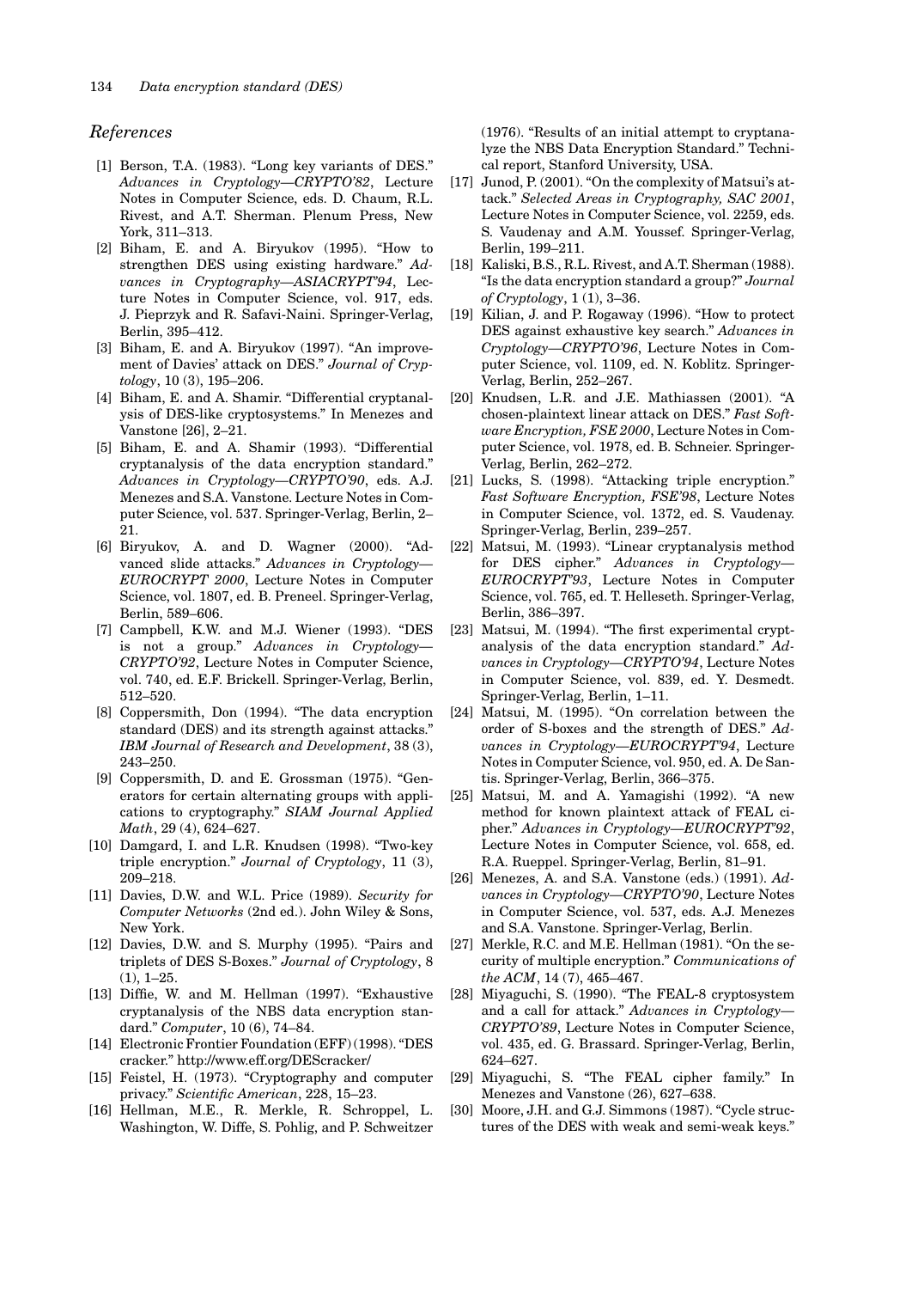## References

[1] Berson, T.A. (1983). "Long key variants of DES." *Advances in Cryptology—CRYPTO'82*, Lecture Notes in Computer Science, eds. D. Chaum, R.L. Rivest, and A.T. Sherman. Plenum Press, New York, 311–313.

[2] Biham, E. and A. Biryukov (1995). "How to strengthen DES using existing hardware." *Advances in Cryptography—ASIACRYPT'94*, Lecture Notes in Computer Science, vol. 917, eds. J. Pieprzyk and R. Safavi-Naini. Springer-Verlag, Berlin, 395–412.

[3] Biham, E. and A. Biryukov (1997). "An improvement of Davies' attack on DES." *Journal of Cryptology*, 10 (3), 195–206.

[4] Biham, E. and A. Shamir. "Differential cryptanalysis of DES-like cryptosystems." In Menezes and Vanstone [26], 2–21.

[5] Biham, E. and A. Shamir (1993). "Differential cryptanalysis of the data encryption standard." *Advances in Cryptology—CRYPTO'90*, eds. A.J. Menezes and S.A. Vanstone. Lecture Notes in Computer Science, vol. 537. Springer-Verlag, Berlin, 2–21.

[6] Biryukov, A. and D. Wagner (2000). "Advanced slide attacks." *Advances in Cryptology—EUROCRYPT 2000*, Lecture Notes in Computer Science, vol. 1807, ed. B. Preneel. Springer-Verlag, Berlin, 589–606.

[7] Campbell, K.W. and M.J. Wiener (1993). "DES is not a group." *Advances in Cryptology—CRYPTO'92*, Lecture Notes in Computer Science, vol. 740, ed. E.F. Brickell. Springer-Verlag, Berlin, 512–520.

[8] Coppersmith, Don (1994). "The data encryption standard (DES) and its strength against attacks." *IBM Journal of Research and Development*, 38 (3), 243–250.

[9] Coppersmith, D. and E. Grossman (1975). "Generators for certain alternating groups with applications to cryptography." *SIAM Journal Applied Math*, 29 (4), 624–627.

[10] Damgard, I. and L.R. Knudsen (1998). "Two-key triple encryption." *Journal of Cryptology*, 11 (3), 209–218.

[11] Davies, D.W. and W.L. Price (1989). *Security for Computer Networks* (2nd ed.). John Wiley & Sons, New York.

[12] Davies, D.W. and S. Murphy (1995). "Pairs and triplets of DES S-Boxes." *Journal of Cryptology*, 8 (1), 1–25.

[13] Diffie, W. and M. Hellman (1997). "Exhaustive cryptanalysis of the NBS data encryption standard." *Computer*, 10 (6), 74–84.

[14] Electronic Frontier Foundation (EFF) (1998). "DES cracker." http://www.eff.org/DEScracker/

[15] Feistel, H. (1973). "Cryptography and computer privacy." *Scientific American*, 228, 15–23.

[16] Hellman, M.E., R. Merkle, R. Schroppel, L. Washington, W. Diffe, S. Pohlig, and P. Schweitzer (1976). "Results of an initial attempt to cryptanalyze the NBS Data Encryption Standard." Technical report, Stanford University, USA.

[17] Junod, P. (2001). "On the complexity of Matsui's attack." *Selected Areas in Cryptography, SAC 2001*, Lecture Notes in Computer Science, vol. 2259, eds. S. Vaudenay and A.M. Youssef. Springer-Verlag, Berlin, 199–211.

[18] Kaliski, B.S., R.L. Rivest, and A.T. Sherman (1988). "Is the data encryption standard a group?" *Journal of Cryptology*, 1 (1), 3–36.

[19] Kilian, J. and P. Rogaway (1996). "How to protect DES against exhaustive key search." *Advances in Cryptology—CRYPTO'96*, Lecture Notes in Computer Science, vol. 1109, ed. N. Koblitz. Springer-Verlag, Berlin, 252–267.

[20] Knudsen, L.R. and J.E. Mathiassen (2001). "A chosen-plaintext linear attack on DES." *Fast Software Encryption, FSE 2000*, Lecture Notes in Computer Science, vol. 1978, ed. B. Schneier. Springer-Verlag, Berlin, 262–272.

[21] Lucks, S. (1998). "Attacking triple encryption." *Fast Software Encryption, FSE'98*, Lecture Notes in Computer Science, vol. 1372, ed. S. Vaudenay. Springer-Verlag, Berlin, 239–257.

[22] Matsui, M. (1993). "Linear cryptanalysis method for DES cipher." *Advances in Cryptology—EUROCRYPT'93*, Lecture Notes in Computer Science, vol. 765, ed. T. Helleseth. Springer-Verlag, Berlin, 386–397.

[23] Matsui, M. (1994). "The first experimental cryptanalysis of the data encryption standard." *Advances in Cryptology—CRYPTO'94*, Lecture Notes in Computer Science, vol. 839, ed. Y. Desmedt. Springer-Verlag, Berlin, 1–11.

[24] Matsui, M. (1995). "On correlation between the order of S-boxes and the strength of DES." *Advances in Cryptology—EUROCRYPT'94*, Lecture Notes in Computer Science, vol. 950, ed. A. De Santis. Springer-Verlag, Berlin, 366–375.

[25] Matsui, M. and A. Yamagishi (1992). "A new method for known plaintext attack of FEAL cipher." *Advances in Cryptology—EUROCRYPT'92*, Lecture Notes in Computer Science, vol. 658, ed. R.A. Rueppel. Springer-Verlag, Berlin, 81–91.

[26] Menezes, A. and S.A. Vanstone (eds.) (1991). *Advances in Cryptology—CRYPTO'90*, Lecture Notes in Computer Science, vol. 537, eds. A.J. Menezes and S.A. Vanstone. Springer-Verlag, Berlin.

[27] Merkle, R.C. and M.E. Hellman (1981). "On the security of multiple encryption." *Communications of the ACM*, 14 (7), 465–467.

[28] Miyaguchi, S. (1990). "The FEAL-8 cryptosystem and a call for attack." *Advances in Cryptology—CRYPTO'89*, Lecture Notes in Computer Science, vol. 435, ed. G. Brassard. Springer-Verlag, Berlin, 624–627.

[29] Miyaguchi, S. "The FEAL cipher family." In Menezes and Vanstone (26), 627–638.

[30] Moore, J.H. and G.J. Simmons (1987). "Cycle structures of the DES with weak and semi-weak keys."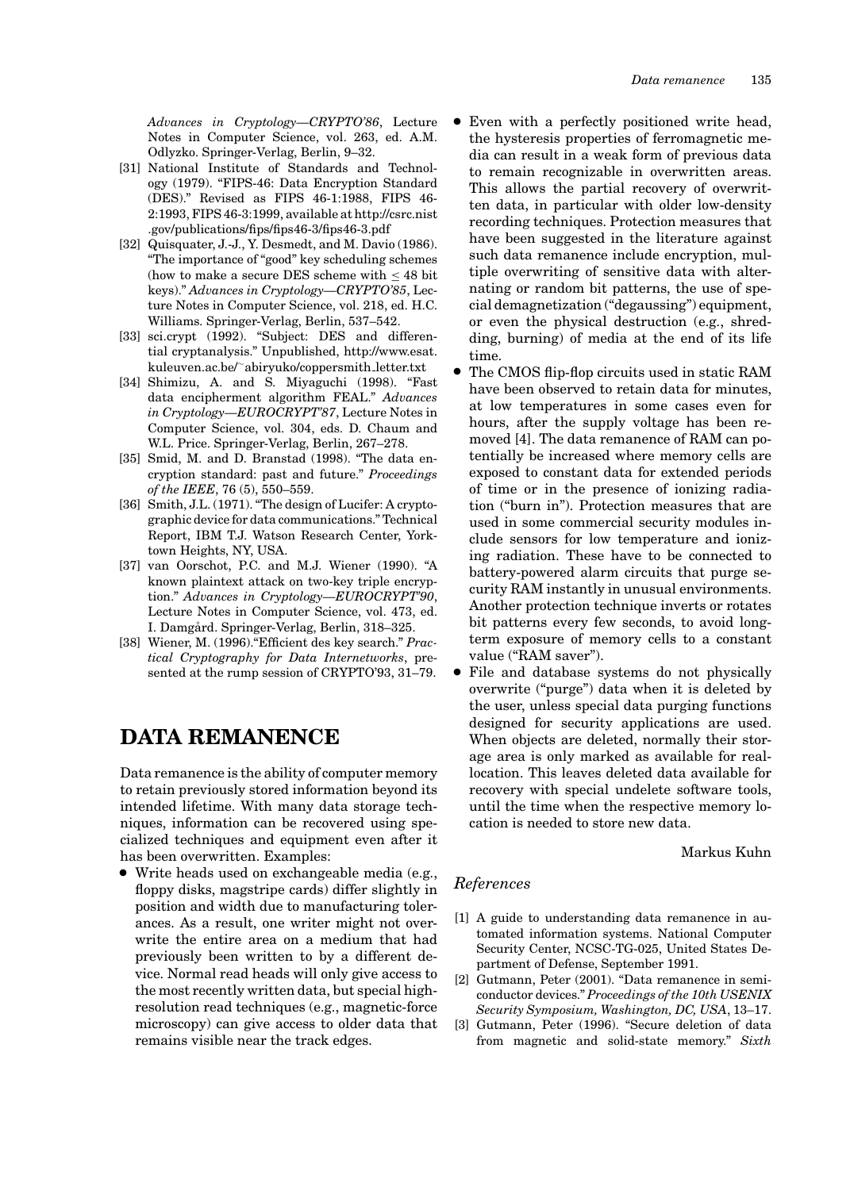*Advances in Cryptology—CRYPTO'86*, Lecture Notes in Computer Science, vol. 263, ed. A.M. Odlyzko. Springer-Verlag, Berlin, 9–32.

[31] National Institute of Standards and Technology (1979). "FIPS-46: Data Encryption Standard (DES)." Revised as FIPS 46-1:1988, FIPS 46-2:1993, FIPS 46-3:1999, available at http://csrc.nist.gov/publications/fips/fips46-3/fips46-3.pdf

[32] Quisquater, J.-J., Y. Desmedt, and M. Davio (1986). "The importance of "good" key scheduling schemes (how to make a secure DES scheme with $\leq 48$ bit keys)." *Advances in Cryptology—CRYPTO'85*, Lecture Notes in Computer Science, vol. 218, ed. H.C. Williams. Springer-Verlag, Berlin, 537–542.

[33] sci.crypt (1992). "Subject: DES and differential cryptanalysis." Unpublished, http://www.esat.kuleuven.ac.be/~abiryuko/coppersmith_letter.txt

[34] Shimizu, A. and S. Miyaguchi (1998). "Fast data encipherment algorithm FEAL." *Advances in Cryptology—EUROCRYPT'87*, Lecture Notes in Computer Science, vol. 304, eds. D. Chaum and W.L. Price. Springer-Verlag, Berlin, 267–278.

[35] Smid, M. and D. Branstad (1998). "The data encryption standard: past and future." *Proceedings of the IEEE*, 76 (5), 550–559.

[36] Smith, J.L. (1971). "The design of Lucifer: A cryptographic device for data communications." Technical Report, IBM T.J. Watson Research Center, Yorktown Heights, NY, USA.

[37] van Oorschot, P.C. and M.J. Wiener (1990). "A known plaintext attack on two-key triple encryption." *Advances in Cryptology—EUROCRYPT'90*, Lecture Notes in Computer Science, vol. 473, ed. I. Damgård. Springer-Verlag, Berlin, 318–325.

[38] Wiener, M. (1996)."Efficient des key search." *Practical Cryptography for Data Internetworks*, presented at the rump session of CRYPTO'93, 31–79.

# DATA REMANENCE

Data remanence is the ability of computer memory to retain previously stored information beyond its intended lifetime. With many data storage techniques, information can be recovered using specialized techniques and equipment even after it has been overwritten. Examples:

- Write heads used on exchangeable media (e.g., floppy disks, magstripe cards) differ slightly in position and width due to manufacturing tolerances. As a result, one writer might not overwrite the entire area on a medium that had previously been written to by a different device. Normal read heads will only give access to the most recently written data, but special high-resolution read techniques (e.g., magnetic-force microscopy) can give access to older data that remains visible near the track edges.
- Even with a perfectly positioned write head, the hysteresis properties of ferromagnetic media can result in a weak form of previous data to remain recognizable in overwritten areas. This allows the partial recovery of overwritten data, in particular with older low-density recording techniques. Protection measures that have been suggested in the literature against such data remanence include encryption, multiple overwriting of sensitive data with alternating or random bit patterns, the use of special demagnetization ("degaussing") equipment, or even the physical destruction (e.g., shredding, burning) of media at the end of its life time.
- The CMOS flip-flop circuits used in static RAM have been observed to retain data for minutes, at low temperatures in some cases even for hours, after the supply voltage has been removed [4]. The data remanence of RAM can potentially be increased where memory cells are exposed to constant data for extended periods of time or in the presence of ionizing radiation ("burn in"). Protection measures that are used in some commercial security modules include sensors for low temperature and ionizing radiation. These have to be connected to battery-powered alarm circuits that purge security RAM instantly in unusual environments. Another protection technique inverts or rotates bit patterns every few seconds, to avoid long-term exposure of memory cells to a constant value ("RAM saver").
- File and database systems do not physically overwrite ("purge") data when it is deleted by the user, unless special data purging functions designed for security applications are used. When objects are deleted, normally their storage area is only marked as available for reallocation. This leaves deleted data available for recovery with special undelete software tools, until the time when the respective memory location is needed to store new data.

Markus Kuhn

## References

[1] A guide to understanding data remanence in automated information systems. National Computer Security Center, NCSC-TG-025, United States Department of Defense, September 1991.

[2] Gutmann, Peter (2001). "Data remanence in semiconductor devices." *Proceedings of the 10th USENIX Security Symposium, Washington, DC, USA*, 13–17.

[3] Gutmann, Peter (1996). "Secure deletion of data from magnetic and solid-state memory." *Sixth*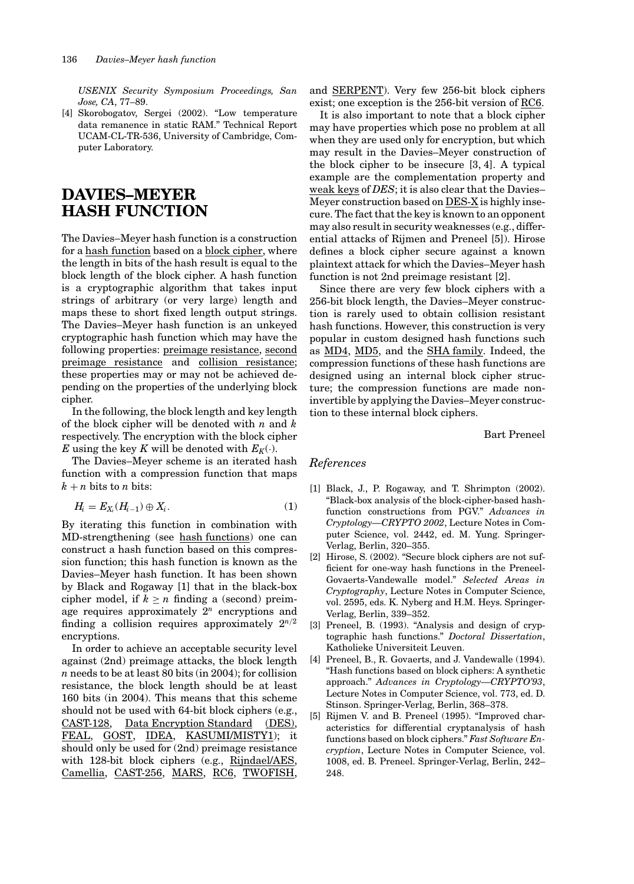*USENIX Security Symposium Proceedings, San Jose, CA*, 77–89.

[4] Skorobogatov, Sergei (2002). "Low temperature data remanence in static RAM." Technical Report UCAM-CL-TR-536, University of Cambridge, Computer Laboratory.

# DAVIES–MEYER HASH FUNCTION

The Davies–Meyer hash function is a construction for a hash function based on a block cipher, where the length in bits of the hash result is equal to the block length of the block cipher. A hash function is a cryptographic algorithm that takes input strings of arbitrary (or very large) length and maps these to short fixed length output strings. The Davies–Meyer hash function is an unkeyed cryptographic hash function which may have the following properties: preimage resistance, second preimage resistance and collision resistance; these properties may or may not be achieved depending on the properties of the underlying block cipher.

In the following, the block length and key length of the block cipher will be denoted with $n$ and $k$ respectively. The encryption with the block cipher $E$ using the key $K$ will be denoted with $E_K(\cdot)$.

The Davies–Meyer scheme is an iterated hash function with a compression function that maps $k+n$ bits to $n$ bits:

$$H_i = E_{X_i}(H_{i-1}) \oplus X_i. \tag{1}$$

By iterating this function in combination with MD-strengthening (see hash functions) one can construct a hash function based on this compression function; this hash function is known as the Davies–Meyer hash function. It has been shown by Black and Rogaway [1] that in the black-box cipher model, if $k \geq n$ finding a (second) preimage requires approximately $2^n$ encryptions and finding a collision requires approximately $2^{n/2}$ encryptions.

In order to achieve an acceptable security level against (2nd) preimage attacks, the block length $n$ needs to be at least 80 bits (in 2004); for collision resistance, the block length should be at least 160 bits (in 2004). This means that this scheme should not be used with 64-bit block ciphers (e.g., CAST-128, Data Encryption Standard (DES), FEAL, GOST, IDEA, KASUMI/MISTY1); it should only be used for (2nd) preimage resistance with 128-bit block ciphers (e.g., Rijndael/AES, Camellia, CAST-256, MARS, RC6, TWOFISH, and SERPENT). Very few 256-bit block ciphers exist; one exception is the 256-bit version of RC6.

It is also important to note that a block cipher may have properties which pose no problem at all when they are used only for encryption, but which may result in the Davies–Meyer construction of the block cipher to be insecure [3, 4]. A typical example are the complementation property and weak keys of *DES*; it is also clear that the Davies–Meyer construction based on DES-X is highly insecure. The fact that the key is known to an opponent may also result in security weaknesses (e.g., differential attacks of Rijmen and Preneel [5]). Hirose defines a block cipher secure against a known plaintext attack for which the Davies–Meyer hash function is not 2nd preimage resistant [2].

Since there are very few block ciphers with a 256-bit block length, the Davies–Meyer construction is rarely used to obtain collision resistant hash functions. However, this construction is very popular in custom designed hash functions such as MD4, MD5, and the SHA family. Indeed, the compression functions of these hash functions are designed using an internal block cipher structure; the compression functions are made non-invertible by applying the Davies–Meyer construction to these internal block ciphers.

Bart Preneel

## References

[1] Black, J., P. Rogaway, and T. Shrimpton (2002). "Black-box analysis of the block-cipher-based hash-function constructions from PGV." *Advances in Cryptology—CRYPTO 2002*, Lecture Notes in Computer Science, vol. 2442, ed. M. Yung. Springer-Verlag, Berlin, 320–355.

[2] Hirose, S. (2002). "Secure block ciphers are not sufficient for one-way hash functions in the Preneel-Govaerts-Vandewalle model." *Selected Areas in Cryptography*, Lecture Notes in Computer Science, vol. 2595, eds. K. Nyberg and H.M. Heys. Springer-Verlag, Berlin, 339–352.

[3] Preneel, B. (1993). "Analysis and design of cryptographic hash functions." *Doctoral Dissertation*, Katholieke Universiteit Leuven.

[4] Preneel, B., R. Govaerts, and J. Vandewalle (1994). "Hash functions based on block ciphers: A synthetic approach." *Advances in Cryptology—CRYPTO'93*, Lecture Notes in Computer Science, vol. 773, ed. D. Stinson. Springer-Verlag, Berlin, 368–378.

[5] Rijmen V. and B. Preneel (1995). "Improved characteristics for differential cryptanalysis of hash functions based on block ciphers." *Fast Software Encryption*, Lecture Notes in Computer Science, vol. 1008, ed. B. Preneel. Springer-Verlag, Berlin, 242–248.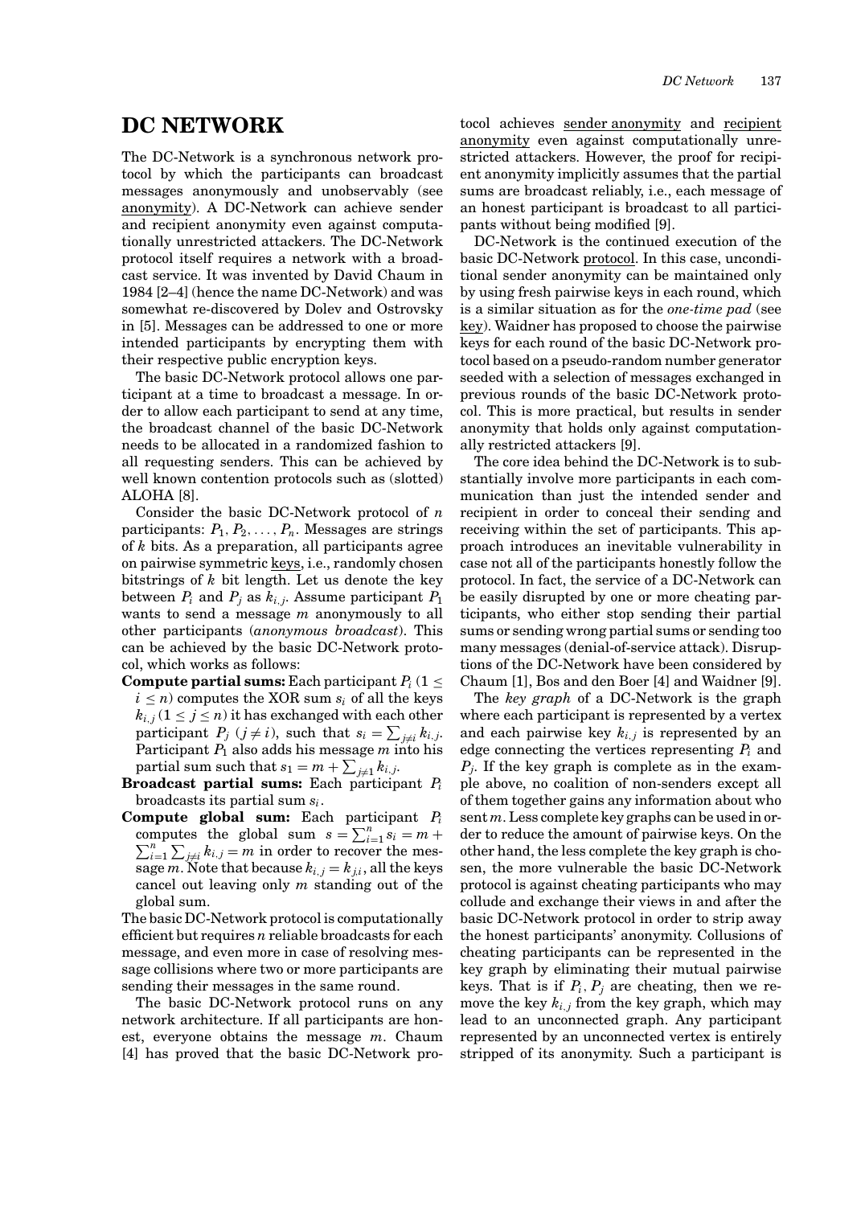# DC NETWORK

The DC-Network is a synchronous network protocol by which the participants can broadcast messages anonymously and unobservably (see anonymity). A DC-Network can achieve sender and recipient anonymity even against computationally unrestricted attackers. The DC-Network protocol itself requires a network with a broadcast service. It was invented by David Chaum in 1984 [2–4] (hence the name DC-Network) and was somewhat re-discovered by Dolev and Ostrovsky in [5]. Messages can be addressed to one or more intended participants by encrypting them with their respective public encryption keys.

The basic DC-Network protocol allows one participant at a time to broadcast a message. In order to allow each participant to send at any time, the broadcast channel of the basic DC-Network needs to be allocated in a randomized fashion to all requesting senders. This can be achieved by well known contention protocols such as (slotted) ALOHA [8].

Consider the basic DC-Network protocol of $n$ participants: $P_1, P_2, \ldots, P_n$. Messages are strings of $k$ bits. As a preparation, all participants agree on pairwise symmetric keys, i.e., randomly chosen bitstrings of $k$ bit length. Let us denote the key between $P_i$ and $P_j$ as $k_{i,j}$. Assume participant $P_1$ wants to send a message $m$ anonymously to all other participants (*anonymous broadcast*). This can be achieved by the basic DC-Network protocol, which works as follows:

**Compute partial sums:** Each participant $P_i$ ($1 \le i \le n$) computes the XOR sum $s_i$ of all the keys $k_{i,j}$ ($1 \le j \le n$) it has exchanged with each other participant $P_j$ ($j \ne i$), such that $s_i = \sum_{j \ne i} k_{i,j}$. Participant $P_1$ also adds his message $m$ into his partial sum such that $s_1 = m + \sum_{j \ne 1} k_{i,j}$.

**Broadcast partial sums:** Each participant $P_i$ broadcasts its partial sum $s_i$.

**Compute global sum:** Each participant $P_i$ computes the global sum $s = \sum_{i=1}^{n} s_i = m + \sum_{i=1}^{n} \sum_{j \ne i} k_{i,j} = m$ in order to recover the message $m$. Note that because $k_{i,j} = k_{j,i}$, all the keys cancel out leaving only $m$ standing out of the global sum.

The basic DC-Network protocol is computationally efficient but requires $n$ reliable broadcasts for each message, and even more in case of resolving message collisions where two or more participants are sending their messages in the same round.

The basic DC-Network protocol runs on any network architecture. If all participants are honest, everyone obtains the message $m$. Chaum [4] has proved that the basic DC-Network protocol achieves sender anonymity and recipient anonymity even against computationally unrestricted attackers. However, the proof for recipient anonymity implicitly assumes that the partial sums are broadcast reliably, i.e., each message of an honest participant is broadcast to all participants without being modified [9].

DC-Network is the continued execution of the basic DC-Network protocol. In this case, unconditional sender anonymity can be maintained only by using fresh pairwise keys in each round, which is a similar situation as for the *one-time pad* (see key). Waidner has proposed to choose the pairwise keys for each round of the basic DC-Network protocol based on a pseudo-random number generator seeded with a selection of messages exchanged in previous rounds of the basic DC-Network protocol. This is more practical, but results in sender anonymity that holds only against computationally restricted attackers [9].

The core idea behind the DC-Network is to substantially involve more participants in each communication than just the intended sender and recipient in order to conceal their sending and receiving within the set of participants. This approach introduces an inevitable vulnerability in case not all of the participants honestly follow the protocol. In fact, the service of a DC-Network can be easily disrupted by one or more cheating participants, who either stop sending their partial sums or sending wrong partial sums or sending too many messages (denial-of-service attack). Disruptions of the DC-Network have been considered by Chaum [1], Bos and den Boer [4] and Waidner [9].

The *key graph* of a DC-Network is the graph where each participant is represented by a vertex and each pairwise key $k_{i,j}$ is represented by an edge connecting the vertices representing $P_i$ and $P_j$. If the key graph is complete as in the example above, no coalition of non-senders except all of them together gains any information about who sent $m$. Less complete key graphs can be used in order to reduce the amount of pairwise keys. On the other hand, the less complete the key graph is chosen, the more vulnerable the basic DC-Network protocol is against cheating participants who may collude and exchange their views in and after the basic DC-Network protocol in order to strip away the honest participants' anonymity. Collusions of cheating participants can be represented in the key graph by eliminating their mutual pairwise keys. That is if $P_i, P_j$ are cheating, then we remove the key $k_{i,j}$ from the key graph, which may lead to an unconnected graph. Any participant represented by an unconnected vertex is entirely stripped of its anonymity. Such a participant is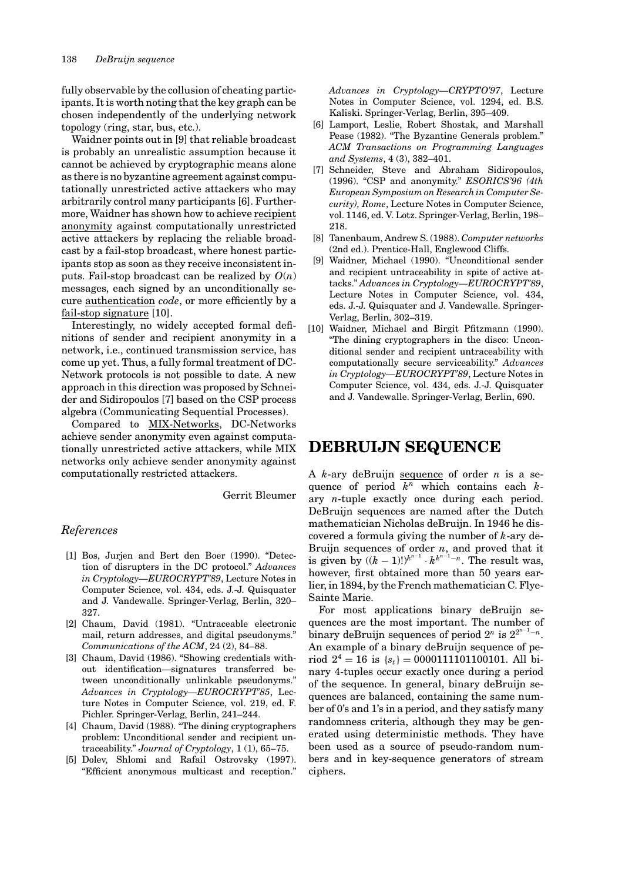fully observable by the collusion of cheating participants. It is worth noting that the key graph can be chosen independently of the underlying network topology (ring, star, bus, etc.).

Waidner points out in [9] that reliable broadcast is probably an unrealistic assumption because it cannot be achieved by cryptographic means alone as there is no byzantine agreement against computationally unrestricted active attackers who may arbitrarily control many participants [6]. Furthermore, Waidner has shown how to achieve recipient anonymity against computationally unrestricted active attackers by replacing the reliable broadcast by a fail-stop broadcast, where honest participants stop as soon as they receive inconsistent inputs. Fail-stop broadcast can be realized by $O(n)$ messages, each signed by an unconditionally secure authentication *code*, or more efficiently by a fail-stop signature [10].

Interestingly, no widely accepted formal definitions of sender and recipient anonymity in a network, i.e., continued transmission service, has come up yet. Thus, a fully formal treatment of DC-Network protocols is not possible to date. A new approach in this direction was proposed by Schneider and Sidiropoulos [7] based on the CSP process algebra (Communicating Sequential Processes).

Compared to MIX-Networks, DC-Networks achieve sender anonymity even against computationally unrestricted active attackers, while MIX networks only achieve sender anonymity against computationally restricted attackers.

Gerrit Bleumer

### *References*

[1] Bos, Jurjen and Bert den Boer (1990). "Detection of disrupters in the DC protocol." *Advances in Cryptology—EUROCRYPT'89*, Lecture Notes in Computer Science, vol. 434, eds. J.-J. Quisquater and J. Vandewalle. Springer-Verlag, Berlin, 320–327.

[2] Chaum, David (1981). "Untraceable electronic mail, return addresses, and digital pseudonyms." *Communications of the ACM*, 24 (2), 84–88.

[3] Chaum, David (1986). "Showing credentials without identification—signatures transferred between unconditionally unlinkable pseudonyms." *Advances in Cryptology—EUROCRYPT'85*, Lecture Notes in Computer Science, vol. 219, ed. F. Pichler. Springer-Verlag, Berlin, 241–244.

[4] Chaum, David (1988). "The dining cryptographers problem: Unconditional sender and recipient untraceability." *Journal of Cryptology*, 1 (1), 65–75.

[5] Dolev, Shlomi and Rafail Ostrovsky (1997). "Efficient anonymous multicast and reception." *Advances in Cryptology—CRYPTO'97*, Lecture Notes in Computer Science, vol. 1294, ed. B.S. Kaliski. Springer-Verlag, Berlin, 395–409.

[6] Lamport, Leslie, Robert Shostak, and Marshall Pease (1982). "The Byzantine Generals problem." *ACM Transactions on Programming Languages and Systems*, 4 (3), 382–401.

[7] Schneider, Steve and Abraham Sidiropoulos, (1996). "CSP and anonymity." *ESORICS'96 (4th European Symposium on Research in Computer Security), Rome*, Lecture Notes in Computer Science, vol. 1146, ed. V. Lotz. Springer-Verlag, Berlin, 198–218.

[8] Tanenbaum, Andrew S. (1988). *Computer networks* (2nd ed.). Prentice-Hall, Englewood Cliffs.

[9] Waidner, Michael (1990). "Unconditional sender and recipient untraceability in spite of active attacks." *Advances in Cryptology—EUROCRYPT'89*, Lecture Notes in Computer Science, vol. 434, eds. J.-J. Quisquater and J. Vandewalle. Springer-Verlag, Berlin, 302–319.

[10] Waidner, Michael and Birgit Pfitzmann (1990). "The dining cryptographers in the disco: Unconditional sender and recipient untraceability with computationally secure serviceability." *Advances in Cryptology—EUROCRYPT'89*, Lecture Notes in Computer Science, vol. 434, eds. J.-J. Quisquater and J. Vandewalle. Springer-Verlag, Berlin, 690.

# DEBRUIJN SEQUENCE

A $k$-ary deBruijn sequence of order $n$ is a sequence of period $k^n$ which contains each $k$-ary $n$-tuple exactly once during each period. DeBruijn sequences are named after the Dutch mathematician Nicholas deBruijn. In 1946 he discovered a formula giving the number of $k$-ary deBruijn sequences of order $n$, and proved that it is given by $((k-1)!)^{k^{n-1}} \cdot k^{k^{n-1}-n}$. The result was, however, first obtained more than 50 years earlier, in 1894, by the French mathematician C. Flye-Sainte Marie.

For most applications binary deBruijn sequences are the most important. The number of binary deBruijn sequences of period $2^n$ is $2^{2^{n-1}-n}$. An example of a binary deBruijn sequence of period $2^4 = 16$ is $\{s_t\} = 0000111101100101$. All binary 4-tuples occur exactly once during a period of the sequence. In general, binary deBruijn sequences are balanced, containing the same number of 0's and 1's in a period, and they satisfy many randomness criteria, although they may be generated using deterministic methods. They have been used as a source of pseudo-random numbers and in key-sequence generators of stream ciphers.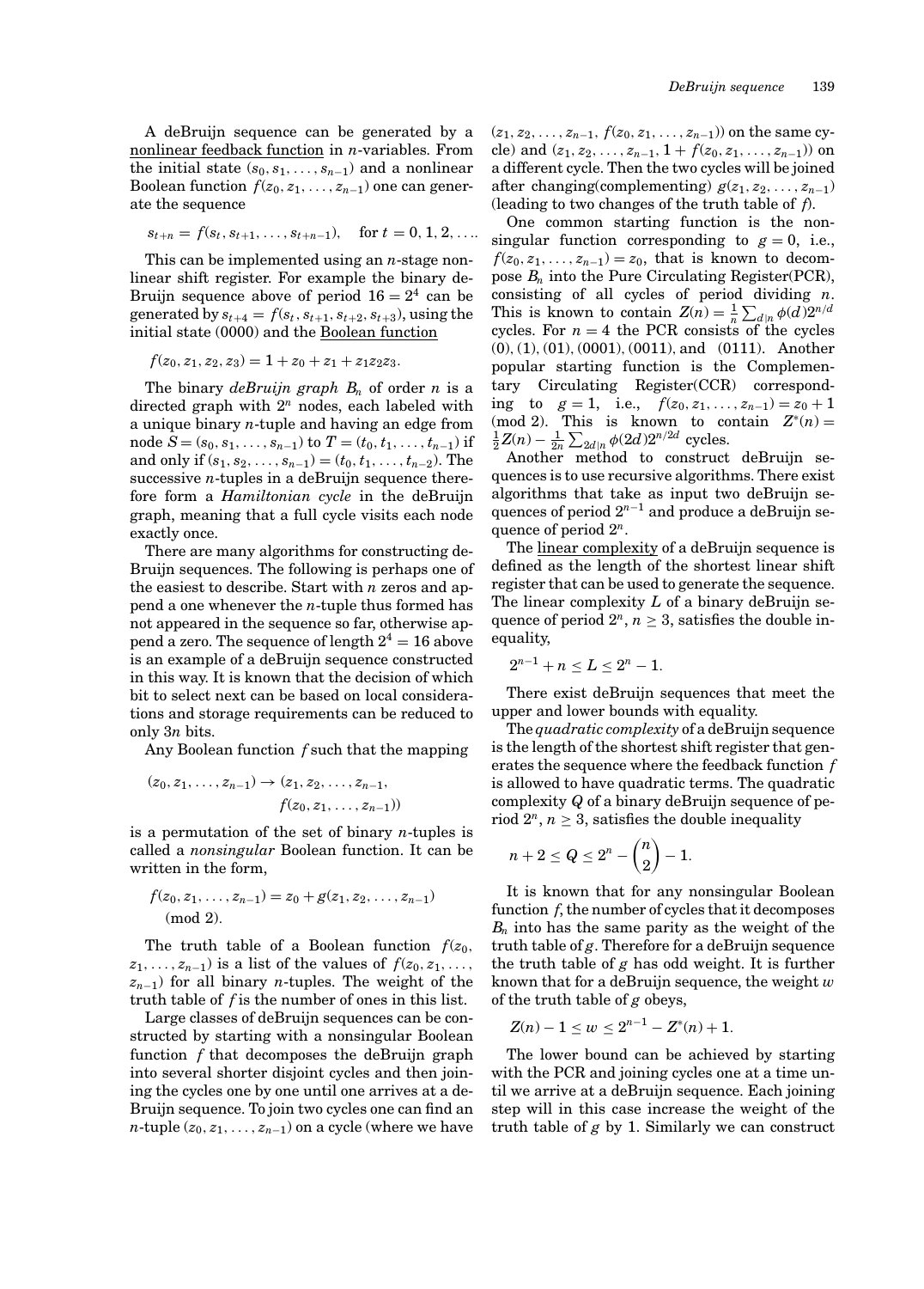A deBruijn sequence can be generated by a nonlinear feedback function in $n$-variables. From the initial state $(s_0, s_1, \ldots, s_{n-1})$ and a nonlinear Boolean function $f(z_0, z_1, \ldots, z_{n-1})$ one can generate the sequence

$$s_{t+n} = f(s_t, s_{t+1}, \ldots, s_{t+n-1}), \quad \text{for } t = 0, 1, 2, \ldots.$$

This can be implemented using an $n$-stage nonlinear shift register. For example the binary deBruijn sequence above of period $16 = 2^4$ can be generated by $s_{t+4} = f(s_t, s_{t+1}, s_{t+2}, s_{t+3})$, using the initial state (0000) and the Boolean function

$$f(z_0, z_1, z_2, z_3) = 1 + z_0 + z_1 + z_1 z_2 z_3.$$

The binary *deBruijn graph* $B_n$ of order $n$ is a directed graph with $2^n$ nodes, each labeled with a unique binary $n$-tuple and having an edge from node $S = (s_0, s_1, \ldots, s_{n-1})$ to $T = (t_0, t_1, \ldots, t_{n-1})$ if and only if $(s_1, s_2, \ldots, s_{n-1}) = (t_0, t_1, \ldots, t_{n-2})$. The successive $n$-tuples in a deBruijn sequence therefore form a *Hamiltonian cycle* in the deBruijn graph, meaning that a full cycle visits each node exactly once.

There are many algorithms for constructing deBruijn sequences. The following is perhaps one of the easiest to describe. Start with $n$ zeros and append a one whenever the $n$-tuple thus formed has not appeared in the sequence so far, otherwise append a zero. The sequence of length $2^4 = 16$ above is an example of a deBruijn sequence constructed in this way. It is known that the decision of which bit to select next can be based on local considerations and storage requirements can be reduced to only $3n$ bits.

Any Boolean function $f$ such that the mapping

$$(z_0, z_1, \ldots, z_{n-1}) \rightarrow (z_1, z_2, \ldots, z_{n-1}, f(z_0, z_1, \ldots, z_{n-1}))$$

is a permutation of the set of binary $n$-tuples is called a *nonsingular* Boolean function. It can be written in the form,

$$f(z_0, z_1, \ldots, z_{n-1}) = z_0 + g(z_1, z_2, \ldots, z_{n-1}) \pmod 2.$$

The truth table of a Boolean function $f(z_0, z_1, \ldots, z_{n-1})$ is a list of the values of $f(z_0, z_1, \ldots, z_{n-1})$ for all binary $n$-tuples. The weight of the truth table of $f$ is the number of ones in this list.

Large classes of deBruijn sequences can be constructed by starting with a nonsingular Boolean function $f$ that decomposes the deBruijn graph into several shorter disjoint cycles and then joining the cycles one by one until one arrives at a deBruijn sequence. To join two cycles one can find an $n$-tuple $(z_0, z_1, \ldots, z_{n-1})$ on a cycle (where we have $(z_1, z_2, \ldots, z_{n-1}, f(z_0, z_1, \ldots, z_{n-1}))$ on the same cycle) and $(z_1, z_2, \ldots, z_{n-1}, 1 + f(z_0, z_1, \ldots, z_{n-1}))$ on a different cycle. Then the two cycles will be joined after changing(complementing) $g(z_1, z_2, \ldots, z_{n-1})$ (leading to two changes of the truth table of $f$).

One common starting function is the nonsingular function corresponding to $g = 0$, i.e., $f(z_0, z_1, \ldots, z_{n-1}) = z_0$, that is known to decompose $B_n$ into the Pure Circulating Register(PCR), consisting of all cycles of period dividing $n$. This is known to contain $Z(n) = \frac{1}{n}\sum_{d|n}\phi(d)2^{n/d}$ cycles. For $n = 4$ the PCR consists of the cycles (0), (1), (01), (0001), (0011), and (0111). Another popular starting function is the Complementary Circulating Register(CCR) corresponding to $g = 1$, i.e., $f(z_0, z_1, \ldots, z_{n-1}) = z_0 + 1 \pmod 2$. This is known to contain $Z^*(n) = \frac{1}{2}Z(n) - \frac{1}{2n}\sum_{2d|n}\phi(2d)2^{n/2d}$ cycles.

Another method to construct deBruijn sequences is to use recursive algorithms. There exist algorithms that take as input two deBruijn sequences of period $2^{n-1}$ and produce a deBruijn sequence of period $2^n$.

The linear complexity of a deBruijn sequence is defined as the length of the shortest linear shift register that can be used to generate the sequence. The linear complexity $L$ of a binary deBruijn sequence of period $2^n$, $n \geq 3$, satisfies the double inequality,

$$2^{n-1} + n \leq L \leq 2^n - 1.$$

There exist deBruijn sequences that meet the upper and lower bounds with equality.

The *quadratic complexity* of a deBruijn sequence is the length of the shortest shift register that generates the sequence where the feedback function $f$ is allowed to have quadratic terms. The quadratic complexity $Q$ of a binary deBruijn sequence of period $2^n$, $n \geq 3$, satisfies the double inequality

$$n + 2 \leq Q \leq 2^n - \binom{n}{2} - 1.$$

It is known that for any nonsingular Boolean function $f$, the number of cycles that it decomposes $B_n$ into has the same parity as the weight of the truth table of $g$. Therefore for a deBruijn sequence the truth table of $g$ has odd weight. It is further known that for a deBruijn sequence, the weight $w$ of the truth table of $g$ obeys,

$$Z(n) - 1 \leq w \leq 2^{n-1} - Z^*(n) + 1.$$

The lower bound can be achieved by starting with the PCR and joining cycles one at a time until we arrive at a deBruijn sequence. Each joining step will in this case increase the weight of the truth table of $g$ by 1. Similarly we can construct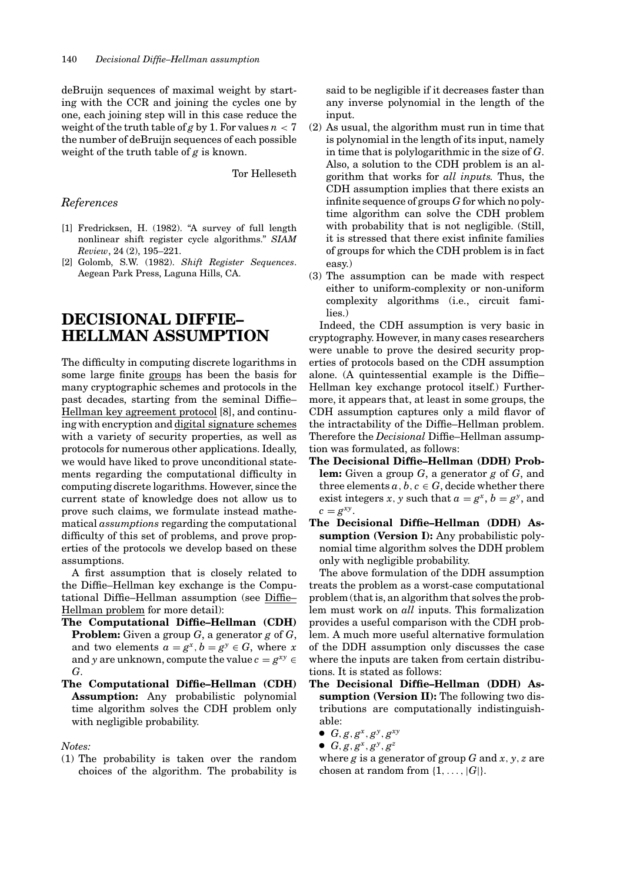deBruijn sequences of maximal weight by starting with the CCR and joining the cycles one by one, each joining step will in this case reduce the weight of the truth table of $g$ by 1. For values $n < 7$ the number of deBruijn sequences of each possible weight of the truth table of $g$ is known.

Tor Helleseth

## References

[1] Fredricksen, H. (1982). "A survey of full length nonlinear shift register cycle algorithms." *SIAM Review*, 24 (2), 195–221.

[2] Golomb, S.W. (1982). *Shift Register Sequences*. Aegean Park Press, Laguna Hills, CA.

# DECISIONAL DIFFIE–HELLMAN ASSUMPTION

The difficulty in computing discrete logarithms in some large finite groups has been the basis for many cryptographic schemes and protocols in the past decades, starting from the seminal Diffie–Hellman key agreement protocol [8], and continuing with encryption and digital signature schemes with a variety of security properties, as well as protocols for numerous other applications. Ideally, we would have liked to prove unconditional statements regarding the computational difficulty in computing discrete logarithms. However, since the current state of knowledge does not allow us to prove such claims, we formulate instead mathematical *assumptions* regarding the computational difficulty of this set of problems, and prove properties of the protocols we develop based on these assumptions.

A first assumption that is closely related to the Diffie–Hellman key exchange is the Computational Diffie–Hellman assumption (see Diffie–Hellman problem for more detail):

**The Computational Diffie–Hellman (CDH) Problem:** Given a group $G$, a generator $g$ of $G$, and two elements $a = g^x, b = g^y \in G$, where $x$ and $y$ are unknown, compute the value $c = g^{xy} \in G$.

**The Computational Diffie–Hellman (CDH) Assumption:** Any probabilistic polynomial time algorithm solves the CDH problem only with negligible probability.

*Notes:*

(1) The probability is taken over the random choices of the algorithm. The probability is said to be negligible if it decreases faster than any inverse polynomial in the length of the input.

(2) As usual, the algorithm must run in time that is polynomial in the length of its input, namely in time that is polylogarithmic in the size of $G$. Also, a solution to the CDH problem is an algorithm that works for *all inputs.* Thus, the CDH assumption implies that there exists an infinite sequence of groups $G$ for which no polytime algorithm can solve the CDH problem with probability that is not negligible. (Still, it is stressed that there exist infinite families of groups for which the CDH problem is in fact easy.)

(3) The assumption can be made with respect either to uniform-complexity or non-uniform complexity algorithms (i.e., circuit families.)

Indeed, the CDH assumption is very basic in cryptography. However, in many cases researchers were unable to prove the desired security properties of protocols based on the CDH assumption alone. (A quintessential example is the Diffie–Hellman key exchange protocol itself.) Furthermore, it appears that, at least in some groups, the CDH assumption captures only a mild flavor of the intractability of the Diffie–Hellman problem. Therefore the *Decisional* Diffie–Hellman assumption was formulated, as follows:

**The Decisional Diffie–Hellman (DDH) Problem:** Given a group $G$, a generator $g$ of $G$, and three elements $a, b, c \in G$, decide whether there exist integers $x, y$ such that $a = g^x$, $b = g^y$, and $c = g^{xy}$.

**The Decisional Diffie–Hellman (DDH) Assumption (Version I):** Any probabilistic polynomial time algorithm solves the DDH problem only with negligible probability.

The above formulation of the DDH assumption treats the problem as a worst-case computational problem (that is, an algorithm that solves the problem must work on *all* inputs. This formalization provides a useful comparison with the CDH problem. A much more useful alternative formulation of the DDH assumption only discusses the case where the inputs are taken from certain distributions. It is stated as follows:

**The Decisional Diffie–Hellman (DDH) Assumption (Version II):** The following two distributions are computationally indistinguishable:

- $G, g, g^x, g^y, g^{xy}$
- $G, g, g^x, g^y, g^z$

where $g$ is a generator of group $G$ and $x, y, z$ are chosen at random from $\{1, \ldots, |G|\}$.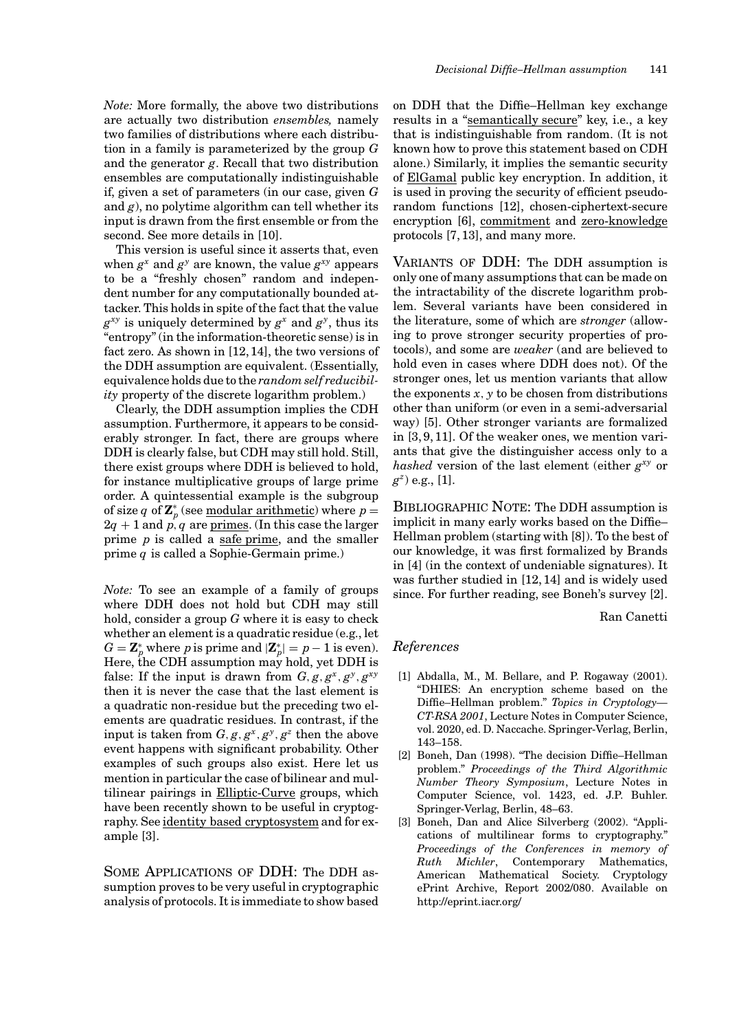*Note:* More formally, the above two distributions are actually two distribution *ensembles,* namely two families of distributions where each distribution in a family is parameterized by the group $G$ and the generator $g$. Recall that two distribution ensembles are computationally indistinguishable if, given a set of parameters (in our case, given $G$ and $g$), no polytime algorithm can tell whether its input is drawn from the first ensemble or from the second. See more details in [10].

This version is useful since it asserts that, even when $g^x$ and $g^y$ are known, the value $g^{xy}$ appears to be a "freshly chosen" random and independent number for any computationally bounded attacker. This holds in spite of the fact that the value $g^{xy}$ is uniquely determined by $g^x$ and $g^y$, thus its "entropy" (in the information-theoretic sense) is in fact zero. As shown in [12, 14], the two versions of the DDH assumption are equivalent. (Essentially, equivalence holds due to the *random self reducibility* property of the discrete logarithm problem.)

Clearly, the DDH assumption implies the CDH assumption. Furthermore, it appears to be considerably stronger. In fact, there are groups where DDH is clearly false, but CDH may still hold. Still, there exist groups where DDH is believed to hold, for instance multiplicative groups of large prime order. A quintessential example is the subgroup of size $q$ of $\mathbf{Z}_p^*$ (see modular arithmetic) where $p = 2q + 1$ and $p, q$ are primes. (In this case the larger prime $p$ is called a safe prime, and the smaller prime $q$ is called a Sophie-Germain prime.)

*Note:* To see an example of a family of groups where DDH does not hold but CDH may still hold, consider a group $G$ where it is easy to check whether an element is a quadratic residue (e.g., let $G = \mathbf{Z}_p^*$ where $p$ is prime and $|\mathbf{Z}_p^*| = p - 1$ is even). Here, the CDH assumption may hold, yet DDH is false: If the input is drawn from $G, g, g^x, g^y, g^{xy}$ then it is never the case that the last element is a quadratic non-residue but the preceding two elements are quadratic residues. In contrast, if the input is taken from $G, g, g^x, g^y, g^z$ then the above event happens with significant probability. Other examples of such groups also exist. Here let us mention in particular the case of bilinear and multilinear pairings in Elliptic-Curve groups, which have been recently shown to be useful in cryptography. See identity based cryptosystem and for example [3].

Some Applications of DDH: The DDH assumption proves to be very useful in cryptographic analysis of protocols. It is immediate to show based on DDH that the Diffie–Hellman key exchange results in a "semantically secure" key, i.e., a key that is indistinguishable from random. (It is not known how to prove this statement based on CDH alone.) Similarly, it implies the semantic security of ElGamal public key encryption. In addition, it is used in proving the security of efficient pseudorandom functions [12], chosen-ciphertext-secure encryption [6], commitment and zero-knowledge protocols [7, 13], and many more.

Variants of DDH: The DDH assumption is only one of many assumptions that can be made on the intractability of the discrete logarithm problem. Several variants have been considered in the literature, some of which are *stronger* (allowing to prove stronger security properties of protocols), and some are *weaker* (and are believed to hold even in cases where DDH does not). Of the stronger ones, let us mention variants that allow the exponents $x$, $y$ to be chosen from distributions other than uniform (or even in a semi-adversarial way) [5]. Other stronger variants are formalized in [3, 9, 11]. Of the weaker ones, we mention variants that give the distinguisher access only to a *hashed* version of the last element (either $g^{xy}$ or $g^z$) e.g., [1].

Bibliographic Note: The DDH assumption is implicit in many early works based on the Diffie–Hellman problem (starting with [8]). To the best of our knowledge, it was first formalized by Brands in [4] (in the context of undeniable signatures). It was further studied in [12, 14] and is widely used since. For further reading, see Boneh's survey [2].

Ran Canetti

## References

[1] Abdalla, M., M. Bellare, and P. Rogaway (2001). "DHIES: An encryption scheme based on the Diffie–Hellman problem." *Topics in Cryptology—CT-RSA 2001*, Lecture Notes in Computer Science, vol. 2020, ed. D. Naccache. Springer-Verlag, Berlin, 143–158.

[2] Boneh, Dan (1998). "The decision Diffie–Hellman problem." *Proceedings of the Third Algorithmic Number Theory Symposium*, Lecture Notes in Computer Science, vol. 1423, ed. J.P. Buhler. Springer-Verlag, Berlin, 48–63.

[3] Boneh, Dan and Alice Silverberg (2002). "Applications of multilinear forms to cryptography." *Proceedings of the Conferences in memory of Ruth Michler*, Contemporary Mathematics, American Mathematical Society. Cryptology ePrint Archive, Report 2002/080. Available on http://eprint.iacr.org/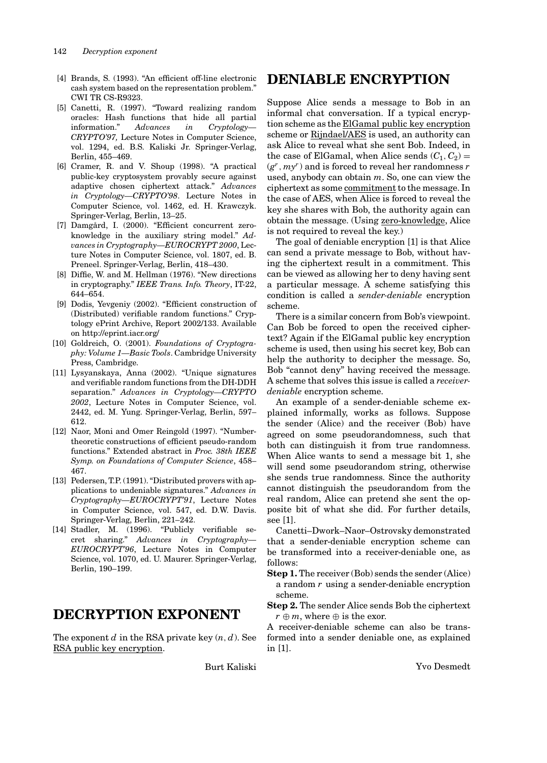[4] Brands, S. (1993). "An efficient off-line electronic cash system based on the representation problem." CWI TR CS-R9323.

[5] Canetti, R. (1997). "Toward realizing random oracles: Hash functions that hide all partial information." *Advances in Cryptology—CRYPTO'97*, Lecture Notes in Computer Science, vol. 1294, ed. B.S. Kaliski Jr. Springer-Verlag, Berlin, 455–469.

[6] Cramer, R. and V. Shoup (1998). "A practical public-key cryptosystem provably secure against adaptive chosen ciphertext attack." *Advances in Cryptology—CRYPTO'98*. Lecture Notes in Computer Science, vol. 1462, ed. H. Krawczyk. Springer-Verlag, Berlin, 13–25.

[7] Damgård, I. (2000). "Efficient concurrent zero-knowledge in the auxiliary string model." *Advances in Cryptography—EUROCRYPT 2000*, Lecture Notes in Computer Science, vol. 1807, ed. B. Preneel. Springer-Verlag, Berlin, 418–430.

[8] Diffie, W. and M. Hellman (1976). "New directions in cryptography." *IEEE Trans. Info. Theory*, IT-22, 644–654.

[9] Dodis, Yevgeniy (2002). "Efficient construction of (Distributed) verifiable random functions." Cryptology ePrint Archive, Report 2002/133. Available on http://eprint.iacr.org/

[10] Goldreich, O. (2001). *Foundations of Cryptography: Volume 1—Basic Tools*. Cambridge University Press, Cambridge.

[11] Lysyanskaya, Anna (2002). "Unique signatures and verifiable random functions from the DH-DDH separation." *Advances in Cryptology—CRYPTO 2002*, Lecture Notes in Computer Science, vol. 2442, ed. M. Yung. Springer-Verlag, Berlin, 597–612.

[12] Naor, Moni and Omer Reingold (1997). "Number-theoretic constructions of efficient pseudo-random functions." Extended abstract in *Proc. 38th IEEE Symp. on Foundations of Computer Science*, 458–467.

[13] Pedersen, T.P. (1991). "Distributed provers with applications to undeniable signatures." *Advances in Cryptography—EUROCRYPT'91*, Lecture Notes in Computer Science, vol. 547, ed. D.W. Davis. Springer-Verlag, Berlin, 221–242.

[14] Stadler, M. (1996). "Publicly verifiable secret sharing." *Advances in Cryptography—EUROCRYPT'96*, Lecture Notes in Computer Science, vol. 1070, ed. U. Maurer. Springer-Verlag, Berlin, 190–199.

# DECRYPTION EXPONENT

The exponent $d$ in the RSA private key $(n, d)$. See RSA public key encryption.

Burt Kaliski

# DENIABLE ENCRYPTION

Suppose Alice sends a message to Bob in an informal chat conversation. If a typical encryption scheme as the ElGamal public key encryption scheme or Rijndael/AES is used, an authority can ask Alice to reveal what she sent Bob. Indeed, in the case of ElGamal, when Alice sends $(C_1, C_2) = (g^r, my^r)$ and is forced to reveal her randomness $r$ used, anybody can obtain $m$. So, one can view the ciphertext as some commitment to the message. In the case of AES, when Alice is forced to reveal the key she shares with Bob, the authority again can obtain the message. (Using zero-knowledge, Alice is not required to reveal the key.)

The goal of deniable encryption [1] is that Alice can send a private message to Bob, without having the ciphertext result in a commitment. This can be viewed as allowing her to deny having sent a particular message. A scheme satisfying this condition is called a *sender-deniable* encryption scheme.

There is a similar concern from Bob's viewpoint. Can Bob be forced to open the received ciphertext? Again if the ElGamal public key encryption scheme is used, then using his secret key, Bob can help the authority to decipher the message. So, Bob "cannot deny" having received the message. A scheme that solves this issue is called a *receiver-deniable* encryption scheme.

An example of a sender-deniable scheme explained informally, works as follows. Suppose the sender (Alice) and the receiver (Bob) have agreed on some pseudorandomness, such that both can distinguish it from true randomness. When Alice wants to send a message bit 1, she will send some pseudorandom string, otherwise she sends true randomness. Since the authority cannot distinguish the pseudorandom from the real random, Alice can pretend she sent the opposite bit of what she did. For further details, see [1].

Canetti–Dwork–Naor–Ostrovsky demonstrated that a sender-deniable encryption scheme can be transformed into a receiver-deniable one, as follows:

**Step 1.** The receiver (Bob) sends the sender (Alice) a random $r$ using a sender-deniable encryption scheme.

**Step 2.** The sender Alice sends Bob the ciphertext $r \oplus m$, where $\oplus$ is the exor.

A receiver-deniable scheme can also be transformed into a sender deniable one, as explained in [1].

Yvo Desmedt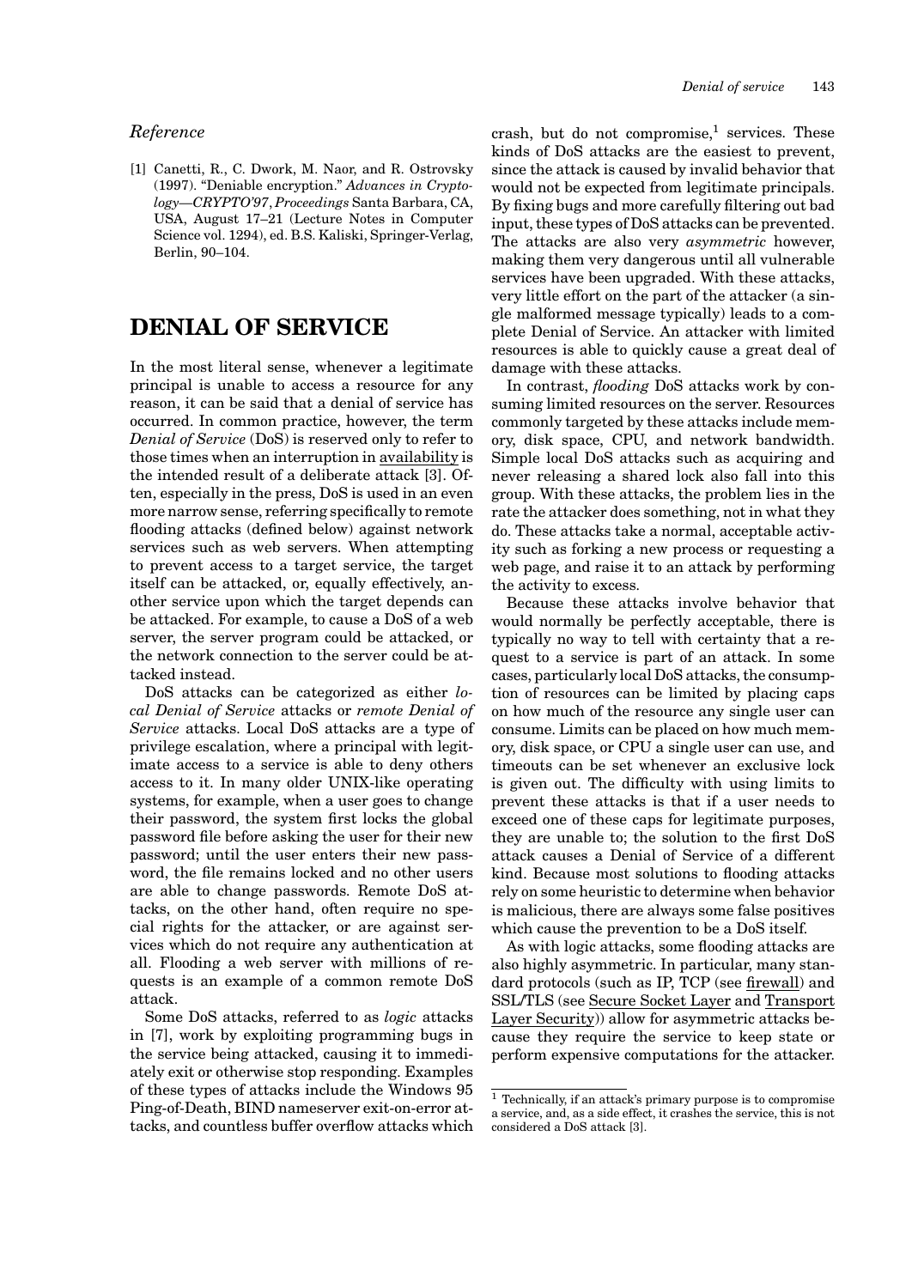### Reference

[1] Canetti, R., C. Dwork, M. Naor, and R. Ostrovsky (1997). "Deniable encryption." *Advances in Cryptology—CRYPTO'97, Proceedings* Santa Barbara, CA, USA, August 17–21 (Lecture Notes in Computer Science vol. 1294), ed. B.S. Kaliski, Springer-Verlag, Berlin, 90–104.

# DENIAL OF SERVICE

In the most literal sense, whenever a legitimate principal is unable to access a resource for any reason, it can be said that a denial of service has occurred. In common practice, however, the term *Denial of Service* (DoS) is reserved only to refer to those times when an interruption in availability is the intended result of a deliberate attack [3]. Often, especially in the press, DoS is used in an even more narrow sense, referring specifically to remote flooding attacks (defined below) against network services such as web servers. When attempting to prevent access to a target service, the target itself can be attacked, or, equally effectively, another service upon which the target depends can be attacked. For example, to cause a DoS of a web server, the server program could be attacked, or the network connection to the server could be attacked instead.

DoS attacks can be categorized as either *local Denial of Service* attacks or *remote Denial of Service* attacks. Local DoS attacks are a type of privilege escalation, where a principal with legitimate access to a service is able to deny others access to it. In many older UNIX-like operating systems, for example, when a user goes to change their password, the system first locks the global password file before asking the user for their new password; until the user enters their new password, the file remains locked and no other users are able to change passwords. Remote DoS attacks, on the other hand, often require no special rights for the attacker, or are against services which do not require any authentication at all. Flooding a web server with millions of requests is an example of a common remote DoS attack.

Some DoS attacks, referred to as *logic* attacks in [7], work by exploiting programming bugs in the service being attacked, causing it to immediately exit or otherwise stop responding. Examples of these types of attacks include the Windows 95 Ping-of-Death, BIND nameserver exit-on-error attacks, and countless buffer overflow attacks which crash, but do not compromise,[1] services. These kinds of DoS attacks are the easiest to prevent, since the attack is caused by invalid behavior that would not be expected from legitimate principals. By fixing bugs and more carefully filtering out bad input, these types of DoS attacks can be prevented. The attacks are also very *asymmetric* however, making them very dangerous until all vulnerable services have been upgraded. With these attacks, very little effort on the part of the attacker (a single malformed message typically) leads to a complete Denial of Service. An attacker with limited resources is able to quickly cause a great deal of damage with these attacks.

In contrast, *flooding* DoS attacks work by consuming limited resources on the server. Resources commonly targeted by these attacks include memory, disk space, CPU, and network bandwidth. Simple local DoS attacks such as acquiring and never releasing a shared lock also fall into this group. With these attacks, the problem lies in the rate the attacker does something, not in what they do. These attacks take a normal, acceptable activity such as forking a new process or requesting a web page, and raise it to an attack by performing the activity to excess.

Because these attacks involve behavior that would normally be perfectly acceptable, there is typically no way to tell with certainty that a request to a service is part of an attack. In some cases, particularly local DoS attacks, the consumption of resources can be limited by placing caps on how much of the resource any single user can consume. Limits can be placed on how much memory, disk space, or CPU a single user can use, and timeouts can be set whenever an exclusive lock is given out. The difficulty with using limits to prevent these attacks is that if a user needs to exceed one of these caps for legitimate purposes, they are unable to; the solution to the first DoS attack causes a Denial of Service of a different kind. Because most solutions to flooding attacks rely on some heuristic to determine when behavior is malicious, there are always some false positives which cause the prevention to be a DoS itself.

As with logic attacks, some flooding attacks are also highly asymmetric. In particular, many standard protocols (such as IP, TCP (see firewall) and SSL/TLS (see Secure Socket Layer and Transport Layer Security)) allow for asymmetric attacks because they require the service to keep state or perform expensive computations for the attacker.

[1] Technically, if an attack's primary purpose is to compromise a service, and, as a side effect, it crashes the service, this is not considered a DoS attack [3].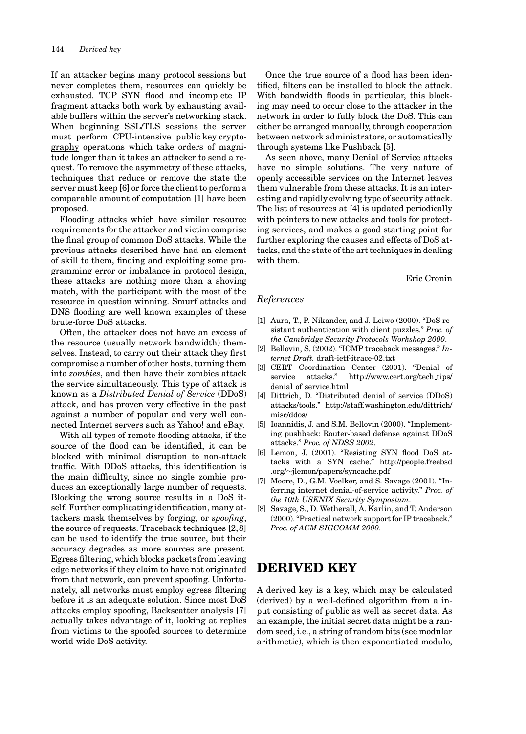If an attacker begins many protocol sessions but never completes them, resources can quickly be exhausted. TCP SYN flood and incomplete IP fragment attacks both work by exhausting available buffers within the server's networking stack. When beginning SSL/TLS sessions the server must perform CPU-intensive public key cryptography operations which take orders of magnitude longer than it takes an attacker to send a request. To remove the asymmetry of these attacks, techniques that reduce or remove the state the server must keep [6] or force the client to perform a comparable amount of computation [1] have been proposed.

Flooding attacks which have similar resource requirements for the attacker and victim comprise the final group of common DoS attacks. While the previous attacks described have had an element of skill to them, finding and exploiting some programming error or imbalance in protocol design, these attacks are nothing more than a shoving match, with the participant with the most of the resource in question winning. Smurf attacks and DNS flooding are well known examples of these brute-force DoS attacks.

Often, the attacker does not have an excess of the resource (usually network bandwidth) themselves. Instead, to carry out their attack they first compromise a number of other hosts, turning them into *zombies*, and then have their zombies attack the service simultaneously. This type of attack is known as a *Distributed Denial of Service* (DDoS) attack, and has proven very effective in the past against a number of popular and very well connected Internet servers such as Yahoo! and eBay.

With all types of remote flooding attacks, if the source of the flood can be identified, it can be blocked with minimal disruption to non-attack traffic. With DDoS attacks, this identification is the main difficulty, since no single zombie produces an exceptionally large number of requests. Blocking the wrong source results in a DoS itself. Further complicating identification, many attackers mask themselves by forging, or *spoofing*, the source of requests. Traceback techniques [2, 8] can be used to identify the true source, but their accuracy degrades as more sources are present. Egress filtering, which blocks packets from leaving edge networks if they claim to have not originated from that network, can prevent spoofing. Unfortunately, all networks must employ egress filtering before it is an adequate solution. Since most DoS attacks employ spoofing, Backscatter analysis [7] actually takes advantage of it, looking at replies from victims to the spoofed sources to determine world-wide DoS activity.

Once the true source of a flood has been identified, filters can be installed to block the attack. With bandwidth floods in particular, this blocking may need to occur close to the attacker in the network in order to fully block the DoS. This can either be arranged manually, through cooperation between network administrators, or automatically through systems like Pushback [5].

As seen above, many Denial of Service attacks have no simple solutions. The very nature of openly accessible services on the Internet leaves them vulnerable from these attacks. It is an interesting and rapidly evolving type of security attack. The list of resources at [4] is updated periodically with pointers to new attacks and tools for protecting services, and makes a good starting point for further exploring the causes and effects of DoS attacks, and the state of the art techniques in dealing with them.

Eric Cronin

### References

[1] Aura, T., P. Nikander, and J. Leiwo (2000). "DoS resistant authentication with client puzzles." *Proc. of the Cambridge Security Protocols Workshop 2000*.

[2] Bellovin, S. (2002). "ICMP traceback messages." *Internet Draft.* draft-ietf-itrace-02.txt

[3] CERT Coordination Center (2001). "Denial of service attacks." http://www.cert.org/tech_tips/denial_of_service.html

[4] Dittrich, D. "Distributed denial of service (DDoS) attacks/tools." http://staff.washington.edu/dittrich/misc/ddos/

[5] Ioannidis, J. and S.M. Bellovin (2000). "Implementing pushback: Router-based defense against DDoS attacks." *Proc. of NDSS 2002*.

[6] Lemon, J. (2001). "Resisting SYN flood DoS attacks with a SYN cache." http://people.freebsd.org/~jlemon/papers/syncache.pdf

[7] Moore, D., G.M. Voelker, and S. Savage (2001). "Inferring internet denial-of-service activity." *Proc. of the 10th USENIX Security Symposium*.

[8] Savage, S., D. Wetherall, A. Karlin, and T. Anderson (2000). "Practical network support for IP traceback." *Proc. of ACM SIGCOMM 2000*.

# DERIVED KEY

A derived key is a key, which may be calculated (derived) by a well-defined algorithm from a input consisting of public as well as secret data. As an example, the initial secret data might be a random seed, i.e., a string of random bits (see modular arithmetic), which is then exponentiated modulo,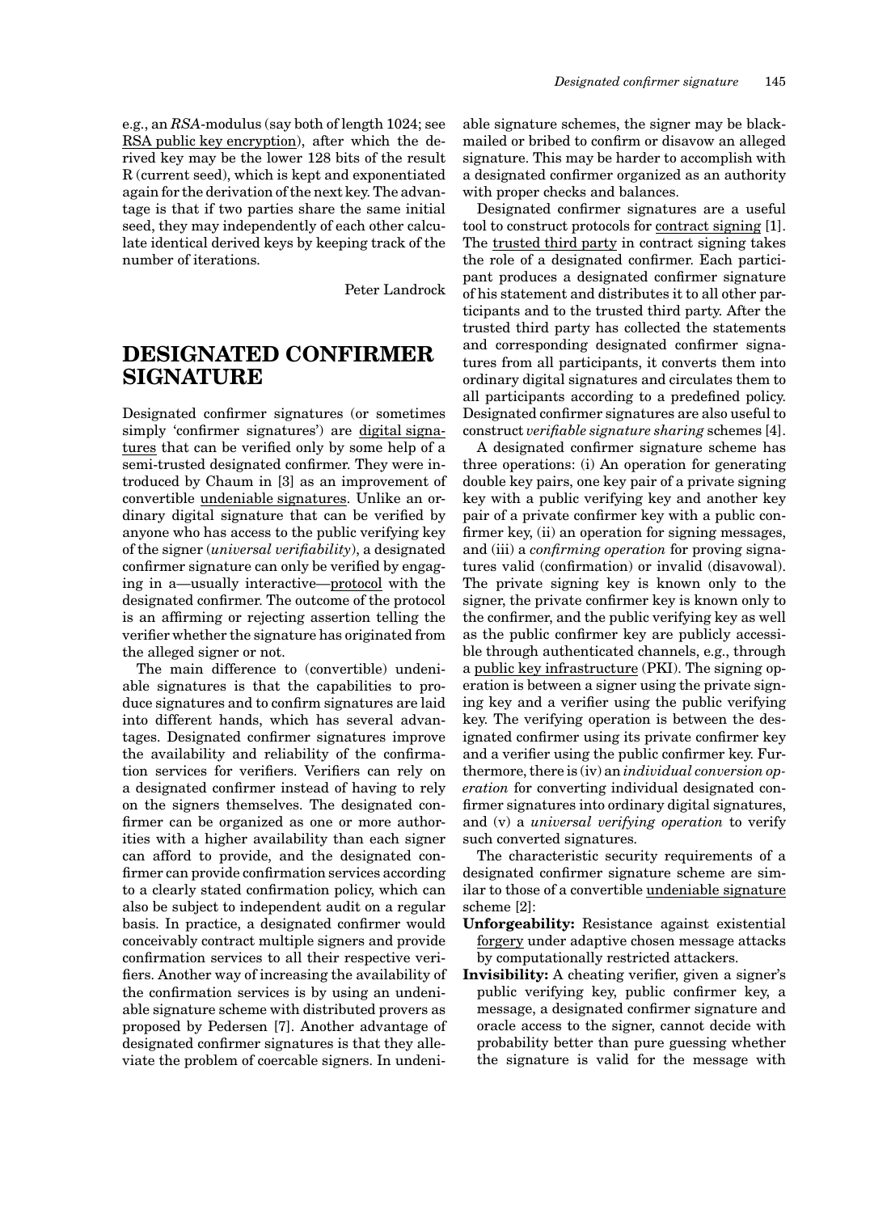e.g., an *RSA*-modulus (say both of length 1024; see RSA public key encryption), after which the derived key may be the lower 128 bits of the result R (current seed), which is kept and exponentiated again for the derivation of the next key. The advantage is that if two parties share the same initial seed, they may independently of each other calculate identical derived keys by keeping track of the number of iterations.

Peter Landrock

# DESIGNATED CONFIRMER SIGNATURE

Designated confirmer signatures (or sometimes simply 'confirmer signatures') are digital signatures that can be verified only by some help of a semi-trusted designated confirmer. They were introduced by Chaum in [3] as an improvement of convertible undeniable signatures. Unlike an ordinary digital signature that can be verified by anyone who has access to the public verifying key of the signer (*universal verifiability*), a designated confirmer signature can only be verified by engaging in a—usually interactive—protocol with the designated confirmer. The outcome of the protocol is an affirming or rejecting assertion telling the verifier whether the signature has originated from the alleged signer or not.

The main difference to (convertible) undeniable signatures is that the capabilities to produce signatures and to confirm signatures are laid into different hands, which has several advantages. Designated confirmer signatures improve the availability and reliability of the confirmation services for verifiers. Verifiers can rely on a designated confirmer instead of having to rely on the signers themselves. The designated confirmer can be organized as one or more authorities with a higher availability than each signer can afford to provide, and the designated confirmer can provide confirmation services according to a clearly stated confirmation policy, which can also be subject to independent audit on a regular basis. In practice, a designated confirmer would conceivably contract multiple signers and provide confirmation services to all their respective verifiers. Another way of increasing the availability of the confirmation services is by using an undeniable signature scheme with distributed provers as proposed by Pedersen [7]. Another advantage of designated confirmer signatures is that they alleviate the problem of coercable signers. In undeniable signature schemes, the signer may be blackmailed or bribed to confirm or disavow an alleged signature. This may be harder to accomplish with a designated confirmer organized as an authority with proper checks and balances.

Designated confirmer signatures are a useful tool to construct protocols for contract signing [1]. The trusted third party in contract signing takes the role of a designated confirmer. Each participant produces a designated confirmer signature of his statement and distributes it to all other participants and to the trusted third party. After the trusted third party has collected the statements and corresponding designated confirmer signatures from all participants, it converts them into ordinary digital signatures and circulates them to all participants according to a predefined policy. Designated confirmer signatures are also useful to construct *verifiable signature sharing* schemes [4].

A designated confirmer signature scheme has three operations: (i) An operation for generating double key pairs, one key pair of a private signing key with a public verifying key and another key pair of a private confirmer key with a public confirmer key, (ii) an operation for signing messages, and (iii) a *confirming operation* for proving signatures valid (confirmation) or invalid (disavowal). The private signing key is known only to the signer, the private confirmer key is known only to the confirmer, and the public verifying key as well as the public confirmer key are publicly accessible through authenticated channels, e.g., through a public key infrastructure (PKI). The signing operation is between a signer using the private signing key and a verifier using the public verifying key. The verifying operation is between the designated confirmer using its private confirmer key and a verifier using the public confirmer key. Furthermore, there is (iv) an *individual conversion operation* for converting individual designated confirmer signatures into ordinary digital signatures, and (v) a *universal verifying operation* to verify such converted signatures.

The characteristic security requirements of a designated confirmer signature scheme are similar to those of a convertible undeniable signature scheme [2]:

**Unforgeability:** Resistance against existential forgery under adaptive chosen message attacks by computationally restricted attackers.

**Invisibility:** A cheating verifier, given a signer's public verifying key, public confirmer key, a message, a designated confirmer signature and oracle access to the signer, cannot decide with probability better than pure guessing whether the signature is valid for the message with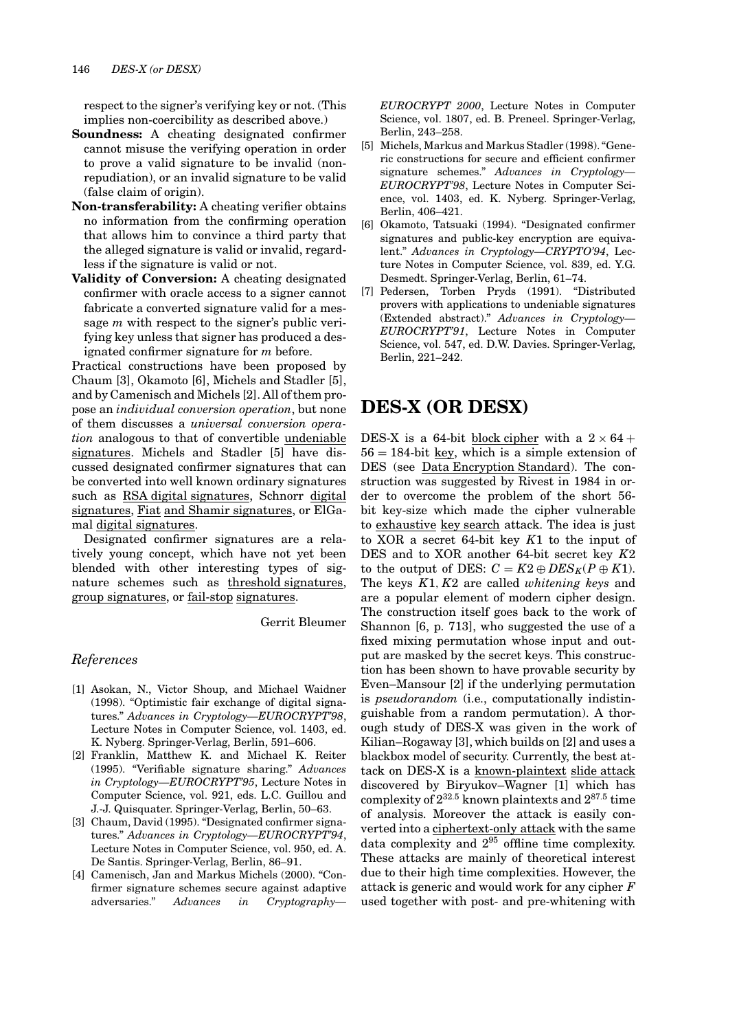respect to the signer's verifying key or not. (This implies non-coercibility as described above.)

**Soundness:** A cheating designated confirmer cannot misuse the verifying operation in order to prove a valid signature to be invalid (non-repudiation), or an invalid signature to be valid (false claim of origin).

**Non-transferability:** A cheating verifier obtains no information from the confirming operation that allows him to convince a third party that the alleged signature is valid or invalid, regardless if the signature is valid or not.

**Validity of Conversion:** A cheating designated confirmer with oracle access to a signer cannot fabricate a converted signature valid for a message $m$ with respect to the signer's public verifying key unless that signer has produced a designated confirmer signature for $m$ before.

Practical constructions have been proposed by Chaum [3], Okamoto [6], Michels and Stadler [5], and by Camenisch and Michels [2]. All of them propose an *individual conversion operation*, but none of them discusses a *universal conversion operation* analogous to that of convertible undeniable signatures. Michels and Stadler [5] have discussed designated confirmer signatures that can be converted into well known ordinary signatures such as RSA digital signatures, Schnorr digital signatures, Fiat and Shamir signatures, or ElGamal digital signatures.

Designated confirmer signatures are a relatively young concept, which have not yet been blended with other interesting types of signature schemes such as threshold signatures, group signatures, or fail-stop signatures.

Gerrit Bleumer

### *References*

[1] Asokan, N., Victor Shoup, and Michael Waidner (1998). "Optimistic fair exchange of digital signatures." *Advances in Cryptology—EUROCRYPT'98*, Lecture Notes in Computer Science, vol. 1403, ed. K. Nyberg. Springer-Verlag, Berlin, 591–606.

[2] Franklin, Matthew K. and Michael K. Reiter (1995). "Verifiable signature sharing." *Advances in Cryptology—EUROCRYPT'95*, Lecture Notes in Computer Science, vol. 921, eds. L.C. Guillou and J.-J. Quisquater. Springer-Verlag, Berlin, 50–63.

[3] Chaum, David (1995). "Designated confirmer signatures." *Advances in Cryptology—EUROCRYPT'94*, Lecture Notes in Computer Science, vol. 950, ed. A. De Santis. Springer-Verlag, Berlin, 86–91.

[4] Camenisch, Jan and Markus Michels (2000). "Confirmer signature schemes secure against adaptive adversaries." *Advances in Cryptography—EUROCRYPT 2000*, Lecture Notes in Computer Science, vol. 1807, ed. B. Preneel. Springer-Verlag, Berlin, 243–258.

[5] Michels, Markus and Markus Stadler (1998). "Generic constructions for secure and efficient confirmer signature schemes." *Advances in Cryptology—EUROCRYPT'98*, Lecture Notes in Computer Science, vol. 1403, ed. K. Nyberg. Springer-Verlag, Berlin, 406–421.

[6] Okamoto, Tatsuaki (1994). "Designated confirmer signatures and public-key encryption are equivalent." *Advances in Cryptology—CRYPTO'94*, Lecture Notes in Computer Science, vol. 839, ed. Y.G. Desmedt. Springer-Verlag, Berlin, 61–74.

[7] Pedersen, Torben Pryds (1991). "Distributed provers with applications to undeniable signatures (Extended abstract)." *Advances in Cryptology—EUROCRYPT'91*, Lecture Notes in Computer Science, vol. 547, ed. D.W. Davies. Springer-Verlag, Berlin, 221–242.

# DES-X (OR DESX)

DES-X is a 64-bit block cipher with a $2 \times 64 + 56 = 184$-bit key, which is a simple extension of DES (see Data Encryption Standard). The construction was suggested by Rivest in 1984 in order to overcome the problem of the short 56-bit key-size which made the cipher vulnerable to exhaustive key search attack. The idea is just to XOR a secret 64-bit key $K1$ to the input of DES and to XOR another 64-bit secret key $K2$ to the output of DES: $C = K2 \oplus DES_K(P \oplus K1)$. The keys $K1, K2$ are called *whitening keys* and are a popular element of modern cipher design. The construction itself goes back to the work of Shannon [6, p. 713], who suggested the use of a fixed mixing permutation whose input and output are masked by the secret keys. This construction has been shown to have provable security by Even–Mansour [2] if the underlying permutation is *pseudorandom* (i.e., computationally indistinguishable from a random permutation). A thorough study of DES-X was given in the work of Kilian–Rogaway [3], which builds on [2] and uses a blackbox model of security. Currently, the best attack on DES-X is a known-plaintext slide attack discovered by Biryukov–Wagner [1] which has complexity of $2^{32.5}$ known plaintexts and $2^{87.5}$ time of analysis. Moreover the attack is easily converted into a ciphertext-only attack with the same data complexity and $2^{95}$ offline time complexity. These attacks are mainly of theoretical interest due to their high time complexities. However, the attack is generic and would work for any cipher $F$ used together with post- and pre-whitening with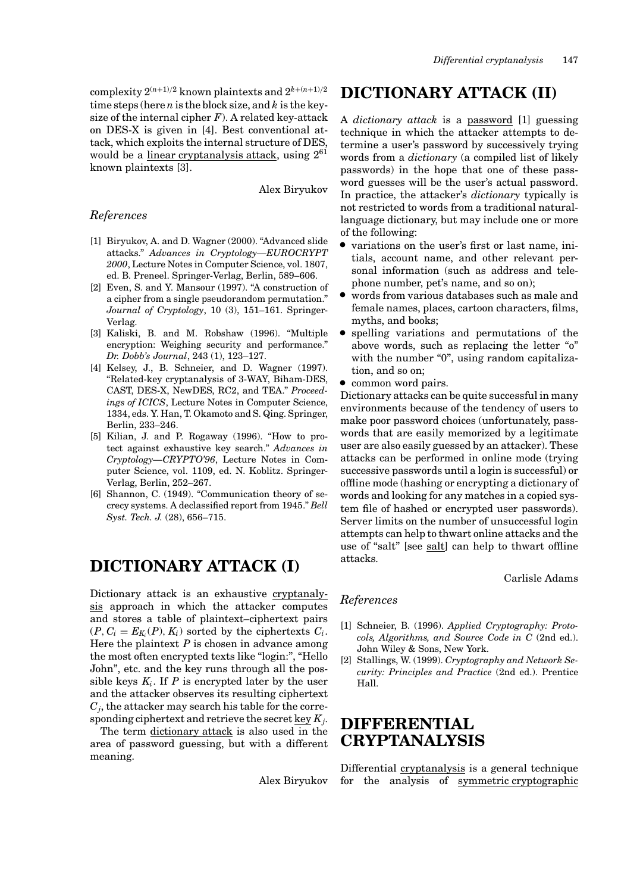complexity $2^{(n+1)/2}$ known plaintexts and $2^{k+(n+1)/2}$ time steps (here $n$ is the block size, and $k$ is the key-size of the internal cipher $F$). A related key-attack on DES-X is given in [4]. Best conventional attack, which exploits the internal structure of DES, would be a linear cryptanalysis attack, using $2^{61}$ known plaintexts [3].

Alex Biryukov

### *References*

[1] Biryukov, A. and D. Wagner (2000). "Advanced slide attacks." *Advances in Cryptology—EUROCRYPT 2000*, Lecture Notes in Computer Science, vol. 1807, ed. B. Preneel. Springer-Verlag, Berlin, 589–606.

[2] Even, S. and Y. Mansour (1997). "A construction of a cipher from a single pseudorandom permutation." *Journal of Cryptology*, 10 (3), 151–161. Springer-Verlag.

[3] Kaliski, B. and M. Robshaw (1996). "Multiple encryption: Weighing security and performance." *Dr. Dobb's Journal*, 243 (1), 123–127.

[4] Kelsey, J., B. Schneier, and D. Wagner (1997). "Related-key cryptanalysis of 3-WAY, Biham-DES, CAST, DES-X, NewDES, RC2, and TEA." *Proceedings of ICICS*, Lecture Notes in Computer Science, 1334, eds. Y. Han, T. Okamoto and S. Qing. Springer, Berlin, 233–246.

[5] Kilian, J. and P. Rogaway (1996). "How to protect against exhaustive key search." *Advances in Cryptology—CRYPTO'96*, Lecture Notes in Computer Science, vol. 1109, ed. N. Koblitz. Springer-Verlag, Berlin, 252–267.

[6] Shannon, C. (1949). "Communication theory of secrecy systems. A declassified report from 1945." *Bell Syst. Tech. J.* (28), 656–715.

# DICTIONARY ATTACK (I)

Dictionary attack is an exhaustive cryptanalysis approach in which the attacker computes and stores a table of plaintext–ciphertext pairs $(P, C_i = E_{K_i}(P), K_i)$ sorted by the ciphertexts $C_i$. Here the plaintext $P$ is chosen in advance among the most often encrypted texts like "login:", "Hello John", etc. and the key runs through all the possible keys $K_i$. If $P$ is encrypted later by the user and the attacker observes its resulting ciphertext $C_j$, the attacker may search his table for the corresponding ciphertext and retrieve the secret key $K_j$.

The term dictionary attack is also used in the area of password guessing, but with a different meaning.

Alex Biryukov

# DICTIONARY ATTACK (II)

A *dictionary attack* is a password [1] guessing technique in which the attacker attempts to determine a user's password by successively trying words from a *dictionary* (a compiled list of likely passwords) in the hope that one of these password guesses will be the user's actual password. In practice, the attacker's *dictionary* typically is not restricted to words from a traditional natural-language dictionary, but may include one or more of the following:

- variations on the user's first or last name, initials, account name, and other relevant personal information (such as address and telephone number, pet's name, and so on);
- words from various databases such as male and female names, places, cartoon characters, films, myths, and books;
- spelling variations and permutations of the above words, such as replacing the letter "o" with the number "0", using random capitalization, and so on;
- common word pairs.

Dictionary attacks can be quite successful in many environments because of the tendency of users to make poor password choices (unfortunately, passwords that are easily memorized by a legitimate user are also easily guessed by an attacker). These attacks can be performed in online mode (trying successive passwords until a login is successful) or offline mode (hashing or encrypting a dictionary of words and looking for any matches in a copied system file of hashed or encrypted user passwords). Server limits on the number of unsuccessful login attempts can help to thwart online attacks and the use of "salt" [see salt] can help to thwart offline attacks.

Carlisle Adams

### *References*

[1] Schneier, B. (1996). *Applied Cryptography: Protocols, Algorithms, and Source Code in C* (2nd ed.). John Wiley & Sons, New York.

[2] Stallings, W. (1999). *Cryptography and Network Security: Principles and Practice* (2nd ed.). Prentice Hall.

# DIFFERENTIAL CRYPTANALYSIS

Differential cryptanalysis is a general technique for the analysis of symmetric cryptographic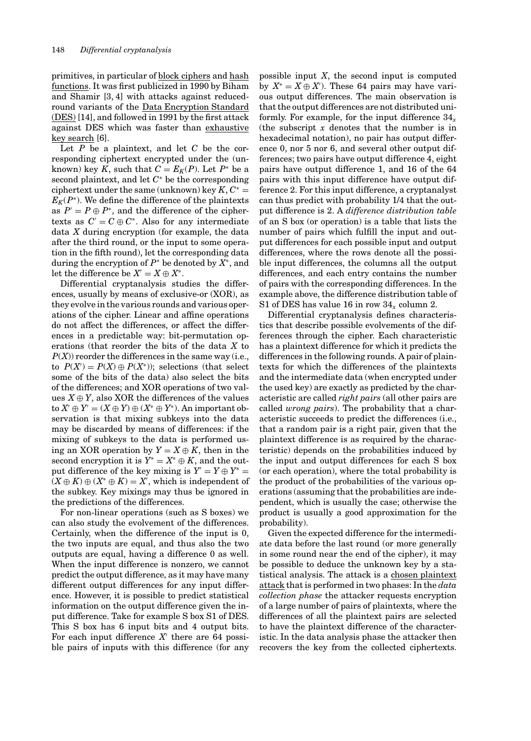primitives, in particular of block ciphers and hash functions. It was first publicized in 1990 by Biham and Shamir [3, 4] with attacks against reduced-round variants of the Data Encryption Standard (DES) [14], and followed in 1991 by the first attack against DES which was faster than exhaustive key search [6].

Let $P$ be a plaintext, and let $C$ be the corresponding ciphertext encrypted under the (unknown) key $K$, such that $C = E_K(P)$. Let $P^*$ be a second plaintext, and let $C^*$ be the corresponding ciphertext under the same (unknown) key $K$, $C^* = E_K(P^*)$. We define the difference of the plaintexts as $P' = P \oplus P^*$, and the difference of the ciphertexts as $C' = C \oplus C^*$. Also for any intermediate data $X$ during encryption (for example, the data after the third round, or the input to some operation in the fifth round), let the corresponding data during the encryption of $P^*$ be denoted by $X^*$, and let the difference be $X' = X \oplus X^*$.

Differential cryptanalysis studies the differences, usually by means of exclusive-or (XOR), as they evolve in the various rounds and various operations of the cipher. Linear and affine operations do not affect the differences, or affect the differences in a predictable way: bit-permutation operations (that reorder the bits of the data $X$ to $P(X)$) reorder the differences in the same way (i.e., to $P(X') = P(X) \oplus P(X^*)$); selections (that select some of the bits of the data) also select the bits of the differences; and XOR operations of two values $X \oplus Y$, also XOR the differences of the values to $X' \oplus Y' = (X \oplus Y) \oplus (X^* \oplus Y^*)$. An important observation is that mixing subkeys into the data may be discarded by means of differences: if the mixing of subkeys to the data is performed using an XOR operation by $Y = X \oplus K$, then in the second encryption it is $Y^* = X^* \oplus K$, and the output difference of the key mixing is $Y' = Y \oplus Y^* = (X \oplus K) \oplus (X^* \oplus K) = X'$, which is independent of the subkey. Key mixings may thus be ignored in the predictions of the differences.

For non-linear operations (such as S boxes) we can also study the evolvement of the differences. Certainly, when the difference of the input is 0, the two inputs are equal, and thus also the two outputs are equal, having a difference 0 as well. When the input difference is nonzero, we cannot predict the output difference, as it may have many different output differences for any input difference. However, it is possible to predict statistical information on the output difference given the input difference. Take for example S box S1 of DES. This S box has 6 input bits and 4 output bits. For each input difference $X'$ there are 64 possible pairs of inputs with this difference (for any possible input $X$, the second input is computed by $X^* = X \oplus X'$). These 64 pairs may have various output differences. The main observation is that the output differences are not distributed uniformly. For example, for the input difference $34_x$ (the subscript $x$ denotes that the number is in hexadecimal notation), no pair has output difference 0, nor 5 nor 6, and several other output differences; two pairs have output difference 4, eight pairs have output difference 1, and 16 of the 64 pairs with this input difference have output difference 2. For this input difference, a cryptanalyst can thus predict with probability 1/4 that the output difference is 2. A *difference distribution table* of an S box (or operation) is a table that lists the number of pairs which fulfill the input and output differences for each possible input and output differences, where the rows denote all the possible input differences, the columns all the output differences, and each entry contains the number of pairs with the corresponding differences. In the example above, the difference distribution table of S1 of DES has value 16 in row $34_x$ column 2.

Differential cryptanalysis defines characteristics that describe possible evolvements of the differences through the cipher. Each characteristic has a plaintext difference for which it predicts the differences in the following rounds. A pair of plaintexts for which the differences of the plaintexts and the intermediate data (when encrypted under the used key) are exactly as predicted by the characteristic are called *right pairs* (all other pairs are called *wrong pairs*). The probability that a characteristic succeeds to predict the differences (i.e., that a random pair is a right pair, given that the plaintext difference is as required by the characteristic) depends on the probabilities induced by the input and output differences for each S box (or each operation), where the total probability is the product of the probabilities of the various operations (assuming that the probabilities are independent, which is usually the case; otherwise the product is usually a good approximation for the probability).

Given the expected difference for the intermediate data before the last round (or more generally in some round near the end of the cipher), it may be possible to deduce the unknown key by a statistical analysis. The attack is a chosen plaintext attack that is performed in two phases: In the *data collection phase* the attacker requests encryption of a large number of pairs of plaintexts, where the differences of all the plaintext pairs are selected to have the plaintext difference of the characteristic. In the data analysis phase the attacker then recovers the key from the collected ciphertexts.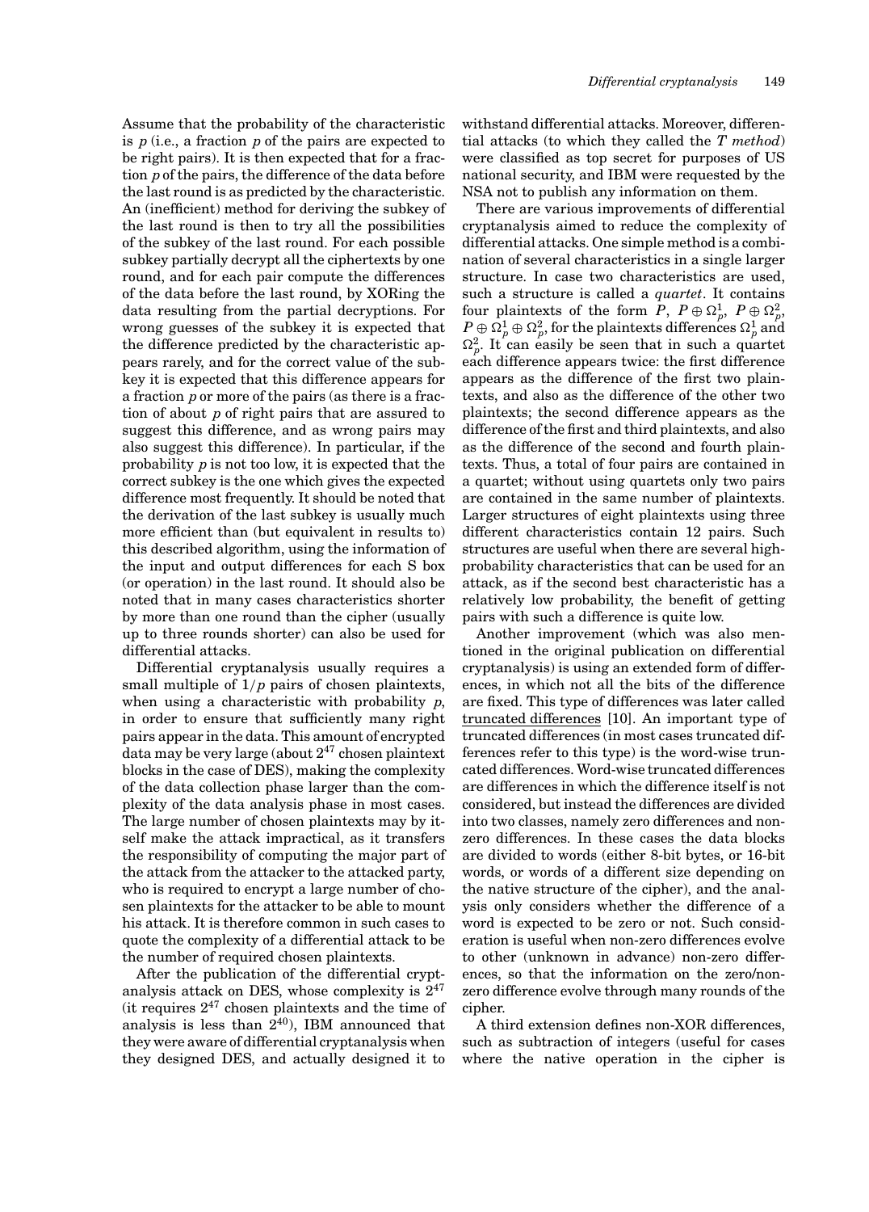Assume that the probability of the characteristic is $p$ (i.e., a fraction $p$ of the pairs are expected to be right pairs). It is then expected that for a fraction $p$ of the pairs, the difference of the data before the last round is as predicted by the characteristic. An (inefficient) method for deriving the subkey of the last round is then to try all the possibilities of the subkey of the last round. For each possible subkey partially decrypt all the ciphertexts by one round, and for each pair compute the differences of the data before the last round, by XORing the data resulting from the partial decryptions. For wrong guesses of the subkey it is expected that the difference predicted by the characteristic appears rarely, and for the correct value of the subkey it is expected that this difference appears for a fraction $p$ or more of the pairs (as there is a fraction of about $p$ of right pairs that are assured to suggest this difference, and as wrong pairs may also suggest this difference). In particular, if the probability $p$ is not too low, it is expected that the correct subkey is the one which gives the expected difference most frequently. It should be noted that the derivation of the last subkey is usually much more efficient than (but equivalent in results to) this described algorithm, using the information of the input and output differences for each S box (or operation) in the last round. It should also be noted that in many cases characteristics shorter by more than one round than the cipher (usually up to three rounds shorter) can also be used for differential attacks.

Differential cryptanalysis usually requires a small multiple of $1/p$ pairs of chosen plaintexts, when using a characteristic with probability $p$, in order to ensure that sufficiently many right pairs appear in the data. This amount of encrypted data may be very large (about $2^{47}$ chosen plaintext blocks in the case of DES), making the complexity of the data collection phase larger than the complexity of the data analysis phase in most cases. The large number of chosen plaintexts may by itself make the attack impractical, as it transfers the responsibility of computing the major part of the attack from the attacker to the attacked party, who is required to encrypt a large number of chosen plaintexts for the attacker to be able to mount his attack. It is therefore common in such cases to quote the complexity of a differential attack to be the number of required chosen plaintexts.

After the publication of the differential cryptanalysis attack on DES, whose complexity is $2^{47}$ (it requires $2^{47}$ chosen plaintexts and the time of analysis is less than $2^{40}$), IBM announced that they were aware of differential cryptanalysis when they designed DES, and actually designed it to withstand differential attacks. Moreover, differential attacks (to which they called the *T method*) were classified as top secret for purposes of US national security, and IBM were requested by the NSA not to publish any information on them.

There are various improvements of differential cryptanalysis aimed to reduce the complexity of differential attacks. One simple method is a combination of several characteristics in a single larger structure. In case two characteristics are used, such a structure is called a *quartet*. It contains four plaintexts of the form $P$, $P \oplus \Omega_p^1$, $P \oplus \Omega_p^2$, $P \oplus \Omega_p^1 \oplus \Omega_p^2$, for the plaintexts differences $\Omega_p^1$ and $\Omega_p^2$. It can easily be seen that in such a quartet each difference appears twice: the first difference appears as the difference of the first two plaintexts, and also as the difference of the other two plaintexts; the second difference appears as the difference of the first and third plaintexts, and also as the difference of the second and fourth plaintexts. Thus, a total of four pairs are contained in a quartet; without using quartets only two pairs are contained in the same number of plaintexts. Larger structures of eight plaintexts using three different characteristics contain 12 pairs. Such structures are useful when there are several high-probability characteristics that can be used for an attack, as if the second best characteristic has a relatively low probability, the benefit of getting pairs with such a difference is quite low.

Another improvement (which was also mentioned in the original publication on differential cryptanalysis) is using an extended form of differences, in which not all the bits of the difference are fixed. This type of differences was later called truncated differences [10]. An important type of truncated differences (in most cases truncated differences refer to this type) is the word-wise truncated differences. Word-wise truncated differences are differences in which the difference itself is not considered, but instead the differences are divided into two classes, namely zero differences and nonzero differences. In these cases the data blocks are divided to words (either 8-bit bytes, or 16-bit words, or words of a different size depending on the native structure of the cipher), and the analysis only considers whether the difference of a word is expected to be zero or not. Such consideration is useful when non-zero differences evolve to other (unknown in advance) non-zero differences, so that the information on the zero/nonzero difference evolve through many rounds of the cipher.

A third extension defines non-XOR differences, such as subtraction of integers (useful for cases where the native operation in the cipher is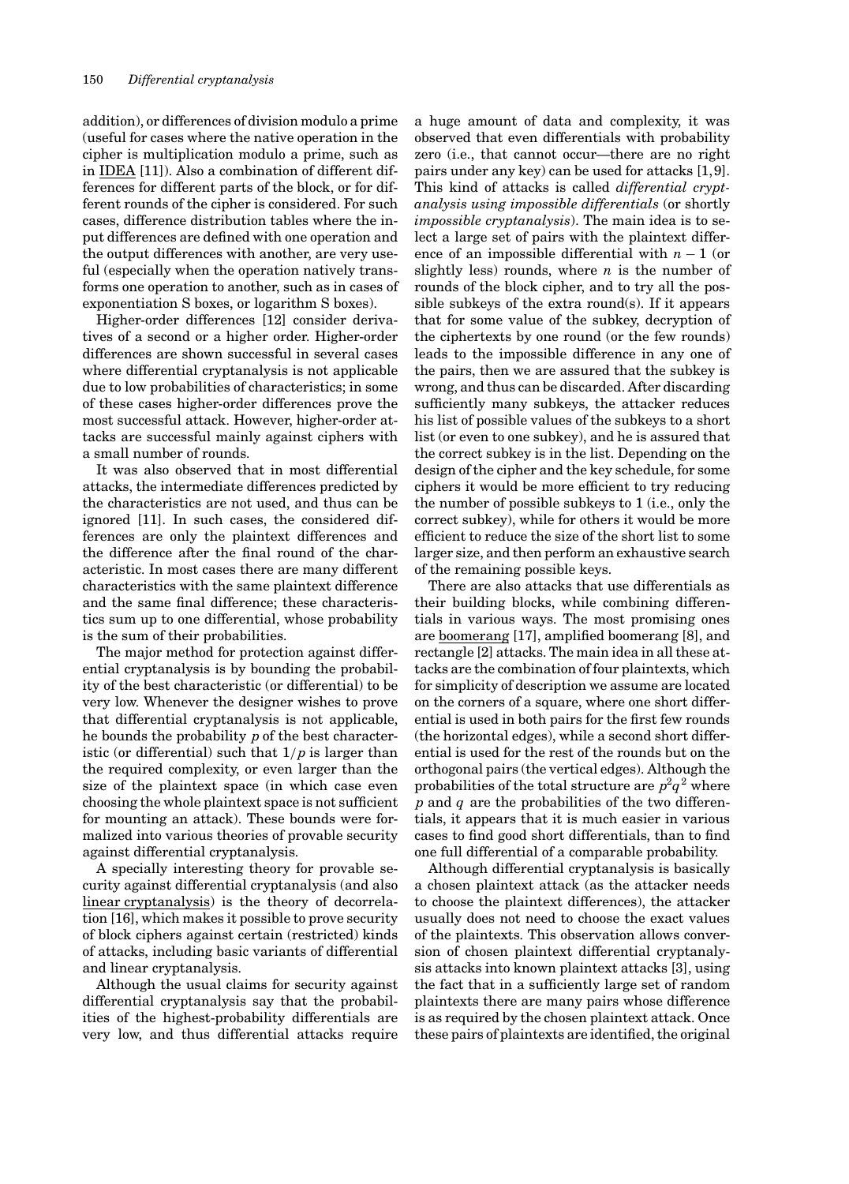addition), or differences of division modulo a prime (useful for cases where the native operation in the cipher is multiplication modulo a prime, such as in IDEA [11]). Also a combination of different differences for different parts of the block, or for different rounds of the cipher is considered. For such cases, difference distribution tables where the input differences are defined with one operation and the output differences with another, are very useful (especially when the operation natively transforms one operation to another, such as in cases of exponentiation S boxes, or logarithm S boxes).

Higher-order differences [12] consider derivatives of a second or a higher order. Higher-order differences are shown successful in several cases where differential cryptanalysis is not applicable due to low probabilities of characteristics; in some of these cases higher-order differences prove the most successful attack. However, higher-order attacks are successful mainly against ciphers with a small number of rounds.

It was also observed that in most differential attacks, the intermediate differences predicted by the characteristics are not used, and thus can be ignored [11]. In such cases, the considered differences are only the plaintext differences and the difference after the final round of the characteristic. In most cases there are many different characteristics with the same plaintext difference and the same final difference; these characteristics sum up to one differential, whose probability is the sum of their probabilities.

The major method for protection against differential cryptanalysis is by bounding the probability of the best characteristic (or differential) to be very low. Whenever the designer wishes to prove that differential cryptanalysis is not applicable, he bounds the probability $p$ of the best characteristic (or differential) such that $1/p$ is larger than the required complexity, or even larger than the size of the plaintext space (in which case even choosing the whole plaintext space is not sufficient for mounting an attack). These bounds were formalized into various theories of provable security against differential cryptanalysis.

A specially interesting theory for provable security against differential cryptanalysis (and also linear cryptanalysis) is the theory of decorrelation [16], which makes it possible to prove security of block ciphers against certain (restricted) kinds of attacks, including basic variants of differential and linear cryptanalysis.

Although the usual claims for security against differential cryptanalysis say that the probabilities of the highest-probability differentials are very low, and thus differential attacks require a huge amount of data and complexity, it was observed that even differentials with probability zero (i.e., that cannot occur—there are no right pairs under any key) can be used for attacks [1, 9]. This kind of attacks is called *differential cryptanalysis using impossible differentials* (or shortly *impossible cryptanalysis*). The main idea is to select a large set of pairs with the plaintext difference of an impossible differential with $n - 1$ (or slightly less) rounds, where $n$ is the number of rounds of the block cipher, and to try all the possible subkeys of the extra round(s). If it appears that for some value of the subkey, decryption of the ciphertexts by one round (or the few rounds) leads to the impossible difference in any one of the pairs, then we are assured that the subkey is wrong, and thus can be discarded. After discarding sufficiently many subkeys, the attacker reduces his list of possible values of the subkeys to a short list (or even to one subkey), and he is assured that the correct subkey is in the list. Depending on the design of the cipher and the key schedule, for some ciphers it would be more efficient to try reducing the number of possible subkeys to 1 (i.e., only the correct subkey), while for others it would be more efficient to reduce the size of the short list to some larger size, and then perform an exhaustive search of the remaining possible keys.

There are also attacks that use differentials as their building blocks, while combining differentials in various ways. The most promising ones are boomerang [17], amplified boomerang [8], and rectangle [2] attacks. The main idea in all these attacks are the combination of four plaintexts, which for simplicity of description we assume are located on the corners of a square, where one short differential is used in both pairs for the first few rounds (the horizontal edges), while a second short differential is used for the rest of the rounds but on the orthogonal pairs (the vertical edges). Although the probabilities of the total structure are $p^2q^2$ where $p$ and $q$ are the probabilities of the two differentials, it appears that it is much easier in various cases to find good short differentials, than to find one full differential of a comparable probability.

Although differential cryptanalysis is basically a chosen plaintext attack (as the attacker needs to choose the plaintext differences), the attacker usually does not need to choose the exact values of the plaintexts. This observation allows conversion of chosen plaintext differential cryptanalysis attacks into known plaintext attacks [3], using the fact that in a sufficiently large set of random plaintexts there are many pairs whose difference is as required by the chosen plaintext attack. Once these pairs of plaintexts are identified, the original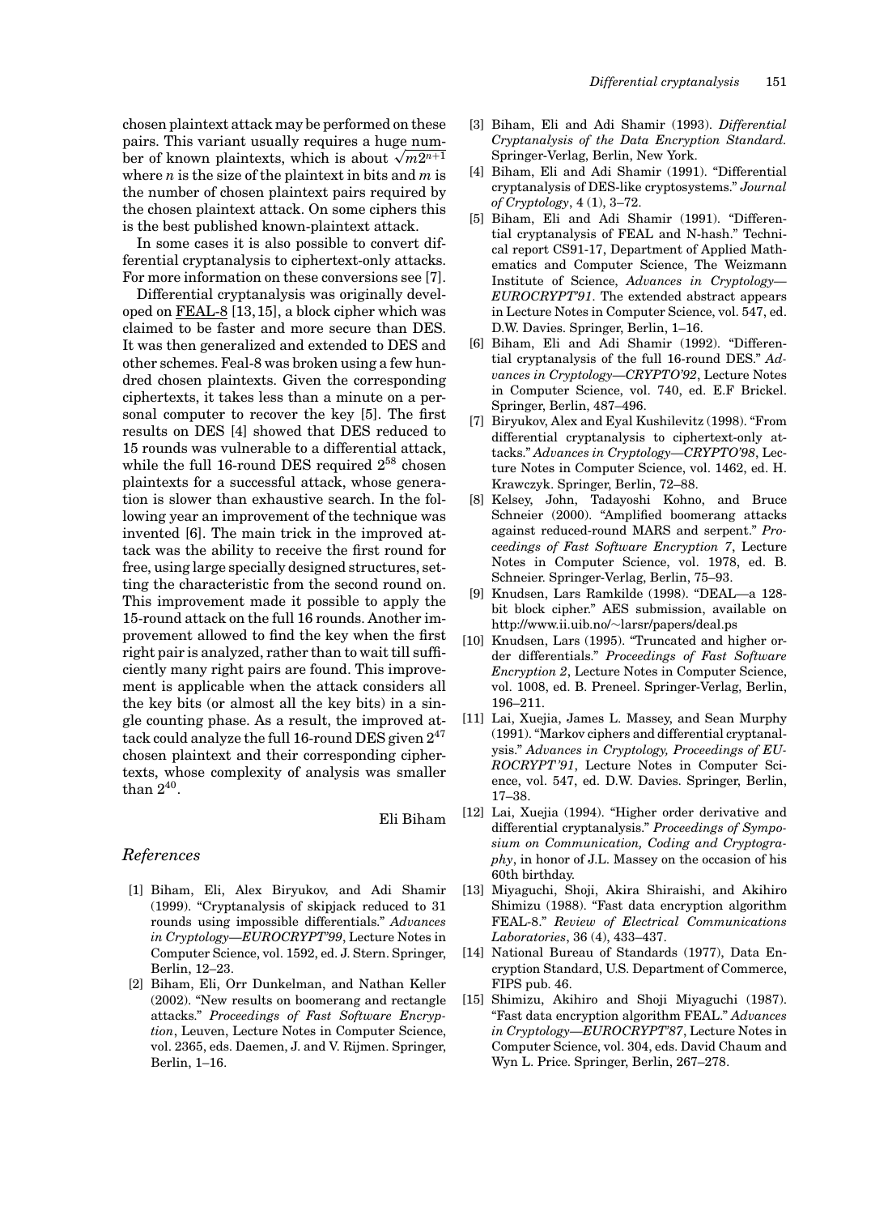chosen plaintext attack may be performed on these pairs. This variant usually requires a huge number of known plaintexts, which is about $\sqrt{m2^{n+1}}$ where $n$ is the size of the plaintext in bits and $m$ is the number of chosen plaintext pairs required by the chosen plaintext attack. On some ciphers this is the best published known-plaintext attack.

In some cases it is also possible to convert differential cryptanalysis to ciphertext-only attacks. For more information on these conversions see [7].

Differential cryptanalysis was originally developed on FEAL-8 [13, 15], a block cipher which was claimed to be faster and more secure than DES. It was then generalized and extended to DES and other schemes. Feal-8 was broken using a few hundred chosen plaintexts. Given the corresponding ciphertexts, it takes less than a minute on a personal computer to recover the key [5]. The first results on DES [4] showed that DES reduced to 15 rounds was vulnerable to a differential attack, while the full 16-round DES required $2^{58}$ chosen plaintexts for a successful attack, whose generation is slower than exhaustive search. In the following year an improvement of the technique was invented [6]. The main trick in the improved attack was the ability to receive the first round for free, using large specially designed structures, setting the characteristic from the second round on. This improvement made it possible to apply the 15-round attack on the full 16 rounds. Another improvement allowed to find the key when the first right pair is analyzed, rather than to wait till sufficiently many right pairs are found. This improvement is applicable when the attack considers all the key bits (or almost all the key bits) in a single counting phase. As a result, the improved attack could analyze the full 16-round DES given $2^{47}$ chosen plaintext and their corresponding ciphertexts, whose complexity of analysis was smaller than $2^{40}$.

Eli Biham

## References

[1] Biham, Eli, Alex Biryukov, and Adi Shamir (1999). "Cryptanalysis of skipjack reduced to 31 rounds using impossible differentials." *Advances in Cryptology—EUROCRYPT'99*, Lecture Notes in Computer Science, vol. 1592, ed. J. Stern. Springer, Berlin, 12–23.

[2] Biham, Eli, Orr Dunkelman, and Nathan Keller (2002). "New results on boomerang and rectangle attacks." *Proceedings of Fast Software Encryption*, Leuven, Lecture Notes in Computer Science, vol. 2365, eds. Daemen, J. and V. Rijmen. Springer, Berlin, 1–16.

[3] Biham, Eli and Adi Shamir (1993). *Differential Cryptanalysis of the Data Encryption Standard.* Springer-Verlag, Berlin, New York.

[4] Biham, Eli and Adi Shamir (1991). "Differential cryptanalysis of DES-like cryptosystems." *Journal of Cryptology*, 4 (1), 3–72.

[5] Biham, Eli and Adi Shamir (1991). "Differential cryptanalysis of FEAL and N-hash." Technical report CS91-17, Department of Applied Mathematics and Computer Science, The Weizmann Institute of Science, *Advances in Cryptology—EUROCRYPT'91*. The extended abstract appears in Lecture Notes in Computer Science, vol. 547, ed. D.W. Davies. Springer, Berlin, 1–16.

[6] Biham, Eli and Adi Shamir (1992). "Differential cryptanalysis of the full 16-round DES." *Advances in Cryptology—CRYPTO'92*, Lecture Notes in Computer Science, vol. 740, ed. E.F Brickel. Springer, Berlin, 487–496.

[7] Biryukov, Alex and Eyal Kushilevitz (1998). "From differential cryptanalysis to ciphertext-only attacks." *Advances in Cryptology—CRYPTO'98*, Lecture Notes in Computer Science, vol. 1462, ed. H. Krawczyk. Springer, Berlin, 72–88.

[8] Kelsey, John, Tadayoshi Kohno, and Bruce Schneier (2000). "Amplified boomerang attacks against reduced-round MARS and serpent." *Proceedings of Fast Software Encryption 7*, Lecture Notes in Computer Science, vol. 1978, ed. B. Schneier. Springer-Verlag, Berlin, 75–93.

[9] Knudsen, Lars Ramkilde (1998). "DEAL—a 128-bit block cipher." AES submission, available on http://www.ii.uib.no/~larsr/papers/deal.ps

[10] Knudsen, Lars (1995). "Truncated and higher order differentials." *Proceedings of Fast Software Encryption 2*, Lecture Notes in Computer Science, vol. 1008, ed. B. Preneel. Springer-Verlag, Berlin, 196–211.

[11] Lai, Xuejia, James L. Massey, and Sean Murphy (1991). "Markov ciphers and differential cryptanalysis." *Advances in Cryptology, Proceedings of EUROCRYPT'91*, Lecture Notes in Computer Science, vol. 547, ed. D.W. Davies. Springer, Berlin, 17–38.

[12] Lai, Xuejia (1994). "Higher order derivative and differential cryptanalysis." *Proceedings of Symposium on Communication, Coding and Cryptography*, in honor of J.L. Massey on the occasion of his 60th birthday.

[13] Miyaguchi, Shoji, Akira Shiraishi, and Akihiro Shimizu (1988). "Fast data encryption algorithm FEAL-8." *Review of Electrical Communications Laboratories*, 36 (4), 433–437.

[14] National Bureau of Standards (1977), Data Encryption Standard, U.S. Department of Commerce, FIPS pub. 46.

[15] Shimizu, Akihiro and Shoji Miyaguchi (1987). "Fast data encryption algorithm FEAL." *Advances in Cryptology—EUROCRYPT'87*, Lecture Notes in Computer Science, vol. 304, eds. David Chaum and Wyn L. Price. Springer, Berlin, 267–278.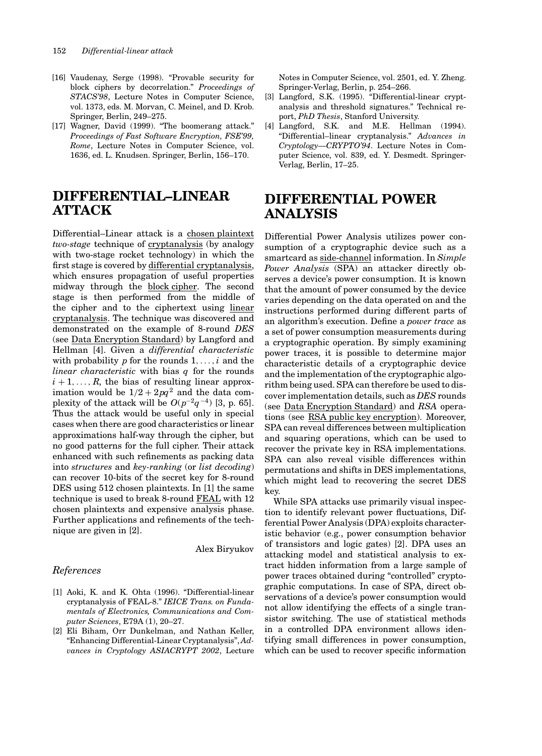[16] Vaudenay, Serge (1998). "Provable security for block ciphers by decorrelation." *Proceedings of STACS'98*, Lecture Notes in Computer Science, vol. 1373, eds. M. Morvan, C. Meinel, and D. Krob. Springer, Berlin, 249–275.

[17] Wagner, David (1999). "The boomerang attack." *Proceedings of Fast Software Encryption, FSE'99, Rome*, Lecture Notes in Computer Science, vol. 1636, ed. L. Knudsen. Springer, Berlin, 156–170.

# DIFFERENTIAL–LINEAR ATTACK

Differential–Linear attack is a chosen plaintext *two-stage* technique of cryptanalysis (by analogy with two-stage rocket technology) in which the first stage is covered by differential cryptanalysis, which ensures propagation of useful properties midway through the block cipher. The second stage is then performed from the middle of the cipher and to the ciphertext using linear cryptanalysis. The technique was discovered and demonstrated on the example of 8-round *DES* (see Data Encryption Standard) by Langford and Hellman [4]. Given a *differential characteristic* with probability $p$ for the rounds $1, \ldots, i$ and the *linear characteristic* with bias $q$ for the rounds $i+1, \ldots, R$, the bias of resulting linear approximation would be $1/2 + 2pq^2$ and the data complexity of the attack will be $O(p^{-2}q^{-4})$ [3, p. 65]. Thus the attack would be useful only in special cases when there are good characteristics or linear approximations half-way through the cipher, but no good patterns for the full cipher. Their attack enhanced with such refinements as packing data into *structures* and *key-ranking* (or *list decoding*) can recover 10-bits of the secret key for 8-round DES using 512 chosen plaintexts. In [1] the same technique is used to break 8-round FEAL with 12 chosen plaintexts and expensive analysis phase. Further applications and refinements of the technique are given in [2].

Alex Biryukov

## References

[1] Aoki, K. and K. Ohta (1996). "Differential-linear cryptanalysis of FEAL-8." *IEICE Trans. on Fundamentals of Electronics, Communications and Computer Sciences*, E79A (1), 20–27.

[2] Eli Biham, Orr Dunkelman, and Nathan Keller, "Enhancing Differential-Linear Cryptanalysis", *Advances in Cryptology ASIACRYPT 2002*, Lecture Notes in Computer Science, vol. 2501, ed. Y. Zheng. Springer-Verlag, Berlin, p. 254–266.

[3] Langford, S.K. (1995). "Differential-linear cryptanalysis and threshold signatures." Technical report, *PhD Thesis*, Stanford University.

[4] Langford, S.K. and M.E. Hellman (1994). "Differential–linear cryptanalysis." *Advances in Cryptology—CRYPTO'94*. Lecture Notes in Computer Science, vol. 839, ed. Y. Desmedt. Springer-Verlag, Berlin, 17–25.

# DIFFERENTIAL POWER ANALYSIS

Differential Power Analysis utilizes power consumption of a cryptographic device such as a smartcard as side-channel information. In *Simple Power Analysis* (SPA) an attacker directly observes a device's power consumption. It is known that the amount of power consumed by the device varies depending on the data operated on and the instructions performed during different parts of an algorithm's execution. Define a *power trace* as a set of power consumption measurements during a cryptographic operation. By simply examining power traces, it is possible to determine major characteristic details of a cryptographic device and the implementation of the cryptographic algorithm being used. SPA can therefore be used to discover implementation details, such as *DES* rounds (see Data Encryption Standard) and *RSA* operations (see RSA public key encryption). Moreover, SPA can reveal differences between multiplication and squaring operations, which can be used to recover the private key in RSA implementations. SPA can also reveal visible differences within permutations and shifts in DES implementations, which might lead to recovering the secret DES key.

While SPA attacks use primarily visual inspection to identify relevant power fluctuations, Differential Power Analysis (DPA) exploits characteristic behavior (e.g., power consumption behavior of transistors and logic gates) [2]. DPA uses an attacking model and statistical analysis to extract hidden information from a large sample of power traces obtained during "controlled" cryptographic computations. In case of SPA, direct observations of a device's power consumption would not allow identifying the effects of a single transistor switching. The use of statistical methods in a controlled DPA environment allows identifying small differences in power consumption, which can be used to recover specific information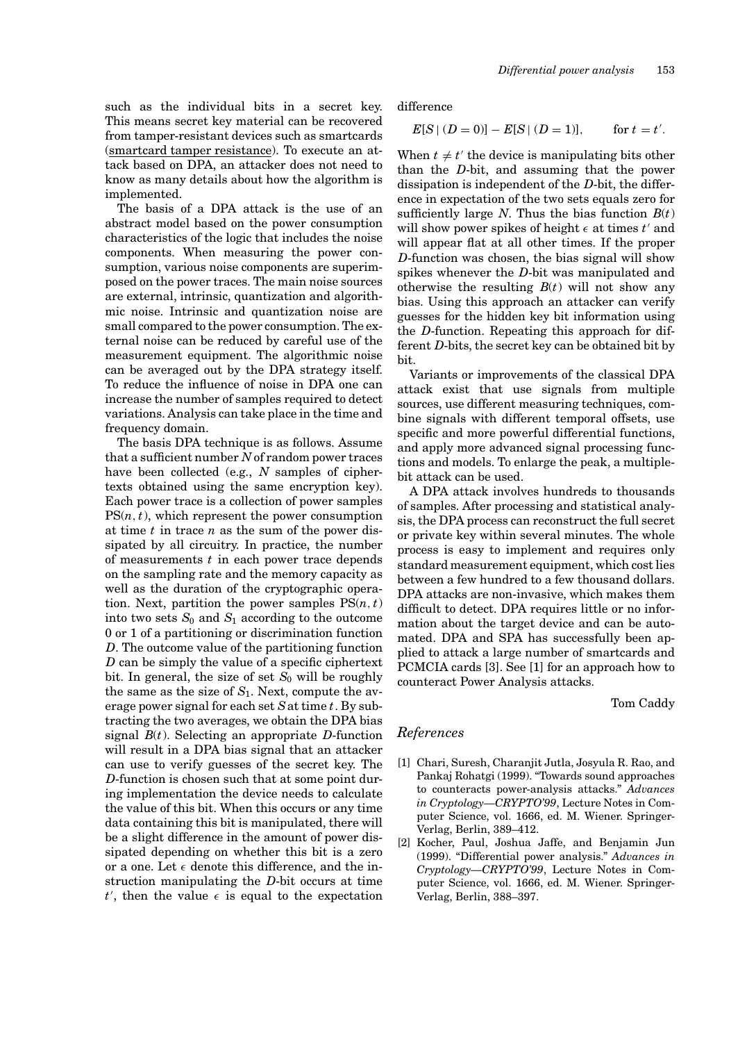such as the individual bits in a secret key. This means secret key material can be recovered from tamper-resistant devices such as smartcards (smartcard tamper resistance). To execute an attack based on DPA, an attacker does not need to know as many details about how the algorithm is implemented.

The basis of a DPA attack is the use of an abstract model based on the power consumption characteristics of the logic that includes the noise components. When measuring the power consumption, various noise components are superimposed on the power traces. The main noise sources are external, intrinsic, quantization and algorithmic noise. Intrinsic and quantization noise are small compared to the power consumption. The external noise can be reduced by careful use of the measurement equipment. The algorithmic noise can be averaged out by the DPA strategy itself. To reduce the influence of noise in DPA one can increase the number of samples required to detect variations. Analysis can take place in the time and frequency domain.

The basis DPA technique is as follows. Assume that a sufficient number $N$ of random power traces have been collected (e.g., $N$ samples of ciphertexts obtained using the same encryption key). Each power trace is a collection of power samples $\mathrm{PS}(n, t)$, which represent the power consumption at time $t$ in trace $n$ as the sum of the power dissipated by all circuitry. In practice, the number of measurements $t$ in each power trace depends on the sampling rate and the memory capacity as well as the duration of the cryptographic operation. Next, partition the power samples $\mathrm{PS}(n, t)$ into two sets $S_0$ and $S_1$ according to the outcome 0 or 1 of a partitioning or discrimination function $D$. The outcome value of the partitioning function $D$ can be simply the value of a specific ciphertext bit. In general, the size of set $S_0$ will be roughly the same as the size of $S_1$. Next, compute the average power signal for each set $S$ at time $t$. By subtracting the two averages, we obtain the DPA bias signal $B(t)$. Selecting an appropriate $D$-function will result in a DPA bias signal that an attacker can use to verify guesses of the secret key. The $D$-function is chosen such that at some point during implementation the device needs to calculate the value of this bit. When this occurs or any time data containing this bit is manipulated, there will be a slight difference in the amount of power dissipated depending on whether this bit is a zero or a one. Let $\epsilon$ denote this difference, and the instruction manipulating the $D$-bit occurs at time $t'$, then the value $\epsilon$ is equal to the expectation difference

$$E[S \mid (D = 0)] - E[S \mid (D = 1)], \qquad \text{for } t = t'.$$

When $t \neq t'$ the device is manipulating bits other than the $D$-bit, and assuming that the power dissipation is independent of the $D$-bit, the difference in expectation of the two sets equals zero for sufficiently large $N$. Thus the bias function $B(t)$ will show power spikes of height $\epsilon$ at times $t'$ and will appear flat at all other times. If the proper $D$-function was chosen, the bias signal will show spikes whenever the $D$-bit was manipulated and otherwise the resulting $B(t)$ will not show any bias. Using this approach an attacker can verify guesses for the hidden key bit information using the $D$-function. Repeating this approach for different $D$-bits, the secret key can be obtained bit by bit.

Variants or improvements of the classical DPA attack exist that use signals from multiple sources, use different measuring techniques, combine signals with different temporal offsets, use specific and more powerful differential functions, and apply more advanced signal processing functions and models. To enlarge the peak, a multiple-bit attack can be used.

A DPA attack involves hundreds to thousands of samples. After processing and statistical analysis, the DPA process can reconstruct the full secret or private key within several minutes. The whole process is easy to implement and requires only standard measurement equipment, which cost lies between a few hundred to a few thousand dollars. DPA attacks are non-invasive, which makes them difficult to detect. DPA requires little or no information about the target device and can be automated. DPA and SPA has successfully been applied to attack a large number of smartcards and PCMCIA cards [3]. See [1] for an approach how to counteract Power Analysis attacks.

Tom Caddy

## References

[1] Chari, Suresh, Charanjit Jutla, Josyula R. Rao, and Pankaj Rohatgi (1999). "Towards sound approaches to counteracts power-analysis attacks." *Advances in Cryptology—CRYPTO'99*, Lecture Notes in Computer Science, vol. 1666, ed. M. Wiener. Springer-Verlag, Berlin, 389–412.

[2] Kocher, Paul, Joshua Jaffe, and Benjamin Jun (1999). "Differential power analysis." *Advances in Cryptology—CRYPTO'99*, Lecture Notes in Computer Science, vol. 1666, ed. M. Wiener. Springer-Verlag, Berlin, 388–397.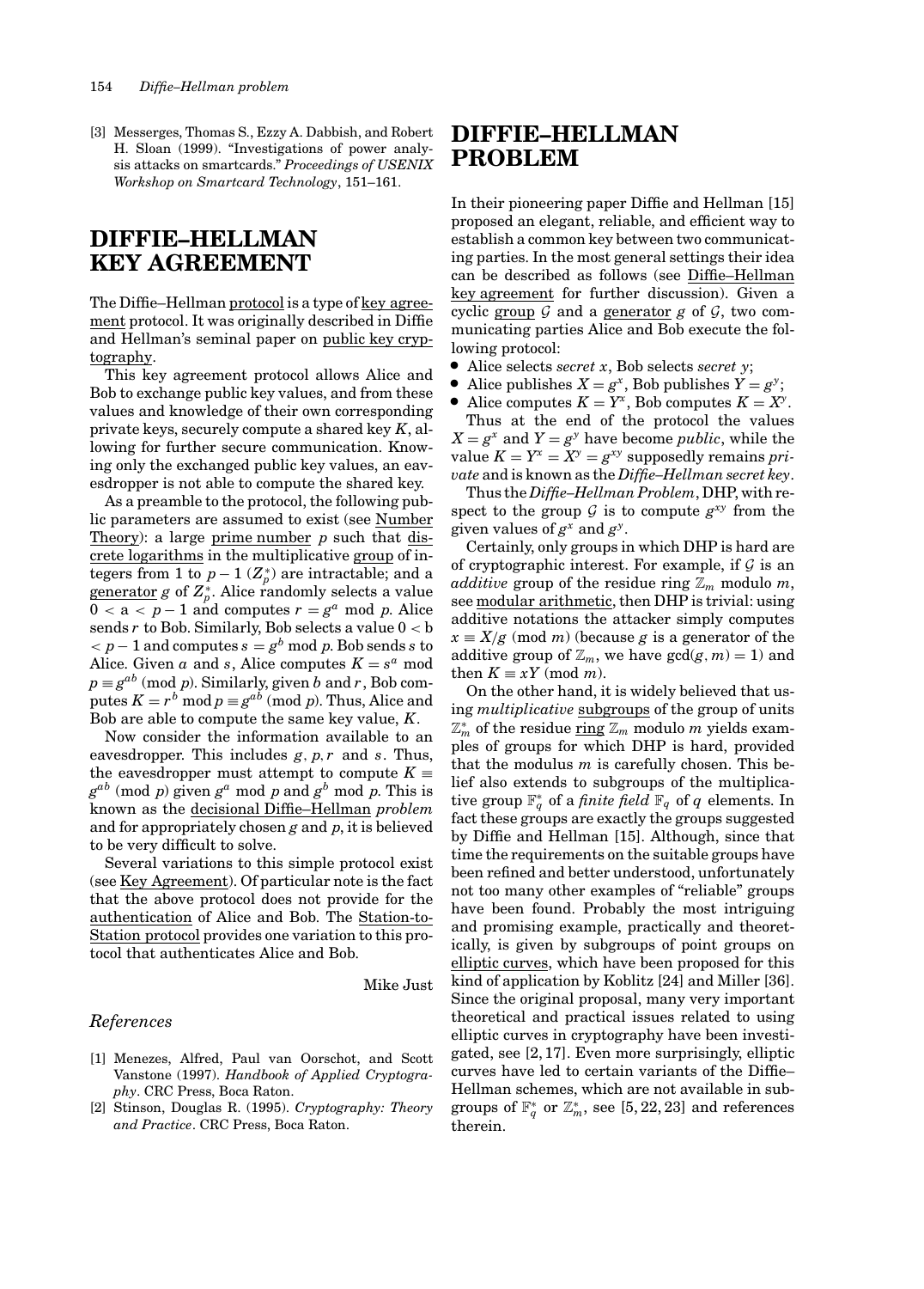[3] Messerges, Thomas S., Ezzy A. Dabbish, and Robert H. Sloan (1999). "Investigations of power analysis attacks on smartcards." *Proceedings of USENIX Workshop on Smartcard Technology*, 151–161.

# DIFFIE–HELLMAN KEY AGREEMENT

The Diffie–Hellman protocol is a type of key agreement protocol. It was originally described in Diffie and Hellman's seminal paper on public key cryptography.

This key agreement protocol allows Alice and Bob to exchange public key values, and from these values and knowledge of their own corresponding private keys, securely compute a shared key $K$, allowing for further secure communication. Knowing only the exchanged public key values, an eavesdropper is not able to compute the shared key.

As a preamble to the protocol, the following public parameters are assumed to exist (see Number Theory): a large prime number $p$ such that discrete logarithms in the multiplicative group of integers from 1 to $p-1$ ($Z_p^*$) are intractable; and a generator $g$ of $Z_p^*$. Alice randomly selects a value $0 < a < p-1$ and computes $r = g^a \bmod p$. Alice sends $r$ to Bob. Similarly, Bob selects a value $0 < b < p-1$ and computes $s = g^b \bmod p$. Bob sends $s$ to Alice. Given $a$ and $s$, Alice computes $K = s^a \bmod p \equiv g^{ab} \pmod p$. Similarly, given $b$ and $r$, Bob computes $K = r^b \bmod p \equiv g^{ab} \pmod p$. Thus, Alice and Bob are able to compute the same key value, $K$.

Now consider the information available to an eavesdropper. This includes $g, p, r$ and $s$. Thus, the eavesdropper must attempt to compute $K \equiv g^{ab} \pmod p$ given $g^a \bmod p$ and $g^b \bmod p$. This is known as the decisional Diffie–Hellman *problem* and for appropriately chosen $g$ and $p$, it is believed to be very difficult to solve.

Several variations to this simple protocol exist (see Key Agreement). Of particular note is the fact that the above protocol does not provide for the authentication of Alice and Bob. The Station-to-Station protocol provides one variation to this protocol that authenticates Alice and Bob.

Mike Just

## References

[1] Menezes, Alfred, Paul van Oorschot, and Scott Vanstone (1997). *Handbook of Applied Cryptography*. CRC Press, Boca Raton.

[2] Stinson, Douglas R. (1995). *Cryptography: Theory and Practice*. CRC Press, Boca Raton.

# DIFFIE–HELLMAN PROBLEM

In their pioneering paper Diffie and Hellman [15] proposed an elegant, reliable, and efficient way to establish a common key between two communicating parties. In the most general settings their idea can be described as follows (see Diffie–Hellman key agreement for further discussion). Given a cyclic group $\mathcal{G}$ and a generator $g$ of $\mathcal{G}$, two communicating parties Alice and Bob execute the following protocol:

- Alice selects *secret* $x$, Bob selects *secret* $y$;
- Alice publishes $X = g^x$, Bob publishes $Y = g^y$;
- Alice computes $K = Y^x$, Bob computes $K = X^y$.

Thus at the end of the protocol the values $X = g^x$ and $Y = g^y$ have become *public*, while the value $K = Y^x = X^y = g^{xy}$ supposedly remains *private* and is known as the *Diffie–Hellman secret key*.

Thus the *Diffie–Hellman Problem*, DHP, with respect to the group $\mathcal{G}$ is to compute $g^{xy}$ from the given values of $g^x$ and $g^y$.

Certainly, only groups in which DHP is hard are of cryptographic interest. For example, if $\mathcal{G}$ is an *additive* group of the residue ring $\mathbb{Z}_m$ modulo $m$, see modular arithmetic, then DHP is trivial: using additive notations the attacker simply computes $x \equiv X/g \pmod m$ (because $g$ is a generator of the additive group of $\mathbb{Z}_m$, we have $\gcd(g, m) = 1$) and then $K \equiv xY \pmod m$.

On the other hand, it is widely believed that using *multiplicative* subgroups of the group of units $\mathbb{Z}_m^*$ of the residue ring $\mathbb{Z}_m$ modulo $m$ yields examples of groups for which DHP is hard, provided that the modulus $m$ is carefully chosen. This belief also extends to subgroups of the multiplicative group $\mathbb{F}_q^*$ of a *finite field* $\mathbb{F}_q$ of $q$ elements. In fact these groups are exactly the groups suggested by Diffie and Hellman [15]. Although, since that time the requirements on the suitable groups have been refined and better understood, unfortunately not too many other examples of "reliable" groups have been found. Probably the most intriguing and promising example, practically and theoretically, is given by subgroups of point groups on elliptic curves, which have been proposed for this kind of application by Koblitz [24] and Miller [36]. Since the original proposal, many very important theoretical and practical issues related to using elliptic curves in cryptography have been investigated, see [2, 17]. Even more surprisingly, elliptic curves have led to certain variants of the Diffie–Hellman schemes, which are not available in subgroups of $\mathbb{F}_q^*$ or $\mathbb{Z}_m^*$, see [5, 22, 23] and references therein.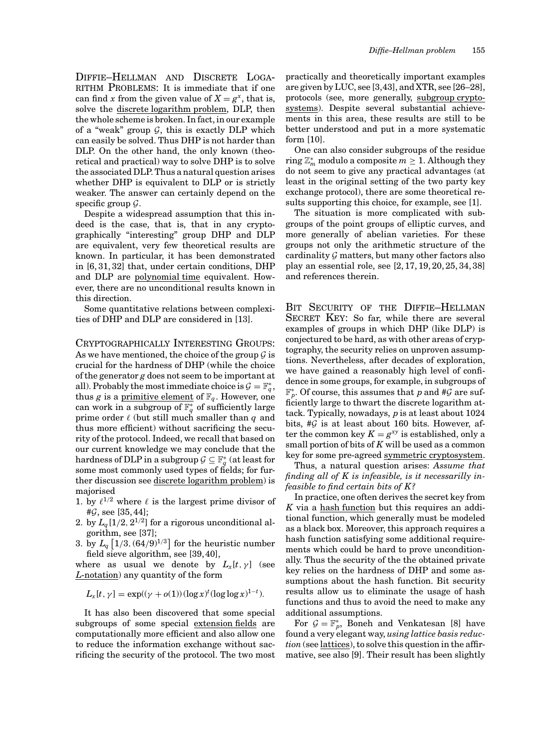**Diffie–Hellman and Discrete Logarithm Problems:** It is immediate that if one can find $x$ from the given value of $X = g^x$, that is, solve the discrete logarithm problem, DLP, then the whole scheme is broken. In fact, in our example of a "weak" group $\mathcal{G}$, this is exactly DLP which can easily be solved. Thus DHP is not harder than DLP. On the other hand, the only known (theoretical and practical) way to solve DHP is to solve the associated DLP. Thus a natural question arises whether DHP is equivalent to DLP or is strictly weaker. The answer can certainly depend on the specific group $\mathcal{G}$.

Despite a widespread assumption that this indeed is the case, that is, that in any cryptographically "interesting" group DHP and DLP are equivalent, very few theoretical results are known. In particular, it has been demonstrated in [6, 31, 32] that, under certain conditions, DHP and DLP are polynomial time equivalent. However, there are no unconditional results known in this direction.

Some quantitative relations between complexities of DHP and DLP are considered in [13].

**Cryptographically Interesting Groups:** As we have mentioned, the choice of the group $\mathcal{G}$ is crucial for the hardness of DHP (while the choice of the generator $g$ does not seem to be important at all). Probably the most immediate choice is $\mathcal{G} = \mathbb{F}_q^*$, thus $g$ is a primitive element of $\mathbb{F}_q$. However, one can work in a subgroup of $\mathbb{F}_q^*$ of sufficiently large prime order $\ell$ (but still much smaller than $q$ and thus more efficient) without sacrificing the security of the protocol. Indeed, we recall that based on our current knowledge we may conclude that the hardness of DLP in a subgroup $\mathcal{G} \subseteq \mathbb{F}_q^*$ (at least for some most commonly used types of fields; for further discussion see discrete logarithm problem) is majorised

1. by $\ell^{1/2}$ where $\ell$ is the largest prime divisor of $\#\mathcal{G}$, see [35, 44];
2. by $L_q[1/2, 2^{1/2}]$ for a rigorous unconditional algorithm, see [37];
3. by $L_q\left[1/3, (64/9)^{1/3}\right]$ for the heuristic number field sieve algorithm, see [39, 40],

where as usual we denote by $L_x[t, \gamma]$ (see $L$-notation) any quantity of the form

$$L_x[t, \gamma] = \exp((\gamma + o(1))(\log x)^t (\log \log x)^{1-t}).$$

It has also been discovered that some special subgroups of some special extension fields are computationally more efficient and also allow one to reduce the information exchange without sacrificing the security of the protocol. The two most practically and theoretically important examples are given by LUC, see [3,43], and XTR, see [26–28], protocols (see, more generally, subgroup cryptosystems). Despite several substantial achievements in this area, these results are still to be better understood and put in a more systematic form [10].

One can also consider subgroups of the residue ring $\mathbb{Z}_m^*$ modulo a composite $m \geq 1$. Although they do not seem to give any practical advantages (at least in the original setting of the two party key exchange protocol), there are some theoretical results supporting this choice, for example, see [1].

The situation is more complicated with subgroups of the point groups of elliptic curves, and more generally of abelian varieties. For these groups not only the arithmetic structure of the cardinality $\mathcal{G}$ matters, but many other factors also play an essential role, see [2, 17, 19, 20, 25, 34, 38] and references therein.

**Bit Security of the Diffie–Hellman Secret Key:** So far, while there are several examples of groups in which DHP (like DLP) is conjectured to be hard, as with other areas of cryptography, the security relies on unproven assumptions. Nevertheless, after decades of exploration, we have gained a reasonably high level of confidence in some groups, for example, in subgroups of $\mathbb{F}_p^*$. Of course, this assumes that $p$ and $\#\mathcal{G}$ are sufficiently large to thwart the discrete logarithm attack. Typically, nowadays, $p$ is at least about 1024 bits, $\#\mathcal{G}$ is at least about 160 bits. However, after the common key $K = g^{xy}$ is established, only a small portion of bits of $K$ will be used as a common key for some pre-agreed symmetric cryptosystem.

Thus, a natural question arises: *Assume that finding all of $K$ is infeasible, is it necessarily infeasible to find certain bits of $K$?*

In practice, one often derives the secret key from $K$ via a hash function but this requires an additional function, which generally must be modeled as a black box. Moreover, this approach requires a hash function satisfying some additional requirements which could be hard to prove unconditionally. Thus the security of the the obtained private key relies on the hardness of DHP and some assumptions about the hash function. Bit security results allow us to eliminate the usage of hash functions and thus to avoid the need to make any additional assumptions.

For $\mathcal{G} = \mathbb{F}_p^*$, Boneh and Venkatesan [8] have found a very elegant way, *using lattice basis reduction* (see lattices), to solve this question in the affirmative, see also [9]. Their result has been slightly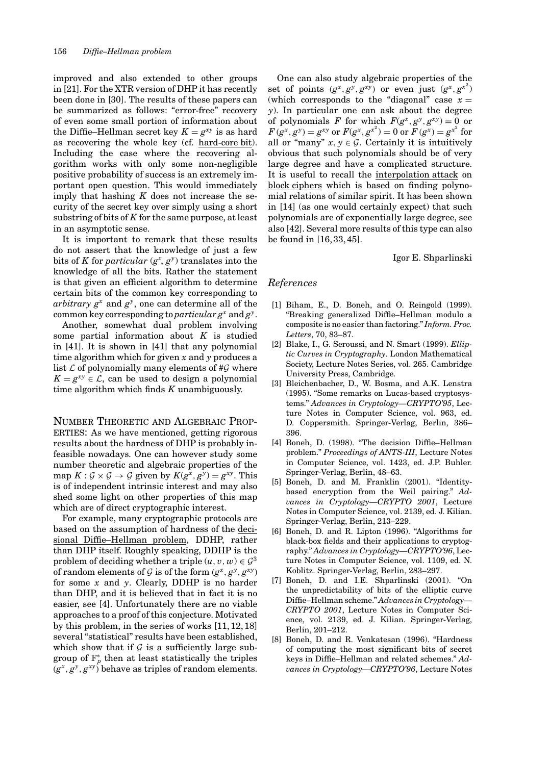improved and also extended to other groups in [21]. For the XTR version of DHP it has recently been done in [30]. The results of these papers can be summarized as follows: "error-free" recovery of even some small portion of information about the Diffie–Hellman secret key $K = g^{xy}$ is as hard as recovering the whole key (cf. hard-core bit). Including the case where the recovering algorithm works with only some non-negligible positive probability of success is an extremely important open question. This would immediately imply that hashing $K$ does not increase the security of the secret key over simply using a short substring of bits of $K$ for the same purpose, at least in an asymptotic sense.

It is important to remark that these results do not assert that the knowledge of just a few bits of $K$ for *particular* $(g^x, g^y)$ translates into the knowledge of all the bits. Rather the statement is that given an efficient algorithm to determine certain bits of the common key corresponding to *arbitrary* $g^x$ and $g^y$, one can determine all of the common key corresponding to *particular* $g^x$ and $g^y$.

Another, somewhat dual problem involving some partial information about $K$ is studied in [41]. It is shown in [41] that any polynomial time algorithm which for given $x$ and $y$ produces a list $\mathcal{L}$ of polynomially many elements of $\#\mathcal{G}$ where $K = g^{xy} \in \mathcal{L}$, can be used to design a polynomial time algorithm which finds $K$ unambiguously.

## Number Theoretic and Algebraic Properties:

As we have mentioned, getting rigorous results about the hardness of DHP is probably infeasible nowadays. One can however study some number theoretic and algebraic properties of the map $K : \mathcal{G} \times \mathcal{G} \to \mathcal{G}$ given by $K(g^x, g^y) = g^{xy}$. This is of independent intrinsic interest and may also shed some light on other properties of this map which are of direct cryptographic interest.

For example, many cryptographic protocols are based on the assumption of hardness of the decisional Diffie–Hellman problem, DDHP, rather than DHP itself. Roughly speaking, DDHP is the problem of deciding whether a triple $(u, v, w) \in \mathcal{G}^3$ of random elements of $\mathcal{G}$ is of the form $(g^x, g^y, g^{xy})$ for some $x$ and $y$. Clearly, DDHP is no harder than DHP, and it is believed that in fact it is no easier, see [4]. Unfortunately there are no viable approaches to a proof of this conjecture. Motivated by this problem, in the series of works [11, 12, 18] several "statistical" results have been established, which show that if $\mathcal{G}$ is a sufficiently large subgroup of $\mathbb{F}_p^*$ then at least statistically the triples $(g^x, g^y, g^{xy})$ behave as triples of random elements.

One can also study algebraic properties of the set of points $(g^x, g^y, g^{xy})$ or even just $(g^x, g^{x^2})$ (which corresponds to the "diagonal" case $x = y$). In particular one can ask about the degree of polynomials $F$ for which $F(g^x, g^y, g^{xy}) = 0$ or $F(g^x, g^y) = g^{xy}$ or $F(g^x, g^{x^2}) = 0$ or $F(g^x) = g^{x^2}$ for all or "many" $x, y \in \mathcal{G}$. Certainly it is intuitively obvious that such polynomials should be of very large degree and have a complicated structure. It is useful to recall the interpolation attack on block ciphers which is based on finding polynomial relations of similar spirit. It has been shown in [14] (as one would certainly expect) that such polynomials are of exponentially large degree, see also [42]. Several more results of this type can also be found in [16, 33, 45].

Igor E. Shparlinski

## References

[1] Biham, E., D. Boneh, and O. Reingold (1999). "Breaking generalized Diffie–Hellman modulo a composite is no easier than factoring." *Inform. Proc. Letters*, 70, 83–87.

[2] Blake, I., G. Seroussi, and N. Smart (1999). *Elliptic Curves in Cryptography*. London Mathematical Society, Lecture Notes Series, vol. 265. Cambridge University Press, Cambridge.

[3] Bleichenbacher, D., W. Bosma, and A.K. Lenstra (1995). "Some remarks on Lucas-based cryptosystems." *Advances in Cryptology—CRYPTO'95*, Lecture Notes in Computer Science, vol. 963, ed. D. Coppersmith. Springer-Verlag, Berlin, 386–396.

[4] Boneh, D. (1998). "The decision Diffie–Hellman problem." *Proceedings of ANTS-III*, Lecture Notes in Computer Science, vol. 1423, ed. J.P. Buhler. Springer-Verlag, Berlin, 48–63.

[5] Boneh, D. and M. Franklin (2001). "Identity-based encryption from the Weil pairing." *Advances in Cryptology—CRYPTO 2001*, Lecture Notes in Computer Science, vol. 2139, ed. J. Kilian. Springer-Verlag, Berlin, 213–229.

[6] Boneh, D. and R. Lipton (1996). "Algorithms for black-box fields and their applications to cryptography." *Advances in Cryptology—CRYPTO'96*, Lecture Notes in Computer Science, vol. 1109, ed. N. Koblitz. Springer-Verlag, Berlin, 283–297.

[7] Boneh, D. and I.E. Shparlinski (2001). "On the unpredictability of bits of the elliptic curve Diffie–Hellman scheme." *Advances in Cryptology—CRYPTO 2001*, Lecture Notes in Computer Science, vol. 2139, ed. J. Kilian. Springer-Verlag, Berlin, 201–212.

[8] Boneh, D. and R. Venkatesan (1996). "Hardness of computing the most significant bits of secret keys in Diffie–Hellman and related schemes." *Advances in Cryptology—CRYPTO'96*, Lecture Notes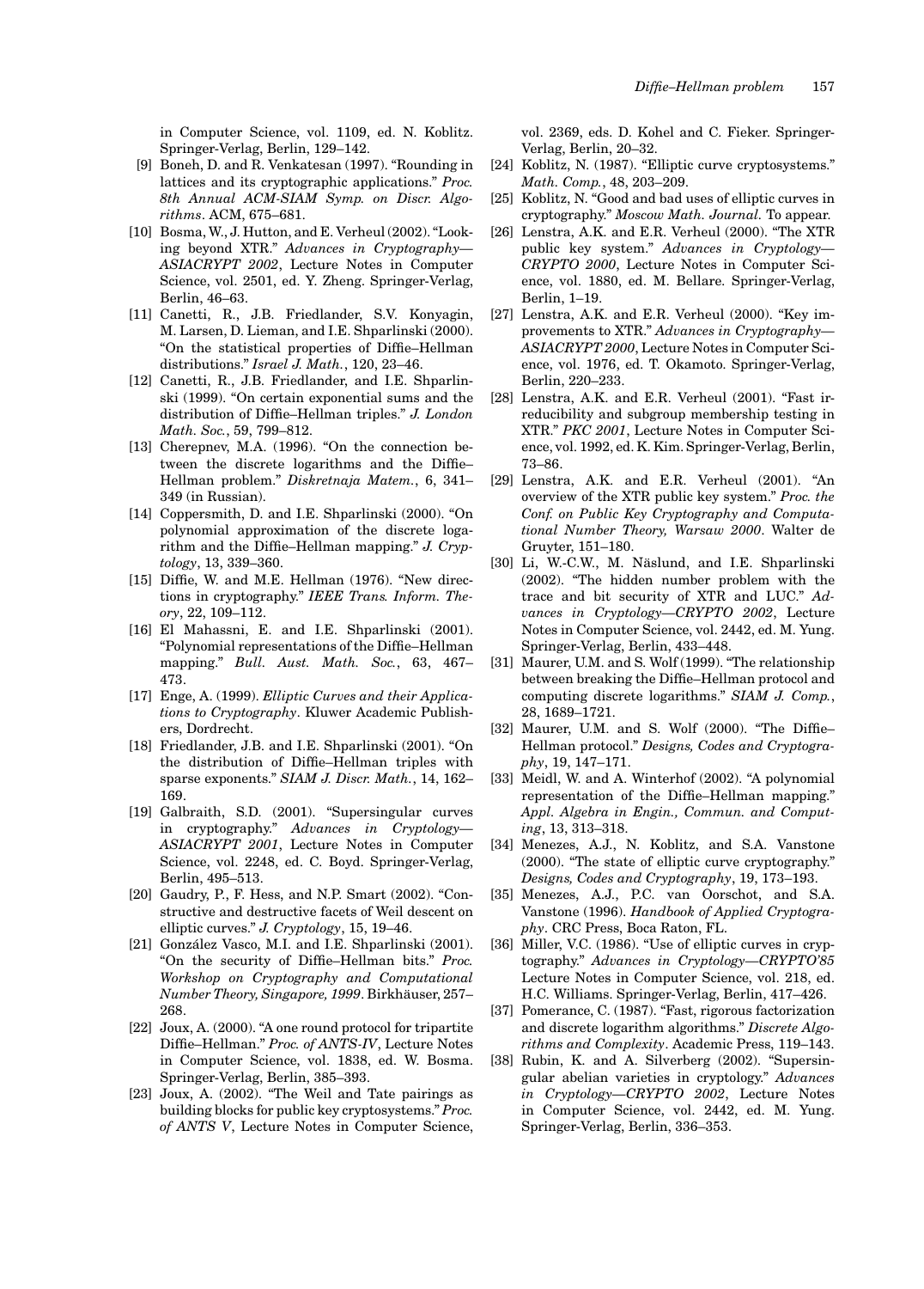in Computer Science, vol. 1109, ed. N. Koblitz. Springer-Verlag, Berlin, 129–142.

[9] Boneh, D. and R. Venkatesan (1997). "Rounding in lattices and its cryptographic applications." *Proc. 8th Annual ACM-SIAM Symp. on Discr. Algorithms*. ACM, 675–681.

[10] Bosma, W., J. Hutton, and E. Verheul (2002). "Looking beyond XTR." *Advances in Cryptology—ASIACRYPT 2002*, Lecture Notes in Computer Science, vol. 2501, ed. Y. Zheng. Springer-Verlag, Berlin, 46–63.

[11] Canetti, R., J.B. Friedlander, S.V. Konyagin, M. Larsen, D. Lieman, and I.E. Shparlinski (2000). "On the statistical properties of Diffie–Hellman distributions." *Israel J. Math.*, 120, 23–46.

[12] Canetti, R., J.B. Friedlander, and I.E. Shparlinski (1999). "On certain exponential sums and the distribution of Diffie–Hellman triples." *J. London Math. Soc.*, 59, 799–812.

[13] Cherepnev, M.A. (1996). "On the connection between the discrete logarithms and the Diffie–Hellman problem." *Diskretnaja Matem.*, 6, 341–349 (in Russian).

[14] Coppersmith, D. and I.E. Shparlinski (2000). "On polynomial approximation of the discrete logarithm and the Diffie–Hellman mapping." *J. Cryptology*, 13, 339–360.

[15] Diffie, W. and M.E. Hellman (1976). "New directions in cryptography." *IEEE Trans. Inform. Theory*, 22, 109–112.

[16] El Mahassni, E. and I.E. Shparlinski (2001). "Polynomial representations of the Diffie–Hellman mapping." *Bull. Aust. Math. Soc.*, 63, 467–473.

[17] Enge, A. (1999). *Elliptic Curves and their Applications to Cryptography*. Kluwer Academic Publishers, Dordrecht.

[18] Friedlander, J.B. and I.E. Shparlinski (2001). "On the distribution of Diffie–Hellman triples with sparse exponents." *SIAM J. Discr. Math.*, 14, 162–169.

[19] Galbraith, S.D. (2001). "Supersingular curves in cryptography." *Advances in Cryptology—ASIACRYPT 2001*, Lecture Notes in Computer Science, vol. 2248, ed. C. Boyd. Springer-Verlag, Berlin, 495–513.

[20] Gaudry, P., F. Hess, and N.P. Smart (2002). "Constructive and destructive facets of Weil descent on elliptic curves." *J. Cryptology*, 15, 19–46.

[21] González Vasco, M.I. and I.E. Shparlinski (2001). "On the security of Diffie–Hellman bits." *Proc. Workshop on Cryptography and Computational Number Theory, Singapore, 1999*. Birkhäuser, 257–268.

[22] Joux, A. (2000). "A one round protocol for tripartite Diffie–Hellman." *Proc. of ANTS-IV*, Lecture Notes in Computer Science, vol. 1838, ed. W. Bosma. Springer-Verlag, Berlin, 385–393.

[23] Joux, A. (2002). "The Weil and Tate pairings as building blocks for public key cryptosystems." *Proc. of ANTS V*, Lecture Notes in Computer Science, vol. 2369, eds. D. Kohel and C. Fieker. Springer-Verlag, Berlin, 20–32.

[24] Koblitz, N. (1987). "Elliptic curve cryptosystems." *Math. Comp.*, 48, 203–209.

[25] Koblitz, N. "Good and bad uses of elliptic curves in cryptography." *Moscow Math. Journal*. To appear.

[26] Lenstra, A.K. and E.R. Verheul (2000). "The XTR public key system." *Advances in Cryptology—CRYPTO 2000*, Lecture Notes in Computer Science, vol. 1880, ed. M. Bellare. Springer-Verlag, Berlin, 1–19.

[27] Lenstra, A.K. and E.R. Verheul (2000). "Key improvements to XTR." *Advances in Cryptography—ASIACRYPT 2000*, Lecture Notes in Computer Science, vol. 1976, ed. T. Okamoto. Springer-Verlag, Berlin, 220–233.

[28] Lenstra, A.K. and E.R. Verheul (2001). "Fast irreducibility and subgroup membership testing in XTR." *PKC 2001*, Lecture Notes in Computer Science, vol. 1992, ed. K. Kim. Springer-Verlag, Berlin, 73–86.

[29] Lenstra, A.K. and E.R. Verheul (2001). "An overview of the XTR public key system." *Proc. the Conf. on Public Key Cryptography and Computational Number Theory, Warsaw 2000*. Walter de Gruyter, 151–180.

[30] Li, W.-C.W., M. Näslund, and I.E. Shparlinski (2002). "The hidden number problem with the trace and bit security of XTR and LUC." *Advances in Cryptology—CRYPTO 2002*, Lecture Notes in Computer Science, vol. 2442, ed. M. Yung. Springer-Verlag, Berlin, 433–448.

[31] Maurer, U.M. and S. Wolf (1999). "The relationship between breaking the Diffie–Hellman protocol and computing discrete logarithms." *SIAM J. Comp.*, 28, 1689–1721.

[32] Maurer, U.M. and S. Wolf (2000). "The Diffie–Hellman protocol." *Designs, Codes and Cryptography*, 19, 147–171.

[33] Meidl, W. and A. Winterhof (2002). "A polynomial representation of the Diffie–Hellman mapping." *Appl. Algebra in Engin., Commun. and Computing*, 13, 313–318.

[34] Menezes, A.J., N. Koblitz, and S.A. Vanstone (2000). "The state of elliptic curve cryptography." *Designs, Codes and Cryptography*, 19, 173–193.

[35] Menezes, A.J., P.C. van Oorschot, and S.A. Vanstone (1996). *Handbook of Applied Cryptography*. CRC Press, Boca Raton, FL.

[36] Miller, V.C. (1986). "Use of elliptic curves in cryptography." *Advances in Cryptology—CRYPTO'85* Lecture Notes in Computer Science, vol. 218, ed. H.C. Williams. Springer-Verlag, Berlin, 417–426.

[37] Pomerance, C. (1987). "Fast, rigorous factorization and discrete logarithm algorithms." *Discrete Algorithms and Complexity*. Academic Press, 119–143.

[38] Rubin, K. and A. Silverberg (2002). "Supersingular abelian varieties in cryptology." *Advances in Cryptology—CRYPTO 2002*, Lecture Notes in Computer Science, vol. 2442, ed. M. Yung. Springer-Verlag, Berlin, 336–353.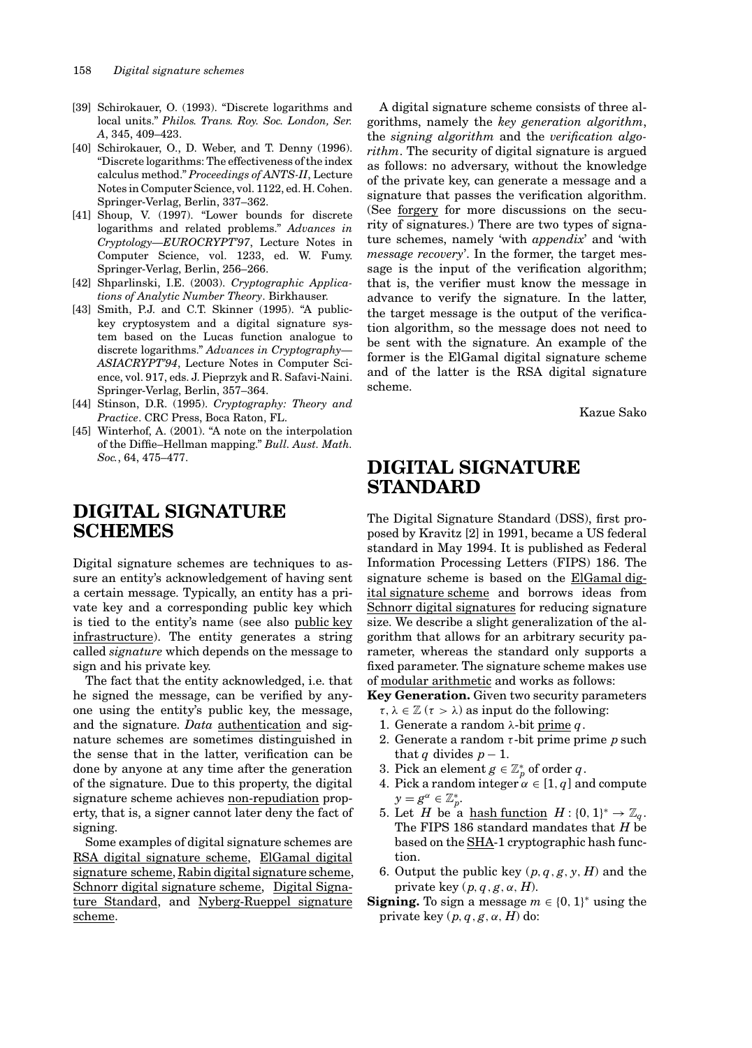[39] Schirokauer, O. (1993). "Discrete logarithms and local units." *Philos. Trans. Roy. Soc. London, Ser. A*, 345, 409–423.

[40] Schirokauer, O., D. Weber, and T. Denny (1996). "Discrete logarithms: The effectiveness of the index calculus method." *Proceedings of ANTS-II*, Lecture Notes in Computer Science, vol. 1122, ed. H. Cohen. Springer-Verlag, Berlin, 337–362.

[41] Shoup, V. (1997). "Lower bounds for discrete logarithms and related problems." *Advances in Cryptology—EUROCRYPT'97*, Lecture Notes in Computer Science, vol. 1233, ed. W. Fumy. Springer-Verlag, Berlin, 256–266.

[42] Shparlinski, I.E. (2003). *Cryptographic Applications of Analytic Number Theory*. Birkhauser.

[43] Smith, P.J. and C.T. Skinner (1995). "A public-key cryptosystem and a digital signature system based on the Lucas function analogue to discrete logarithms." *Advances in Cryptography—ASIACRYPT'94*, Lecture Notes in Computer Science, vol. 917, eds. J. Pieprzyk and R. Safavi-Naini. Springer-Verlag, Berlin, 357–364.

[44] Stinson, D.R. (1995). *Cryptography: Theory and Practice*. CRC Press, Boca Raton, FL.

[45] Winterhof, A. (2001). "A note on the interpolation of the Diffie–Hellman mapping." *Bull. Aust. Math. Soc.*, 64, 475–477.

# DIGITAL SIGNATURE SCHEMES

Digital signature schemes are techniques to assure an entity's acknowledgement of having sent a certain message. Typically, an entity has a private key and a corresponding public key which is tied to the entity's name (see also public key infrastructure). The entity generates a string called *signature* which depends on the message to sign and his private key.

The fact that the entity acknowledged, i.e. that he signed the message, can be verified by anyone using the entity's public key, the message, and the signature. *Data* authentication and signature schemes are sometimes distinguished in the sense that in the latter, verification can be done by anyone at any time after the generation of the signature. Due to this property, the digital signature scheme achieves non-repudiation property, that is, a signer cannot later deny the fact of signing.

Some examples of digital signature schemes are RSA digital signature scheme, ElGamal digital signature scheme, Rabin digital signature scheme, Schnorr digital signature scheme, Digital Signature Standard, and Nyberg-Rueppel signature scheme.

A digital signature scheme consists of three algorithms, namely the *key generation algorithm*, the *signing algorithm* and the *verification algorithm*. The security of digital signature is argued as follows: no adversary, without the knowledge of the private key, can generate a message and a signature that passes the verification algorithm. (See forgery for more discussions on the security of signatures.) There are two types of signature schemes, namely 'with *appendix*' and 'with *message recovery*'. In the former, the target message is the input of the verification algorithm; that is, the verifier must know the message in advance to verify the signature. In the latter, the target message is the output of the verification algorithm, so the message does not need to be sent with the signature. An example of the former is the ElGamal digital signature scheme and of the latter is the RSA digital signature scheme.

Kazue Sako

# DIGITAL SIGNATURE STANDARD

The Digital Signature Standard (DSS), first proposed by Kravitz [2] in 1991, became a US federal standard in May 1994. It is published as Federal Information Processing Letters (FIPS) 186. The signature scheme is based on the ElGamal digital signature scheme and borrows ideas from Schnorr digital signatures for reducing signature size. We describe a slight generalization of the algorithm that allows for an arbitrary security parameter, whereas the standard only supports a fixed parameter. The signature scheme makes use of modular arithmetic and works as follows:

**Key Generation.** Given two security parameters $\tau, \lambda \in \mathbb{Z}$ ($\tau > \lambda$) as input do the following:

1. Generate a random $\lambda$-bit prime $q$.
2. Generate a random $\tau$-bit prime prime $p$ such that $q$ divides $p - 1$.
3. Pick an element $g \in \mathbb{Z}_p^*$ of order $q$.
4. Pick a random integer $\alpha \in [1, q]$ and compute $y = g^\alpha \in \mathbb{Z}_p^*$.
5. Let $H$ be a hash function $H : \{0, 1\}^* \to \mathbb{Z}_q$. The FIPS 186 standard mandates that $H$ be based on the SHA-1 cryptographic hash function.
6. Output the public key $(p, q, g, y, H)$ and the private key $(p, q, g, \alpha, H)$.

**Signing.** To sign a message $m \in \{0, 1\}^*$ using the private key $(p, q, g, \alpha, H)$ do: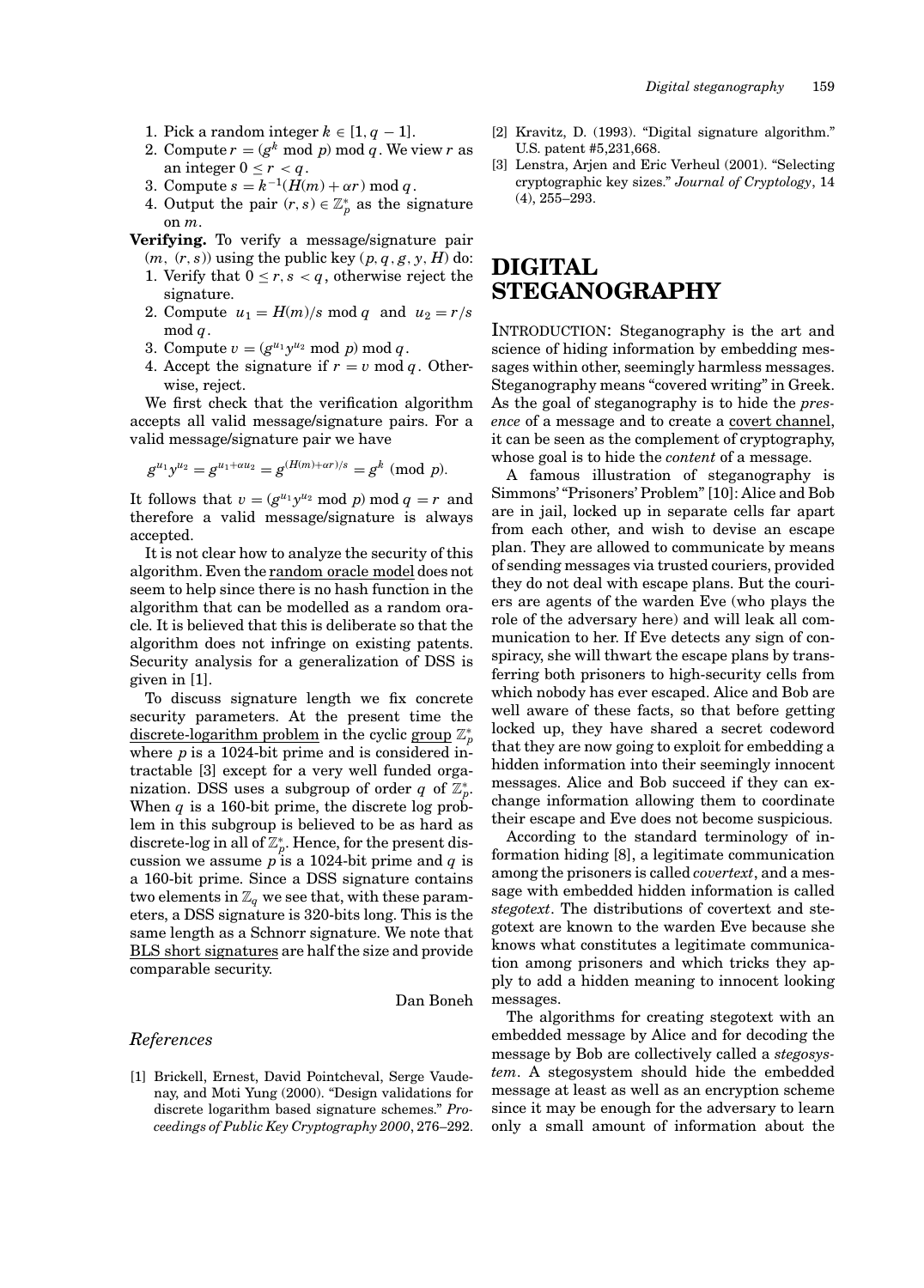1. Pick a random integer $k \in [1, q-1]$.
2. Compute $r = (g^k \bmod p) \bmod q$. We view $r$ as an integer $0 \le r < q$.
3. Compute $s = k^{-1}(H(m) + \alpha r) \bmod q$.
4. Output the pair $(r, s) \in \mathbb{Z}_p^*$ as the signature on $m$.

**Verifying.** To verify a message/signature pair $(m, (r, s))$ using the public key $(p, q, g, y, H)$ do:

1. Verify that $0 \le r, s < q$, otherwise reject the signature.
2. Compute $u_1 = H(m)/s \bmod q$ and $u_2 = r/s \bmod q$.
3. Compute $v = (g^{u_1} y^{u_2} \bmod p) \bmod q$.
4. Accept the signature if $r = v \bmod q$. Otherwise, reject.

We first check that the verification algorithm accepts all valid message/signature pairs. For a valid message/signature pair we have

$$g^{u_1} y^{u_2} = g^{u_1 + \alpha u_2} = g^{(H(m) + \alpha r)/s} = g^k \pmod{p}.$$

It follows that $v = (g^{u_1} y^{u_2} \bmod p) \bmod q = r$ and therefore a valid message/signature is always accepted.

It is not clear how to analyze the security of this algorithm. Even the random oracle model does not seem to help since there is no hash function in the algorithm that can be modelled as a random oracle. It is believed that this is deliberate so that the algorithm does not infringe on existing patents. Security analysis for a generalization of DSS is given in [1].

To discuss signature length we fix concrete security parameters. At the present time the discrete-logarithm problem in the cyclic group $\mathbb{Z}_p^*$ where $p$ is a 1024-bit prime and is considered intractable [3] except for a very well funded organization. DSS uses a subgroup of order $q$ of $\mathbb{Z}_p^*$. When $q$ is a 160-bit prime, the discrete log problem in this subgroup is believed to be as hard as discrete-log in all of $\mathbb{Z}_p^*$. Hence, for the present discussion we assume $p$ is a 1024-bit prime and $q$ is a 160-bit prime. Since a DSS signature contains two elements in $\mathbb{Z}_q$ we see that, with these parameters, a DSS signature is 320-bits long. This is the same length as a Schnorr signature. We note that BLS short signatures are half the size and provide comparable security.

Dan Boneh

### *References*

[1] Brickell, Ernest, David Pointcheval, Serge Vaudenay, and Moti Yung (2000). "Design validations for discrete logarithm based signature schemes." *Proceedings of Public Key Cryptography 2000*, 276–292.

[2] Kravitz, D. (1993). "Digital signature algorithm." U.S. patent #5,231,668.

[3] Lenstra, Arjen and Eric Verheul (2001). "Selecting cryptographic key sizes." *Journal of Cryptology*, 14 (4), 255–293.

# DIGITAL STEGANOGRAPHY

INTRODUCTION: Steganography is the art and science of hiding information by embedding messages within other, seemingly harmless messages. Steganography means "covered writing" in Greek. As the goal of steganography is to hide the *presence* of a message and to create a covert channel, it can be seen as the complement of cryptography, whose goal is to hide the *content* of a message.

A famous illustration of steganography is Simmons' "Prisoners' Problem" [10]: Alice and Bob are in jail, locked up in separate cells far apart from each other, and wish to devise an escape plan. They are allowed to communicate by means of sending messages via trusted couriers, provided they do not deal with escape plans. But the couriers are agents of the warden Eve (who plays the role of the adversary here) and will leak all communication to her. If Eve detects any sign of conspiracy, she will thwart the escape plans by transferring both prisoners to high-security cells from which nobody has ever escaped. Alice and Bob are well aware of these facts, so that before getting locked up, they have shared a secret codeword that they are now going to exploit for embedding a hidden information into their seemingly innocent messages. Alice and Bob succeed if they can exchange information allowing them to coordinate their escape and Eve does not become suspicious.

According to the standard terminology of information hiding [8], a legitimate communication among the prisoners is called *covertext*, and a message with embedded hidden information is called *stegotext*. The distributions of covertext and stegotext are known to the warden Eve because she knows what constitutes a legitimate communication among prisoners and which tricks they apply to add a hidden meaning to innocent looking messages.

The algorithms for creating stegotext with an embedded message by Alice and for decoding the message by Bob are collectively called a *stegosystem*. A stegosystem should hide the embedded message at least as well as an encryption scheme since it may be enough for the adversary to learn only a small amount of information about the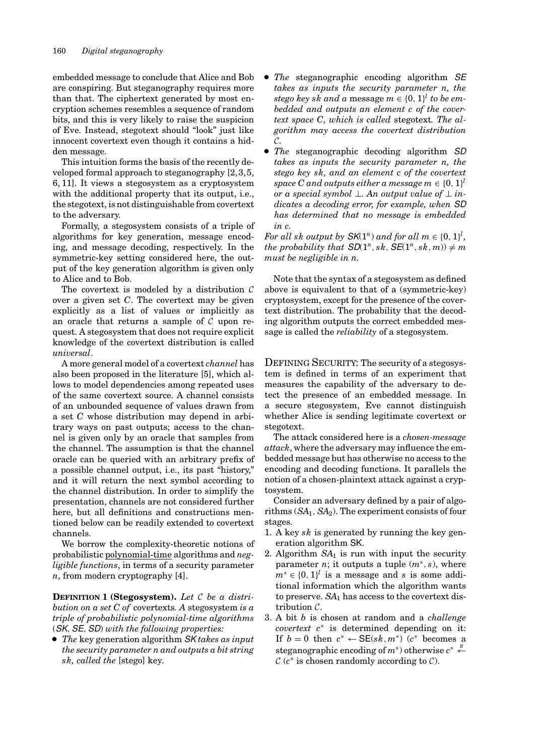embedded message to conclude that Alice and Bob are conspiring. But steganography requires more than that. The ciphertext generated by most encryption schemes resembles a sequence of random bits, and this is very likely to raise the suspicion of Eve. Instead, stegotext should "look" just like innocent covertext even though it contains a hidden message.

This intuition forms the basis of the recently developed formal approach to steganography [2, 3, 5, 6, 11]. It views a stegosystem as a cryptosystem with the additional property that its output, i.e., the stegotext, is not distinguishable from covertext to the adversary.

Formally, a stegosystem consists of a triple of algorithms for key generation, message encoding, and message decoding, respectively. In the symmetric-key setting considered here, the output of the key generation algorithm is given only to Alice and to Bob.

The covertext is modeled by a distribution $\mathcal{C}$ over a given set $C$. The covertext may be given explicitly as a list of values or implicitly as an oracle that returns a sample of $\mathcal{C}$ upon request. A stegosystem that does not require explicit knowledge of the covertext distribution is called *universal*.

A more general model of a covertext *channel* has also been proposed in the literature [5], which allows to model dependencies among repeated uses of the same covertext source. A channel consists of an unbounded sequence of values drawn from a set $C$ whose distribution may depend in arbitrary ways on past outputs; access to the channel is given only by an oracle that samples from the channel. The assumption is that the channel oracle can be queried with an arbitrary prefix of a possible channel output, i.e., its past "history," and it will return the next symbol according to the channel distribution. In order to simplify the presentation, channels are not considered further here, but all definitions and constructions mentioned below can be readily extended to covertext channels.

We borrow the complexity-theoretic notions of probabilistic polynomial-time algorithms and *negligible functions*, in terms of a security parameter $n$, from modern cryptography [4].

**DEFINITION 1 (Stegosystem).** *Let $\mathcal{C}$ be a distribution on a set $C$ of* covertexts*. A* stegosystem *is a triple of probabilistic polynomial-time algorithms* (*SK*, *SE*, *SD*) *with the following properties:*

- *The* key generation algorithm *SK takes as input the security parameter n and outputs a bit string sk, called the* [stego] key.
- *The* steganographic encoding algorithm *SE takes as inputs the security parameter n, the stego key sk and a* message $m \in \{0, 1\}^l$ *to be embedded and outputs an element c of the covertext space C, which is called* stegotext*. The algorithm may access the covertext distribution $\mathcal{C}$.*
- *The* steganographic decoding algorithm *SD takes as inputs the security parameter n, the stego key sk, and an element c of the covertext space C and outputs either a message $m \in \{0, 1\}^l$ or a special symbol $\perp$. An output value of $\perp$ indicates a decoding error, for example, when SD has determined that no message is embedded in c.*

*For all sk output by* $SK(1^n)$ *and for all* $m \in \{0, 1\}^l$*, the probability that* $SD(1^n, sk, SE(1^n, sk, m)) \neq m$ *must be negligible in n.*

Note that the syntax of a stegosystem as defined above is equivalent to that of a (symmetric-key) cryptosystem, except for the presence of the covertext distribution. The probability that the decoding algorithm outputs the correct embedded message is called the *reliability* of a stegosystem.

DEFINING SECURITY: The security of a stegosystem is defined in terms of an experiment that measures the capability of the adversary to detect the presence of an embedded message. In a secure stegosystem, Eve cannot distinguish whether Alice is sending legitimate covertext or stegotext.

The attack considered here is a *chosen-message attack*, where the adversary may influence the embedded message but has otherwise no access to the encoding and decoding functions. It parallels the notion of a chosen-plaintext attack against a cryptosystem.

Consider an adversary defined by a pair of algorithms $(SA_1, SA_2)$. The experiment consists of four stages.

1. A key $sk$ is generated by running the key generation algorithm SK.
2. Algorithm $SA_1$ is run with input the security parameter $n$; it outputs a tuple $(m^*, s)$, where $m^* \in \{0, 1\}^l$ is a message and $s$ is some additional information which the algorithm wants to preserve. $SA_1$ has access to the covertext distribution $\mathcal{C}$.
3. A bit $b$ is chosen at random and a *challenge covertext* $c^*$ is determined depending on it: If $b = 0$ then $c^* \leftarrow \text{SE}(sk, m^*)$ ($c^*$ becomes a steganographic encoding of $m^*$) otherwise $c^* \stackrel{R}{\leftarrow} \mathcal{C}$ ($c^*$ is chosen randomly according to $\mathcal{C}$).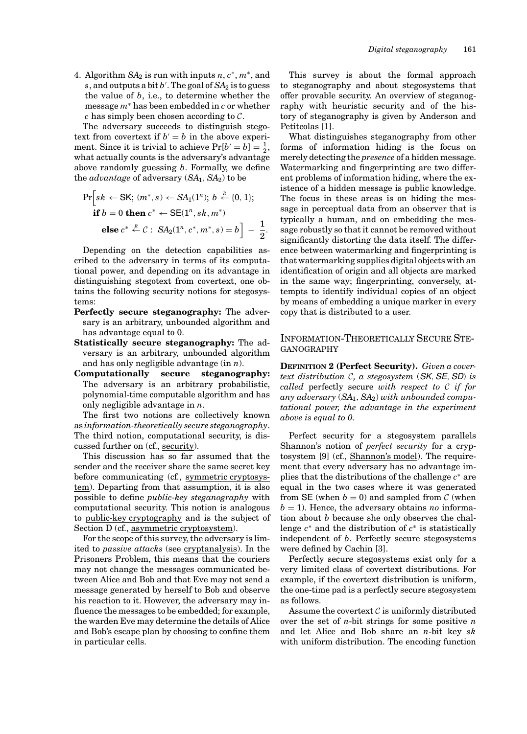4. Algorithm $SA_2$ is run with inputs $n$, $c^*$, $m^*$, and $s$, and outputs a bit $b'$. The goal of $SA_2$ is to guess the value of $b$, i.e., to determine whether the message $m^*$ has been embedded in $c$ or whether $c$ has simply been chosen according to $\mathcal{C}$.

The adversary succeeds to distinguish stegotext from covertext if $b' = b$ in the above experiment. Since it is trivial to achieve $\Pr[b' = b] = \frac{1}{2}$, what actually counts is the adversary's advantage above randomly guessing $b$. Formally, we define the *advantage* of adversary $(SA_1, SA_2)$ to be

$$\Pr\Big[sk \leftarrow \mathsf{SK};\ (m^*, s) \leftarrow SA_1(1^n);\ b \xleftarrow{R} \{0,1\};\ \textbf{if } b = 0 \textbf{ then } c^* \leftarrow \mathsf{SE}(1^n, sk, m^*)\ \textbf{else } c^* \xleftarrow{R} \mathcal{C} :\ SA_2(1^n, c^*, m^*, s) = b\Big] - \frac{1}{2}.$$

Depending on the detection capabilities ascribed to the adversary in terms of its computational power, and depending on its advantage in distinguishing stegotext from covertext, one obtains the following security notions for stegosystems:

**Perfectly secure steganography:** The adversary is an arbitrary, unbounded algorithm and has advantage equal to 0.

**Statistically secure steganography:** The adversary is an arbitrary, unbounded algorithm and has only negligible advantage (in $n$).

**Computationally secure steganography:** The adversary is an arbitrary probabilistic, polynomial-time computable algorithm and has only negligible advantage in $n$.

The first two notions are collectively known as *information-theoretically secure steganography*. The third notion, computational security, is discussed further on (cf., security).

This discussion has so far assumed that the sender and the receiver share the same secret key before communicating (cf., symmetric cryptosystem). Departing from that assumption, it is also possible to define *public-key steganography* with computational security. This notion is analogous to public-key cryptography and is the subject of Section D (cf., asymmetric cryptosystem).

For the scope of this survey, the adversary is limited to *passive attacks* (see cryptanalysis). In the Prisoners Problem, this means that the couriers may not change the messages communicated between Alice and Bob and that Eve may not send a message generated by herself to Bob and observe his reaction to it. However, the adversary may influence the messages to be embedded; for example, the warden Eve may determine the details of Alice and Bob's escape plan by choosing to confine them in particular cells.

This survey is about the formal approach to steganography and about stegosystems that offer provable security. An overview of steganography with heuristic security and of the history of steganography is given by Anderson and Petitcolas [1].

What distinguishes steganography from other forms of information hiding is the focus on merely detecting the *presence* of a hidden message. Watermarking and fingerprinting are two different problems of information hiding, where the existence of a hidden message is public knowledge. The focus in these areas is on hiding the message in perceptual data from an observer that is typically a human, and on embedding the message robustly so that it cannot be removed without significantly distorting the data itself. The difference between watermarking and fingerprinting is that watermarking supplies digital objects with an identification of origin and all objects are marked in the same way; fingerprinting, conversely, attempts to identify individual copies of an object by means of embedding a unique marker in every copy that is distributed to a user.

## Information-Theoretically Secure Steganography

**Definition 2 (Perfect Security).** *Given a covertext distribution $\mathcal{C}$, a stegosystem $(SK, SE, SD)$ is called* perfectly secure *with respect to $\mathcal{C}$ if for any adversary $(SA_1, SA_2)$ with unbounded computational power, the advantage in the experiment above is equal to 0.*

Perfect security for a stegosystem parallels Shannon's notion of *perfect security* for a cryptosystem [9] (cf., Shannon's model). The requirement that every adversary has no advantage implies that the distributions of the challenge $c^*$ are equal in the two cases where it was generated from $\mathsf{SE}$ (when $b = 0$) and sampled from $\mathcal{C}$ (when $b = 1$). Hence, the adversary obtains *no* information about $b$ because she only observes the challenge $c^*$ and the distribution of $c^*$ is statistically independent of $b$. Perfectly secure stegosystems were defined by Cachin [3].

Perfectly secure stegosystems exist only for a very limited class of covertext distributions. For example, if the covertext distribution is uniform, the one-time pad is a perfectly secure stegosystem as follows.

Assume the covertext $\mathcal{C}$ is uniformly distributed over the set of $n$-bit strings for some positive $n$ and let Alice and Bob share an $n$-bit key $sk$ with uniform distribution. The encoding function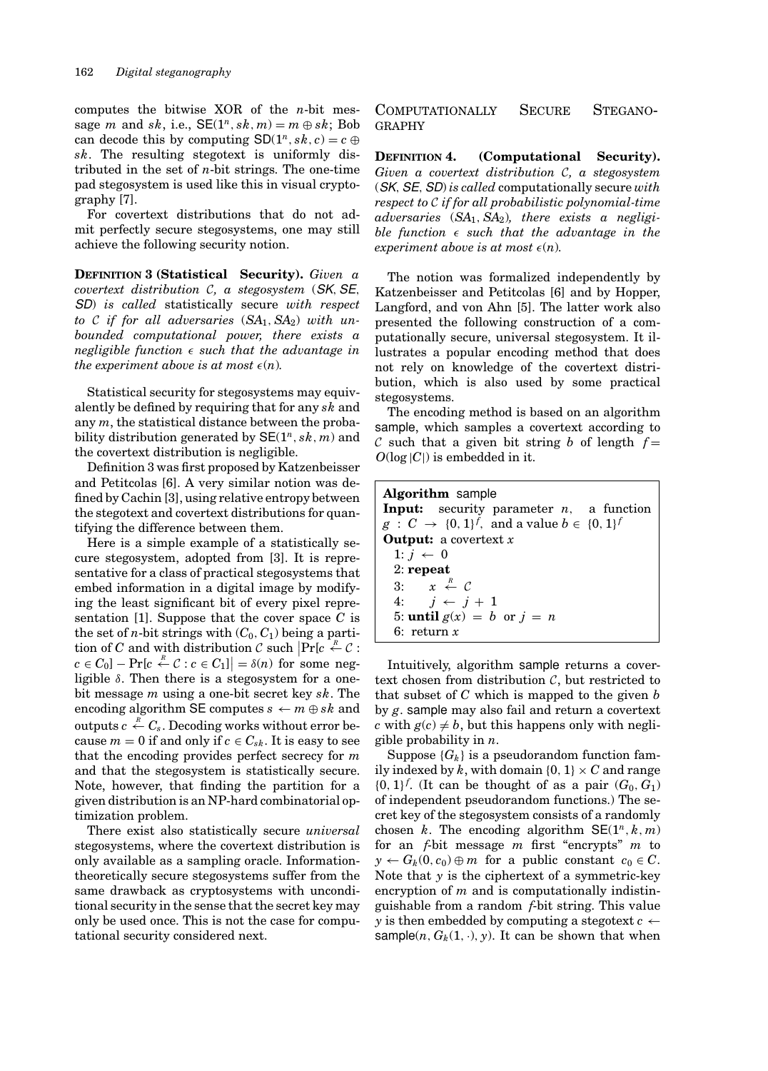computes the bitwise XOR of the $n$-bit message $m$ and $sk$, i.e., $\mathsf{SE}(1^n, sk, m) = m \oplus sk$; Bob can decode this by computing $\mathsf{SD}(1^n, sk, c) = c \oplus sk$. The resulting stegotext is uniformly distributed in the set of $n$-bit strings. The one-time pad stegosystem is used like this in visual cryptography [7].

For covertext distributions that do not admit perfectly secure stegosystems, one may still achieve the following security notion.

**DEFINITION 3 (Statistical Security).** *Given a covertext distribution $\mathcal{C}$, a stegosystem ($\mathsf{SK}$, $\mathsf{SE}$, $\mathsf{SD}$) is called* statistically secure *with respect to $\mathcal{C}$ if for all adversaries ($SA_1$, $SA_2$) with unbounded computational power, there exists a negligible function $\epsilon$ such that the advantage in the experiment above is at most $\epsilon(n)$.*

Statistical security for stegosystems may equivalently be defined by requiring that for any $sk$ and any $m$, the statistical distance between the probability distribution generated by $\mathsf{SE}(1^n, sk, m)$ and the covertext distribution is negligible.

Definition 3 was first proposed by Katzenbeisser and Petitcolas [6]. A very similar notion was defined by Cachin [3], using relative entropy between the stegotext and covertext distributions for quantifying the difference between them.

Here is a simple example of a statistically secure stegosystem, adopted from [3]. It is representative for a class of practical stegosystems that embed information in a digital image by modifying the least significant bit of every pixel representation [1]. Suppose that the cover space $C$ is the set of $n$-bit strings with $(C_0, C_1)$ being a partition of $C$ and with distribution $\mathcal{C}$ such $\left|\Pr[c \xleftarrow{R} \mathcal{C} : c \in C_0] - \Pr[c \xleftarrow{R} \mathcal{C} : c \in C_1]\right| = \delta(n)$ for some negligible $\delta$. Then there is a stegosystem for a one-bit message $m$ using a one-bit secret key $sk$. The encoding algorithm $\mathsf{SE}$ computes $s \leftarrow m \oplus sk$ and outputs $c \xleftarrow{R} C_s$. Decoding works without error because $m = 0$ if and only if $c \in C_{sk}$. It is easy to see that the encoding provides perfect secrecy for $m$ and that the stegosystem is statistically secure. Note, however, that finding the partition for a given distribution is an NP-hard combinatorial optimization problem.

There exist also statistically secure *universal* stegosystems, where the covertext distribution is only available as a sampling oracle. Information-theoretically secure stegosystems suffer from the same drawback as cryptosystems with unconditional security in the sense that the secret key may only be used once. This is not the case for computational security considered next.

## COMPUTATIONALLY SECURE STEGANOGRAPHY

**DEFINITION 4. (Computational Security).** *Given a covertext distribution $\mathcal{C}$, a stegosystem ($\mathsf{SK}$, $\mathsf{SE}$, $\mathsf{SD}$) is called* computationally secure *with respect to $\mathcal{C}$ if for all probabilistic polynomial-time adversaries ($SA_1$, $SA_2$), there exists a negligible function $\epsilon$ such that the advantage in the experiment above is at most $\epsilon(n)$.*

The notion was formalized independently by Katzenbeisser and Petitcolas [6] and by Hopper, Langford, and von Ahn [5]. The latter work also presented the following construction of a computationally secure, universal stegosystem. It illustrates a popular encoding method that does not rely on knowledge of the covertext distribution, which is also used by some practical stegosystems.

The encoding method is based on an algorithm $\mathsf{sample}$, which samples a covertext according to $\mathcal{C}$ such that a given bit string $b$ of length $f = O(\log |C|)$ is embedded in it.

```
Algorithm sample
Input: security parameter n, a function
g : C → {0,1}^f, and a value b ∈ {0,1}^f
Output: a covertext x
  1: j ← 0
  2: repeat
  3:     x ←R C
  4:     j ← j + 1
  5: until g(x) = b or j = n
  6: return x
```

Intuitively, algorithm $\mathsf{sample}$ returns a covertext chosen from distribution $\mathcal{C}$, but restricted to that subset of $C$ which is mapped to the given $b$ by $g$. $\mathsf{sample}$ may also fail and return a covertext $c$ with $g(c) \neq b$, but this happens only with negligible probability in $n$.

Suppose $\{G_k\}$ is a pseudorandom function family indexed by $k$, with domain $\{0,1\} \times C$ and range $\{0,1\}^f$. (It can be thought of as a pair $(G_0, G_1)$ of independent pseudorandom functions.) The secret key of the stegosystem consists of a randomly chosen $k$. The encoding algorithm $\mathsf{SE}(1^n, k, m)$ for an $f$-bit message $m$ first "encrypts" $m$ to $y \leftarrow G_k(0, c_0) \oplus m$ for a public constant $c_0 \in C$. Note that $y$ is the ciphertext of a symmetric-key encryption of $m$ and is computationally indistinguishable from a random $f$-bit string. This value $y$ is then embedded by computing a stegotext $c \leftarrow \mathsf{sample}(n, G_k(1, \cdot), y)$. It can be shown that when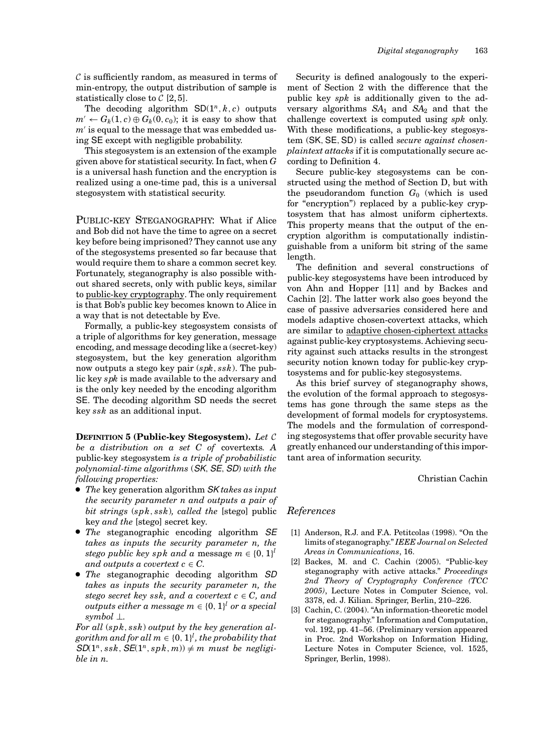$\mathcal{C}$ is sufficiently random, as measured in terms of min-entropy, the output distribution of sample is statistically close to $\mathcal{C}$ [2, 5].

The decoding algorithm $\mathsf{SD}(1^n, k, c)$ outputs $m' \leftarrow G_k(1, c) \oplus G_k(0, c_0)$; it is easy to show that $m'$ is equal to the message that was embedded using SE except with negligible probability.

This stegosystem is an extension of the example given above for statistical security. In fact, when $G$ is a universal hash function and the encryption is realized using a one-time pad, this is a universal stegosystem with statistical security.

PUBLIC-KEY STEGANOGRAPHY: What if Alice and Bob did not have the time to agree on a secret key before being imprisoned? They cannot use any of the stegosystems presented so far because that would require them to share a common secret key. Fortunately, steganography is also possible without shared secrets, only with public keys, similar to public-key cryptography. The only requirement is that Bob's public key becomes known to Alice in a way that is not detectable by Eve.

Formally, a public-key stegosystem consists of a triple of algorithms for key generation, message encoding, and message decoding like a (secret-key) stegosystem, but the key generation algorithm now outputs a stego key pair $(spk, ssk)$. The public key $spk$ is made available to the adversary and is the only key needed by the encoding algorithm SE. The decoding algorithm SD needs the secret key $ssk$ as an additional input.

**DEFINITION 5 (Public-key Stegosystem).** *Let $\mathcal{C}$ be a distribution on a set $C$ of* covertexts*. A* public-key stegosystem *is a triple of probabilistic polynomial-time algorithms (SK, SE, SD) with the following properties:*

- *The* key generation algorithm *SK takes as input the security parameter $n$ and outputs a pair of bit strings $(spk, ssk)$, called the* [stego] public key *and the* [stego] secret key.
- *The* steganographic encoding algorithm *SE takes as inputs the security parameter $n$, the stego public key $spk$ and a* message *$m \in \{0, 1\}^l$ and outputs a covertext $c \in C$.*
- *The* steganographic decoding algorithm *SD takes as inputs the security parameter $n$, the stego secret key $ssk$, and a covertext $c \in C$, and outputs either a message $m \in \{0, 1\}^l$ or a special symbol $\perp$.*

*For all $(spk, ssk)$ output by the key generation algorithm and for all $m \in \{0, 1\}^l$, the probability that $SD(1^n, ssk, SE(1^n, spk, m)) \neq m$ must be negligible in $n$.*

Security is defined analogously to the experiment of Section 2 with the difference that the public key $spk$ is additionally given to the adversary algorithms $SA_1$ and $SA_2$ and that the challenge covertext is computed using $spk$ only. With these modifications, a public-key stegosystem (SK, SE, SD) is called *secure against chosen-plaintext attacks* if it is computationally secure according to Definition 4.

Secure public-key stegosystems can be constructed using the method of Section D, but with the pseudorandom function $G_0$ (which is used for "encryption") replaced by a public-key cryptosystem that has almost uniform ciphertexts. This property means that the output of the encryption algorithm is computationally indistinguishable from a uniform bit string of the same length.

The definition and several constructions of public-key stegosystems have been introduced by von Ahn and Hopper [11] and by Backes and Cachin [2]. The latter work also goes beyond the case of passive adversaries considered here and models adaptive chosen-covertext attacks, which are similar to adaptive chosen-ciphertext attacks against public-key cryptosystems. Achieving security against such attacks results in the strongest security notion known today for public-key cryptosystems and for public-key stegosystems.

As this brief survey of steganography shows, the evolution of the formal approach to stegosystems has gone through the same steps as the development of formal models for cryptosystems. The models and the formulation of corresponding stegosystems that offer provable security have greatly enhanced our understanding of this important area of information security.

Christian Cachin

## References

[1] Anderson, R.J. and F.A. Petitcolas (1998). "On the limits of steganography." *IEEE Journal on Selected Areas in Communications*, 16.

[2] Backes, M. and C. Cachin (2005). "Public-key steganography with active attacks." *Proceedings 2nd Theory of Cryptography Conference (TCC 2005)*, Lecture Notes in Computer Science, vol. 3378, ed. J. Kilian. Springer, Berlin, 210–226.

[3] Cachin, C. (2004). "An information-theoretic model for steganography." Information and Computation, vol. 192, pp. 41–56. (Preliminary version appeared in Proc. 2nd Workshop on Information Hiding, Lecture Notes in Computer Science, vol. 1525, Springer, Berlin, 1998).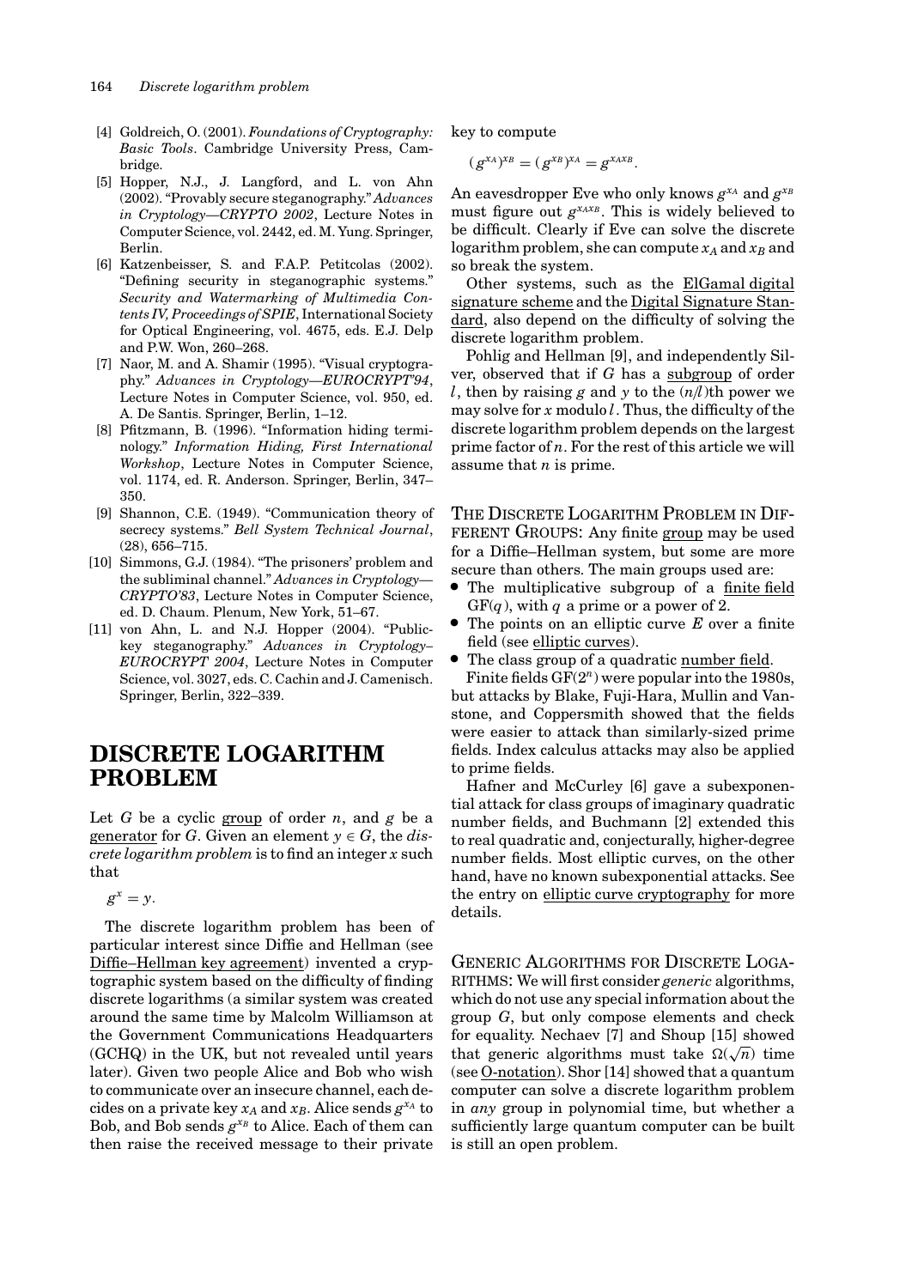[4] Goldreich, O. (2001). *Foundations of Cryptography: Basic Tools*. Cambridge University Press, Cambridge.

[5] Hopper, N.J., J. Langford, and L. von Ahn (2002). "Provably secure steganography." *Advances in Cryptology—CRYPTO 2002*, Lecture Notes in Computer Science, vol. 2442, ed. M. Yung. Springer, Berlin.

[6] Katzenbeisser, S. and F.A.P. Petitcolas (2002). "Defining security in steganographic systems." *Security and Watermarking of Multimedia Contents IV, Proceedings of SPIE*, International Society for Optical Engineering, vol. 4675, eds. E.J. Delp and P.W. Won, 260–268.

[7] Naor, M. and A. Shamir (1995). "Visual cryptography." *Advances in Cryptology—EUROCRYPT'94*, Lecture Notes in Computer Science, vol. 950, ed. A. De Santis. Springer, Berlin, 1–12.

[8] Pfitzmann, B. (1996). "Information hiding terminology." *Information Hiding, First International Workshop*, Lecture Notes in Computer Science, vol. 1174, ed. R. Anderson. Springer, Berlin, 347–350.

[9] Shannon, C.E. (1949). "Communication theory of secrecy systems." *Bell System Technical Journal*, (28), 656–715.

[10] Simmons, G.J. (1984). "The prisoners' problem and the subliminal channel." *Advances in Cryptology—CRYPTO'83*, Lecture Notes in Computer Science, ed. D. Chaum. Plenum, New York, 51–67.

[11] von Ahn, L. and N.J. Hopper (2004). "Public-key steganography." *Advances in Cryptology–EUROCRYPT 2004*, Lecture Notes in Computer Science, vol. 3027, eds. C. Cachin and J. Camenisch. Springer, Berlin, 322–339.

# DISCRETE LOGARITHM PROBLEM

Let $G$ be a cyclic group of order $n$, and $g$ be a generator for $G$. Given an element $y \in G$, the *discrete logarithm problem* is to find an integer $x$ such that

$$g^x = y.$$

The discrete logarithm problem has been of particular interest since Diffie and Hellman (see Diffie–Hellman key agreement) invented a cryptographic system based on the difficulty of finding discrete logarithms (a similar system was created around the same time by Malcolm Williamson at the Government Communications Headquarters (GCHQ) in the UK, but not revealed until years later). Given two people Alice and Bob who wish to communicate over an insecure channel, each decides on a private key $x_A$ and $x_B$. Alice sends $g^{x_A}$ to Bob, and Bob sends $g^{x_B}$ to Alice. Each of them can then raise the received message to their private key to compute

$$(g^{x_A})^{x_B} = (g^{x_B})^{x_A} = g^{x_A x_B}.$$

An eavesdropper Eve who only knows $g^{x_A}$ and $g^{x_B}$ must figure out $g^{x_A x_B}$. This is widely believed to be difficult. Clearly if Eve can solve the discrete logarithm problem, she can compute $x_A$ and $x_B$ and so break the system.

Other systems, such as the ElGamal digital signature scheme and the Digital Signature Standard, also depend on the difficulty of solving the discrete logarithm problem.

Pohlig and Hellman [9], and independently Silver, observed that if $G$ has a subgroup of order $l$, then by raising $g$ and $y$ to the $(n/l)$th power we may solve for $x$ modulo $l$. Thus, the difficulty of the discrete logarithm problem depends on the largest prime factor of $n$. For the rest of this article we will assume that $n$ is prime.

## THE DISCRETE LOGARITHM PROBLEM IN DIFFERENT GROUPS:

Any finite group may be used for a Diffie–Hellman system, but some are more secure than others. The main groups used are:

- The multiplicative subgroup of a finite field $GF(q)$, with $q$ a prime or a power of 2.
- The points on an elliptic curve $E$ over a finite field (see elliptic curves).
- The class group of a quadratic number field.

Finite fields $GF(2^n)$ were popular into the 1980s, but attacks by Blake, Fuji-Hara, Mullin and Vanstone, and Coppersmith showed that the fields were easier to attack than similarly-sized prime fields. Index calculus attacks may also be applied to prime fields.

Hafner and McCurley [6] gave a subexponential attack for class groups of imaginary quadratic number fields, and Buchmann [2] extended this to real quadratic and, conjecturally, higher-degree number fields. Most elliptic curves, on the other hand, have no known subexponential attacks. See the entry on elliptic curve cryptography for more details.

## GENERIC ALGORITHMS FOR DISCRETE LOGARITHMS:

We will first consider *generic* algorithms, which do not use any special information about the group $G$, but only compose elements and check for equality. Nechaev [7] and Shoup [15] showed that generic algorithms must take $\Omega(\sqrt{n})$ time (see O-notation). Shor [14] showed that a quantum computer can solve a discrete logarithm problem in *any* group in polynomial time, but whether a sufficiently large quantum computer can be built is still an open problem.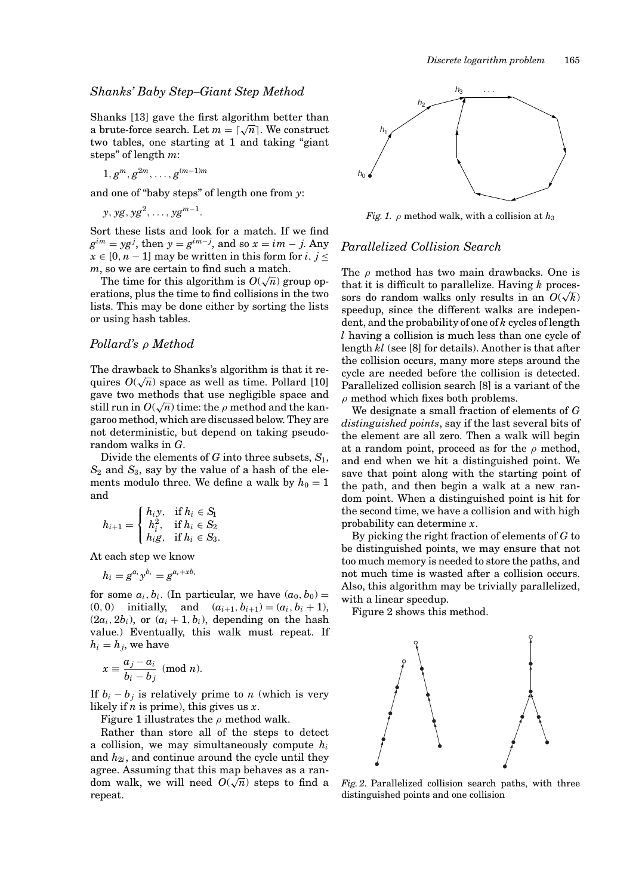### Shanks' Baby Step–Giant Step Method

Shanks [13] gave the first algorithm better than a brute-force search. Let $m = \lceil \sqrt{n} \rceil$. We construct two tables, one starting at 1 and taking "giant steps" of length $m$:

$$1, g^m, g^{2m}, \ldots, g^{(m-1)m}$$

and one of "baby steps" of length one from $y$:

$$y, yg, yg^2, \ldots, yg^{m-1}.$$

Sort these lists and look for a match. If we find $g^{im} = yg^j$, then $y = g^{im-j}$, and so $x = im - j$. Any $x \in [0, n-1]$ may be written in this form for $i, j \leq m$, so we are certain to find such a match.

The time for this algorithm is $O(\sqrt{n})$ group operations, plus the time to find collisions in the two lists. This may be done either by sorting the lists or using hash tables.

### Pollard's $\rho$ Method

The drawback to Shanks's algorithm is that it requires $O(\sqrt{n})$ space as well as time. Pollard [10] gave two methods that use negligible space and still run in $O(\sqrt{n})$ time: the $\rho$ method and the kangaroo method, which are discussed below. They are not deterministic, but depend on taking pseudorandom walks in $G$.

Divide the elements of $G$ into three subsets, $S_1$, $S_2$ and $S_3$, say by the value of a hash of the elements modulo three. We define a walk by $h_0 = 1$ and

$$h_{i+1} = \begin{cases} h_i y, & \text{if } h_i \in S_1 \\ h_i^2, & \text{if } h_i \in S_2 \\ h_i g, & \text{if } h_i \in S_3. \end{cases}$$

At each step we know

$$h_i = g^{a_i} y^{b_i} = g^{a_i + x b_i}$$

for some $a_i, b_i$. (In particular, we have $(a_0, b_0) = (0, 0)$ initially, and $(a_{i+1}, b_{i+1}) = (a_i, b_i + 1)$, $(2a_i, 2b_i)$, or $(a_i + 1, b_i)$, depending on the hash value.) Eventually, this walk must repeat. If $h_i = h_j$, we have

$$x \equiv \frac{a_j - a_i}{b_i - b_j} \pmod{n}.$$

If $b_i - b_j$ is relatively prime to $n$ (which is very likely if $n$ is prime), this gives us $x$.

Figure 1 illustrates the $\rho$ method walk.

Rather than store all of the steps to detect a collision, we may simultaneously compute $h_i$ and $h_{2i}$, and continue around the cycle until they agree. Assuming that this map behaves as a random walk, we will need $O(\sqrt{n})$ steps to find a repeat.

*Fig. 1.* $\rho$ method walk, with a collision at $h_3$

### Parallelized Collision Search

The $\rho$ method has two main drawbacks. One is that it is difficult to parallelize. Having $k$ processors do random walks only results in an $O(\sqrt{k})$ speedup, since the different walks are independent, and the probability of one of $k$ cycles of length $l$ having a collision is much less than one cycle of length $kl$ (see [8] for details). Another is that after the collision occurs, many more steps around the cycle are needed before the collision is detected. Parallelized collision search [8] is a variant of the $\rho$ method which fixes both problems.

We designate a small fraction of elements of $G$ *distinguished points*, say if the last several bits of the element are all zero. Then a walk will begin at a random point, proceed as for the $\rho$ method, and end when we hit a distinguished point. We save that point along with the starting point of the path, and then begin a walk at a new random point. When a distinguished point is hit for the second time, we have a collision and with high probability can determine $x$.

By picking the right fraction of elements of $G$ to be distinguished points, we may ensure that not too much memory is needed to store the paths, and not much time is wasted after a collision occurs. Also, this algorithm may be trivially parallelized, with a linear speedup.

Figure 2 shows this method.

*Fig. 2.* Parallelized collision search paths, with three distinguished points and one collision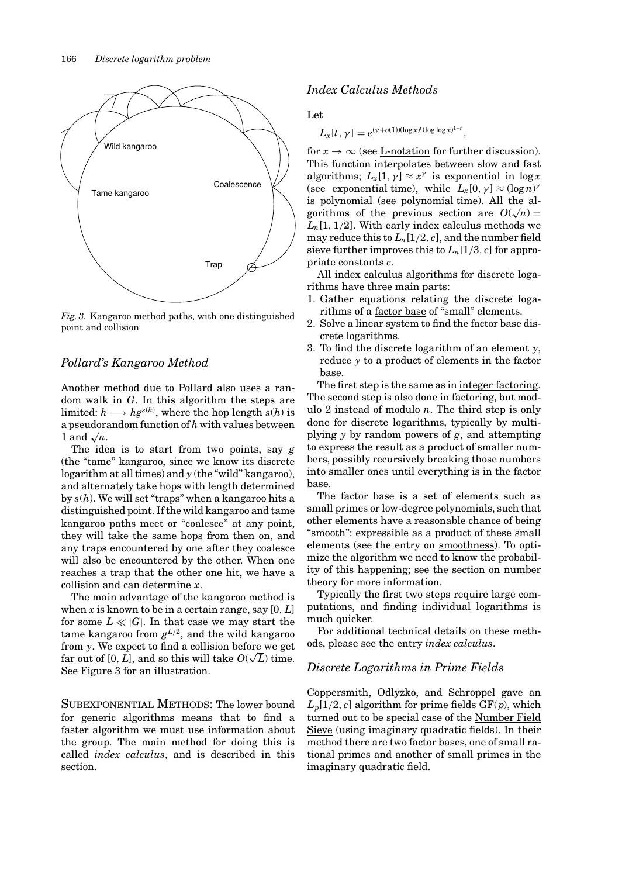*Fig. 3.* Kangaroo method paths, with one distinguished point and collision

### *Pollard's Kangaroo Method*

Another method due to Pollard also uses a random walk in $G$. In this algorithm the steps are limited: $h \longrightarrow hg^{s(h)}$, where the hop length $s(h)$ is a pseudorandom function of $h$ with values between 1 and $\sqrt{n}$.

The idea is to start from two points, say $g$ (the "tame" kangaroo, since we know its discrete logarithm at all times) and $y$ (the "wild" kangaroo), and alternately take hops with length determined by $s(h)$. We will set "traps" when a kangaroo hits a distinguished point. If the wild kangaroo and tame kangaroo paths meet or "coalesce" at any point, they will take the same hops from then on, and any traps encountered by one after they coalesce will also be encountered by the other. When one reaches a trap that the other one hit, we have a collision and can determine $x$.

The main advantage of the kangaroo method is when $x$ is known to be in a certain range, say $[0, L]$ for some $L \ll |G|$. In that case we may start the tame kangaroo from $g^{L/2}$, and the wild kangaroo from $y$. We expect to find a collision before we get far out of $[0, L]$, and so this will take $O(\sqrt{L})$ time. See Figure 3 for an illustration.

SUBEXPONENTIAL METHODS: The lower bound for generic algorithms means that to find a faster algorithm we must use information about the group. The main method for doing this is called *index calculus*, and is described in this section.

### *Index Calculus Methods*

Let

$$L_x[t, \gamma] = e^{(\gamma + o(1))(\log x)^t (\log \log x)^{1-t}},$$

for $x \to \infty$ (see L-notation for further discussion). This function interpolates between slow and fast algorithms; $L_x[1, \gamma] \approx x^\gamma$ is exponential in $\log x$ (see exponential time), while $L_x[0, \gamma] \approx (\log n)^\gamma$ is polynomial (see polynomial time). All the algorithms of the previous section are $O(\sqrt{n}) = L_n[1, 1/2]$. With early index calculus methods we may reduce this to $L_n[1/2, c]$, and the number field sieve further improves this to $L_n[1/3, c]$ for appropriate constants $c$.

All index calculus algorithms for discrete logarithms have three main parts:

1. Gather equations relating the discrete logarithms of a factor base of "small" elements.
2. Solve a linear system to find the factor base discrete logarithms.
3. To find the discrete logarithm of an element $y$, reduce $y$ to a product of elements in the factor base.

The first step is the same as in integer factoring. The second step is also done in factoring, but modulo 2 instead of modulo $n$. The third step is only done for discrete logarithms, typically by multiplying $y$ by random powers of $g$, and attempting to express the result as a product of smaller numbers, possibly recursively breaking those numbers into smaller ones until everything is in the factor base.

The factor base is a set of elements such as small primes or low-degree polynomials, such that other elements have a reasonable chance of being "smooth": expressible as a product of these small elements (see the entry on smoothness). To optimize the algorithm we need to know the probability of this happening; see the section on number theory for more information.

Typically the first two steps require large computations, and finding individual logarithms is much quicker.

For additional technical details on these methods, please see the entry *index calculus*.

### *Discrete Logarithms in Prime Fields*

Coppersmith, Odlyzko, and Schroppel gave an $L_p[1/2, c]$ algorithm for prime fields GF($p$), which turned out to be special case of the Number Field Sieve (using imaginary quadratic fields). In their method there are two factor bases, one of small rational primes and another of small primes in the imaginary quadratic field.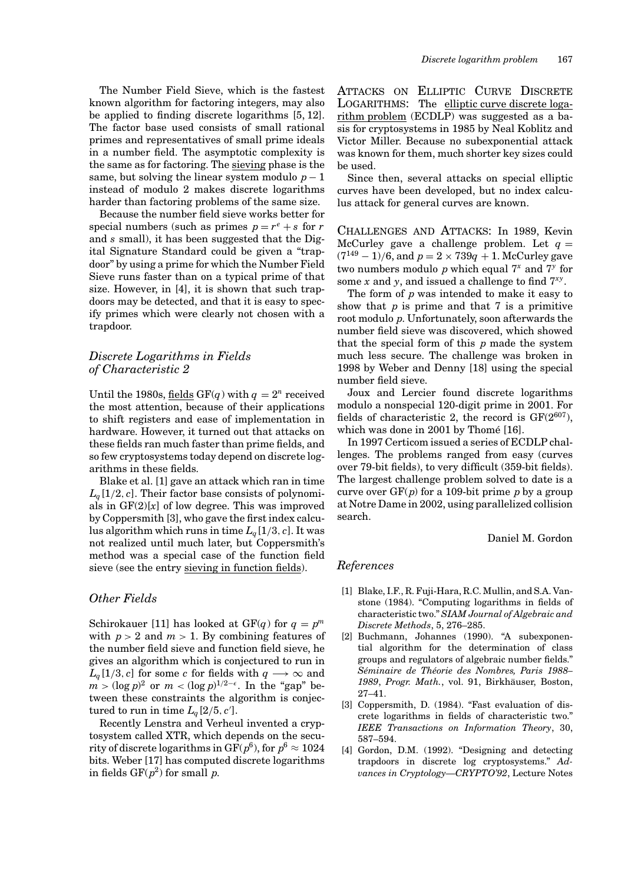The Number Field Sieve, which is the fastest known algorithm for factoring integers, may also be applied to finding discrete logarithms [5, 12]. The factor base used consists of small rational primes and representatives of small prime ideals in a number field. The asymptotic complexity is the same as for factoring. The sieving phase is the same, but solving the linear system modulo $p - 1$ instead of modulo 2 makes discrete logarithms harder than factoring problems of the same size.

Because the number field sieve works better for special numbers (such as primes $p = r^e + s$ for $r$ and $s$ small), it has been suggested that the Digital Signature Standard could be given a "trapdoor" by using a prime for which the Number Field Sieve runs faster than on a typical prime of that size. However, in [4], it is shown that such trapdoors may be detected, and that it is easy to specify primes which were clearly not chosen with a trapdoor.

### *Discrete Logarithms in Fields of Characteristic 2*

Until the 1980s, fields $\mathrm{GF}(q)$ with $q = 2^n$ received the most attention, because of their applications to shift registers and ease of implementation in hardware. However, it turned out that attacks on these fields ran much faster than prime fields, and so few cryptosystems today depend on discrete logarithms in these fields.

Blake et al. [1] gave an attack which ran in time $L_q[1/2, c]$. Their factor base consists of polynomials in $\mathrm{GF}(2)[x]$ of low degree. This was improved by Coppersmith [3], who gave the first index calculus algorithm which runs in time $L_q[1/3, c]$. It was not realized until much later, but Coppersmith's method was a special case of the function field sieve (see the entry sieving in function fields).

### *Other Fields*

Schirokauer [11] has looked at $\mathrm{GF}(q)$ for $q = p^m$ with $p > 2$ and $m > 1$. By combining features of the number field sieve and function field sieve, he gives an algorithm which is conjectured to run in $L_q[1/3, c]$ for some $c$ for fields with $q \longrightarrow \infty$ and $m > (\log p)^2$ or $m < (\log p)^{1/2-\epsilon}$. In the "gap" between these constraints the algorithm is conjectured to run in time $L_q[2/5, c']$.

Recently Lenstra and Verheul invented a cryptosystem called XTR, which depends on the security of discrete logarithms in $\mathrm{GF}(p^6)$, for $p^6 \approx 1024$ bits. Weber [17] has computed discrete logarithms in fields $\mathrm{GF}(p^2)$ for small $p$.

ATTACKS ON ELLIPTIC CURVE DISCRETE LOGARITHMS: The elliptic curve discrete logarithm problem (ECDLP) was suggested as a basis for cryptosystems in 1985 by Neal Koblitz and Victor Miller. Because no subexponential attack was known for them, much shorter key sizes could be used.

Since then, several attacks on special elliptic curves have been developed, but no index calculus attack for general curves are known.

CHALLENGES AND ATTACKS: In 1989, Kevin McCurley gave a challenge problem. Let $q = (7^{149} - 1)/6$, and $p = 2 \times 739q + 1$. McCurley gave two numbers modulo $p$ which equal $7^x$ and $7^y$ for some $x$ and $y$, and issued a challenge to find $7^{xy}$.

The form of $p$ was intended to make it easy to show that $p$ is prime and that 7 is a primitive root modulo $p$. Unfortunately, soon afterwards the number field sieve was discovered, which showed that the special form of this $p$ made the system much less secure. The challenge was broken in 1998 by Weber and Denny [18] using the special number field sieve.

Joux and Lercier found discrete logarithms modulo a nonspecial 120-digit prime in 2001. For fields of characteristic 2, the record is $\mathrm{GF}(2^{607})$, which was done in 2001 by Thomé [16].

In 1997 Certicom issued a series of ECDLP challenges. The problems ranged from easy (curves over 79-bit fields), to very difficult (359-bit fields). The largest challenge problem solved to date is a curve over $\mathrm{GF}(p)$ for a 109-bit prime $p$ by a group at Notre Dame in 2002, using parallelized collision search.

Daniel M. Gordon

### *References*

[1] Blake, I.F., R. Fuji-Hara, R.C. Mullin, and S.A. Vanstone (1984). "Computing logarithms in fields of characteristic two." *SIAM Journal of Algebraic and Discrete Methods*, 5, 276–285.

[2] Buchmann, Johannes (1990). "A subexponential algorithm for the determination of class groups and regulators of algebraic number fields." *Séminaire de Théorie des Nombres, Paris 1988–1989*, *Progr. Math.*, vol. 91, Birkhäuser, Boston, 27–41.

[3] Coppersmith, D. (1984). "Fast evaluation of discrete logarithms in fields of characteristic two." *IEEE Transactions on Information Theory*, 30, 587–594.

[4] Gordon, D.M. (1992). "Designing and detecting trapdoors in discrete log cryptosystems." *Advances in Cryptology—CRYPTO'92*, Lecture Notes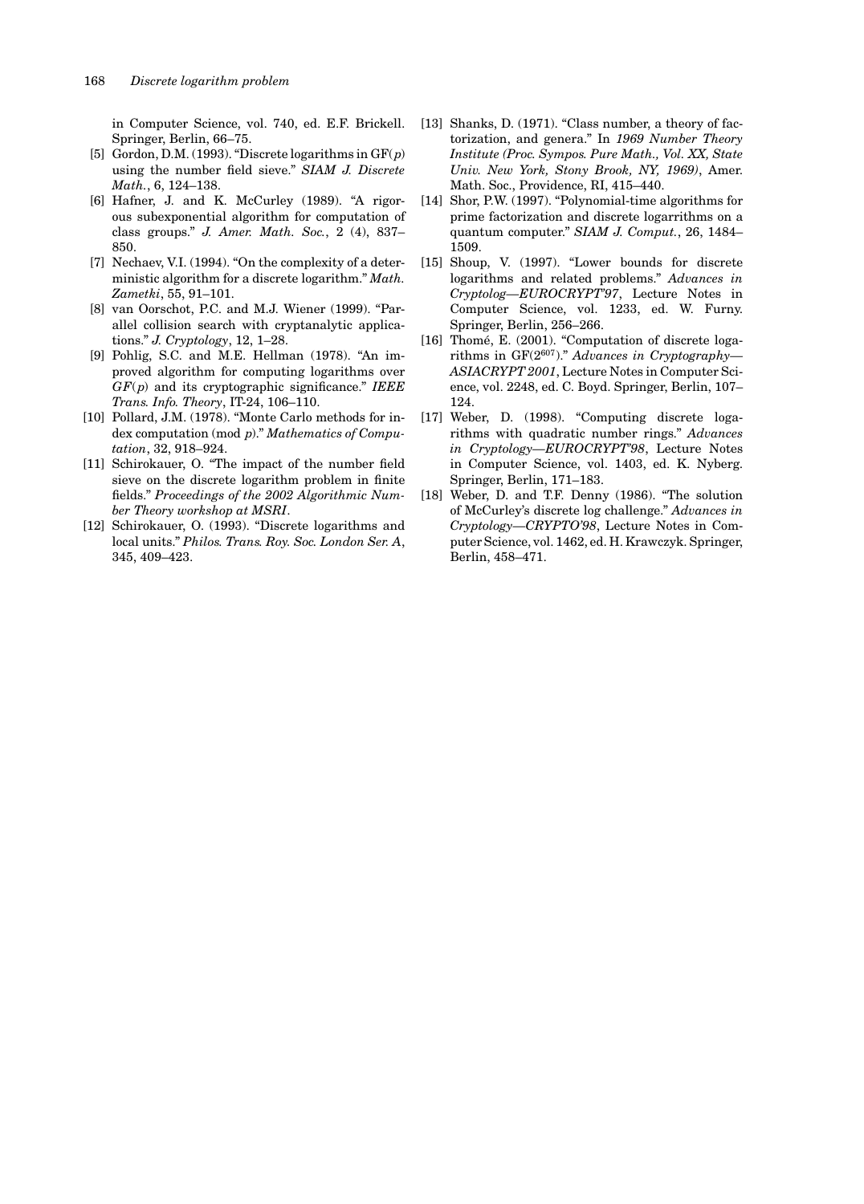in Computer Science, vol. 740, ed. E.F. Brickell. Springer, Berlin, 66–75.

[5] Gordon, D.M. (1993). "Discrete logarithms in GF($p$) using the number field sieve." *SIAM J. Discrete Math.*, 6, 124–138.

[6] Hafner, J. and K. McCurley (1989). "A rigorous subexponential algorithm for computation of class groups." *J. Amer. Math. Soc.*, 2 (4), 837–850.

[7] Nechaev, V.I. (1994). "On the complexity of a deterministic algorithm for a discrete logarithm." *Math. Zametki*, 55, 91–101.

[8] van Oorschot, P.C. and M.J. Wiener (1999). "Parallel collision search with cryptanalytic applications." *J. Cryptology*, 12, 1–28.

[9] Pohlig, S.C. and M.E. Hellman (1978). "An improved algorithm for computing logarithms over $GF(p)$ and its cryptographic significance." *IEEE Trans. Info. Theory*, IT-24, 106–110.

[10] Pollard, J.M. (1978). "Monte Carlo methods for index computation (mod $p$)." *Mathematics of Computation*, 32, 918–924.

[11] Schirokauer, O. "The impact of the number field sieve on the discrete logarithm problem in finite fields." *Proceedings of the 2002 Algorithmic Number Theory workshop at MSRI*.

[12] Schirokauer, O. (1993). "Discrete logarithms and local units." *Philos. Trans. Roy. Soc. London Ser. A*, 345, 409–423.

[13] Shanks, D. (1971). "Class number, a theory of factorization, and genera." In *1969 Number Theory Institute (Proc. Sympos. Pure Math., Vol. XX, State Univ. New York, Stony Brook, NY, 1969)*, Amer. Math. Soc., Providence, RI, 415–440.

[14] Shor, P.W. (1997). "Polynomial-time algorithms for prime factorization and discrete logarrithms on a quantum computer." *SIAM J. Comput.*, 26, 1484–1509.

[15] Shoup, V. (1997). "Lower bounds for discrete logarithms and related problems." *Advances in Cryptolog—EUROCRYPT'97*, Lecture Notes in Computer Science, vol. 1233, ed. W. Furny. Springer, Berlin, 256–266.

[16] Thomé, E. (2001). "Computation of discrete logarithms in GF($2^{607}$)." *Advances in Cryptography—ASIACRYPT 2001*, Lecture Notes in Computer Science, vol. 2248, ed. C. Boyd. Springer, Berlin, 107–124.

[17] Weber, D. (1998). "Computing discrete logarithms with quadratic number rings." *Advances in Cryptology—EUROCRYPT'98*, Lecture Notes in Computer Science, vol. 1403, ed. K. Nyberg. Springer, Berlin, 171–183.

[18] Weber, D. and T.F. Denny (1986). "The solution of McCurley's discrete log challenge." *Advances in Cryptology—CRYPTO'98*, Lecture Notes in Computer Science, vol. 1462, ed. H. Krawczyk. Springer, Berlin, 458–471.